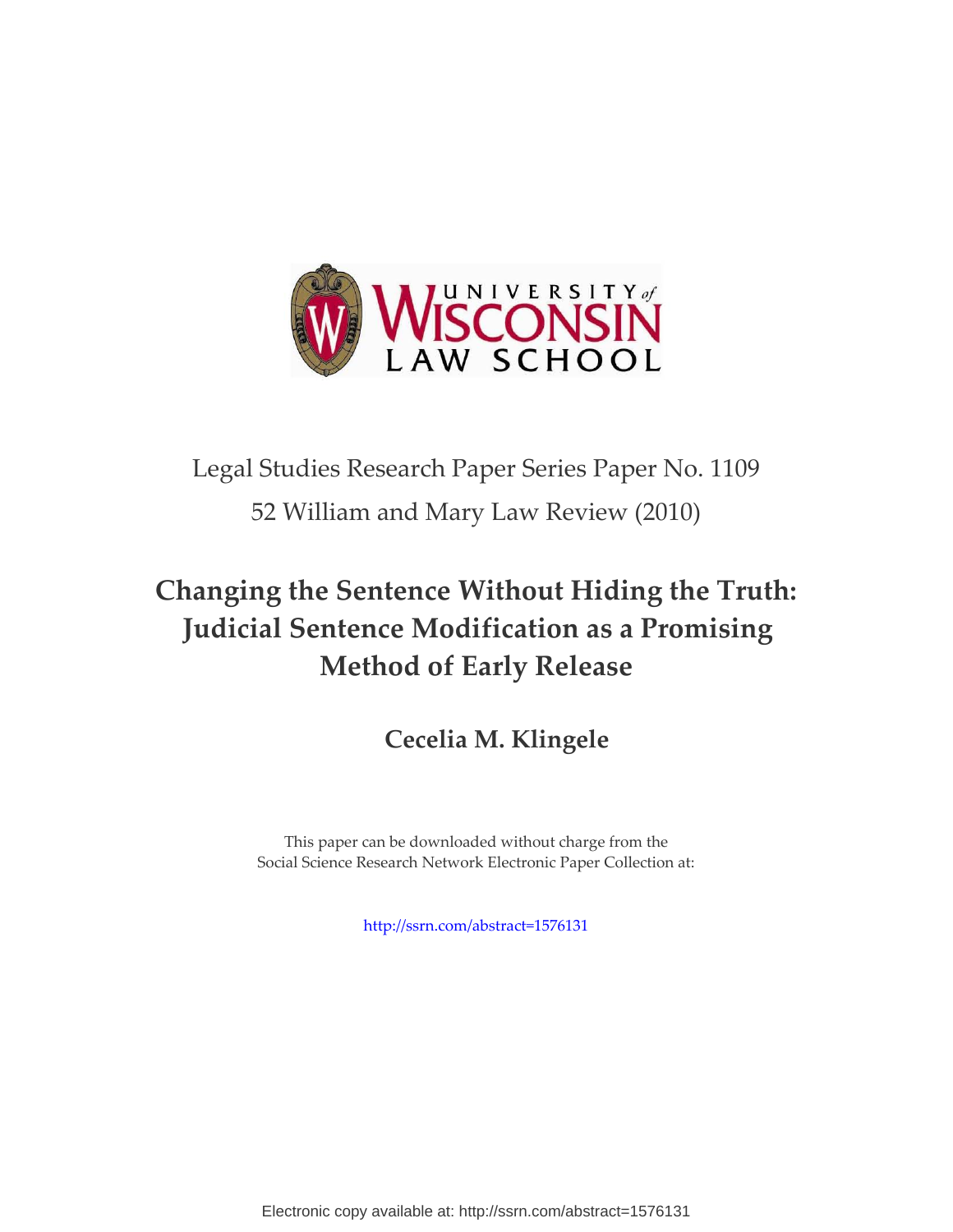Legal Studies Research Paper Series Paper No. 1109

52 William and Mary Law Review (2010)

# Changing the Sentence Without Hiding the Truth: Judicial Sentence Modification as a Promising Method of Early Release

**Cecelia M. Klingele**

This paper can be downloaded without charge from the
Social Science Research Network Electronic Paper Collection at:

http://ssrn.com/abstract=1576131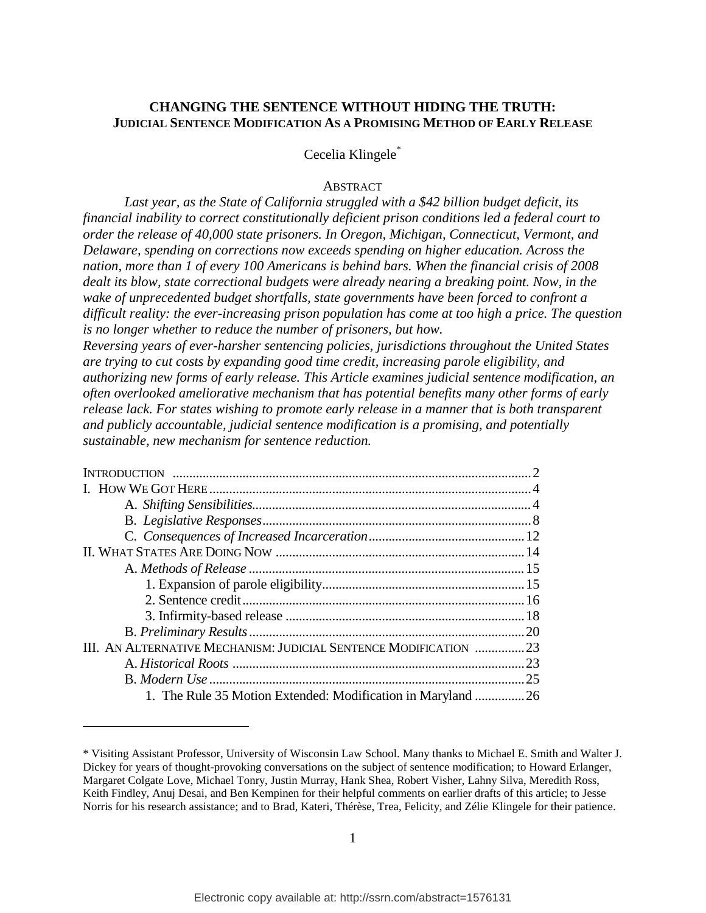# CHANGING THE SENTENCE WITHOUT HIDING THE TRUTH: JUDICIAL SENTENCE MODIFICATION AS A PROMISING METHOD OF EARLY RELEASE

Cecelia Klingele[*]

ABSTRACT

*Last year, as the State of California struggled with a $42 billion budget deficit, its financial inability to correct constitutionally deficient prison conditions led a federal court to order the release of 40,000 state prisoners. In Oregon, Michigan, Connecticut, Vermont, and Delaware, spending on corrections now exceeds spending on higher education. Across the nation, more than 1 of every 100 Americans is behind bars. When the financial crisis of 2008 dealt its blow, state correctional budgets were already nearing a breaking point. Now, in the wake of unprecedented budget shortfalls, state governments have been forced to confront a difficult reality: the ever-increasing prison population has come at too high a price. The question is no longer whether to reduce the number of prisoners, but how.*

*Reversing years of ever-harsher sentencing policies, jurisdictions throughout the United States are trying to cut costs by expanding good time credit, increasing parole eligibility, and authorizing new forms of early release. This Article examines judicial sentence modification, an often overlooked ameliorative mechanism that has potential benefits many other forms of early release lack. For states wishing to promote early release in a manner that is both transparent and publicly accountable, judicial sentence modification is a promising, and potentially sustainable, new mechanism for sentence reduction.*

INTRODUCTION ..... 2

I. HOW WE GOT HERE ..... 4

- A. *Shifting Sensibilities* ..... 4
- B. *Legislative Responses* ..... 8
- C. *Consequences of Increased Incarceration* ..... 12

II. WHAT STATES ARE DOING NOW ..... 14

- A. *Methods of Release* ..... 15
  - 1. Expansion of parole eligibility ..... 15
  - 2. Sentence credit ..... 16
  - 3. Infirmity-based release ..... 18
- B. *Preliminary Results* ..... 20

III. AN ALTERNATIVE MECHANISM: JUDICIAL SENTENCE MODIFICATION ..... 23

- A. *Historical Roots* ..... 23
- B. *Modern Use* ..... 25
  - 1. The Rule 35 Motion Extended: Modification in Maryland ..... 26

---

[*] Visiting Assistant Professor, University of Wisconsin Law School. Many thanks to Michael E. Smith and Walter J. Dickey for years of thought-provoking conversations on the subject of sentence modification; to Howard Erlanger, Margaret Colgate Love, Michael Tonry, Justin Murray, Hank Shea, Robert Visher, Lahny Silva, Meredith Ross, Keith Findley, Anuj Desai, and Ben Kempinen for their helpful comments on earlier drafts of this article; to Jesse Norris for his research assistance; and to Brad, Kateri, Thérèse, Trea, Felicity, and Zélie Klingele for their patience.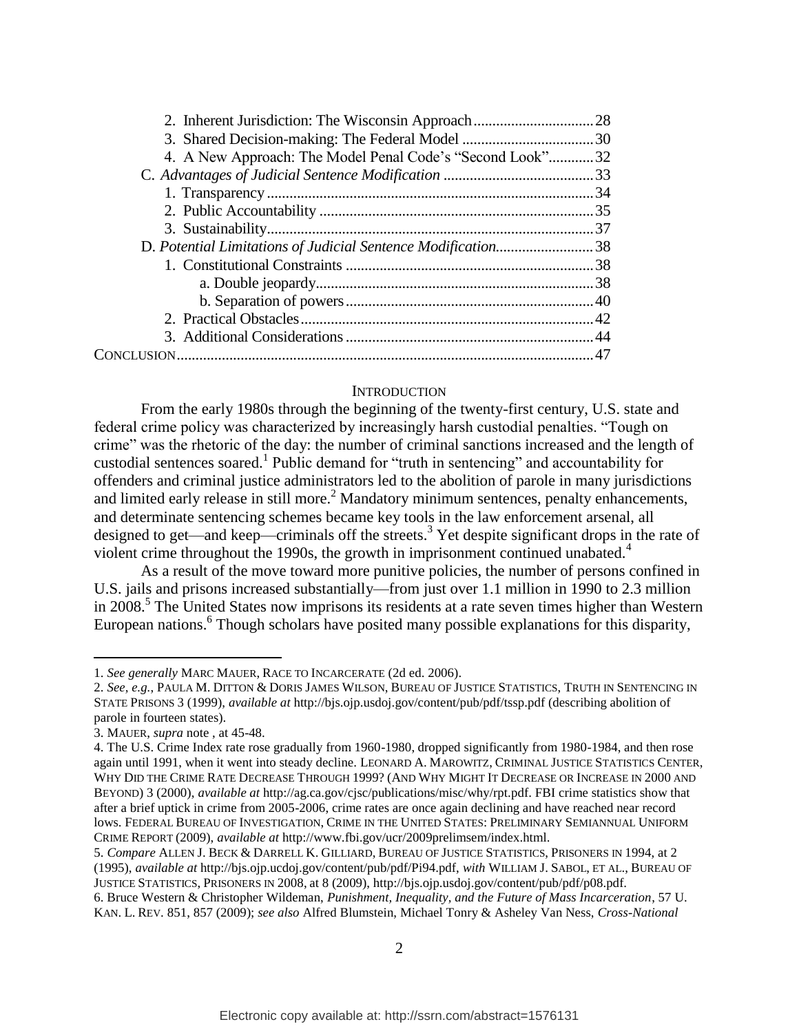2. Inherent Jurisdiction: The Wisconsin Approach ................................ 28
3. Shared Decision-making: The Federal Model ................................... 30
4. A New Approach: The Model Penal Code's "Second Look" ............ 32

C. *Advantages of Judicial Sentence Modification* ........................................ 33
1. Transparency ....................................................................................... 34
2. Public Accountability ......................................................................... 35
3. Sustainability ....................................................................................... 37

D. *Potential Limitations of Judicial Sentence Modification* .......................... 38
1. Constitutional Constraints .................................................................. 38
a. Double jeopardy .......................................................................... 38
b. Separation of powers .................................................................. 40
2. Practical Obstacles ............................................................................. 42
3. Additional Considerations .................................................................. 44

CONCLUSION ................................................................................................ 47

## INTRODUCTION

From the early 1980s through the beginning of the twenty-first century, U.S. state and federal crime policy was characterized by increasingly harsh custodial penalties. "Tough on crime" was the rhetoric of the day: the number of criminal sanctions increased and the length of custodial sentences soared.[1] Public demand for "truth in sentencing" and accountability for offenders and criminal justice administrators led to the abolition of parole in many jurisdictions and limited early release in still more.[2] Mandatory minimum sentences, penalty enhancements, and determinate sentencing schemes became key tools in the law enforcement arsenal, all designed to get—and keep—criminals off the streets.[3] Yet despite significant drops in the rate of violent crime throughout the 1990s, the growth in imprisonment continued unabated.[4]

As a result of the move toward more punitive policies, the number of persons confined in U.S. jails and prisons increased substantially—from just over 1.1 million in 1990 to 2.3 million in 2008.[5] The United States now imprisons its residents at a rate seven times higher than Western European nations.[6] Though scholars have posited many possible explanations for this disparity,

---

1. *See generally* MARC MAUER, RACE TO INCARCERATE (2d ed. 2006).

2. *See, e.g.*, PAULA M. DITTON & DORIS JAMES WILSON, BUREAU OF JUSTICE STATISTICS, TRUTH IN SENTENCING IN STATE PRISONS 3 (1999), *available at* http://bjs.ojp.usdoj.gov/content/pub/pdf/tssp.pdf (describing abolition of parole in fourteen states).

3. MAUER, *supra* note , at 45-48.

4. The U.S. Crime Index rate rose gradually from 1960-1980, dropped significantly from 1980-1984, and then rose again until 1991, when it went into steady decline. LEONARD A. MAROWITZ, CRIMINAL JUSTICE STATISTICS CENTER, WHY DID THE CRIME RATE DECREASE THROUGH 1999? (AND WHY MIGHT IT DECREASE OR INCREASE IN 2000 AND BEYOND) 3 (2000), *available at* http://ag.ca.gov/cjsc/publications/misc/why/rpt.pdf. FBI crime statistics show that after a brief uptick in crime from 2005-2006, crime rates are once again declining and have reached near record lows. FEDERAL BUREAU OF INVESTIGATION, CRIME IN THE UNITED STATES: PRELIMINARY SEMIANNUAL UNIFORM CRIME REPORT (2009), *available at* http://www.fbi.gov/ucr/2009prelimsem/index.html.

5. *Compare* ALLEN J. BECK & DARRELL K. GILLIARD, BUREAU OF JUSTICE STATISTICS, PRISONERS IN 1994, at 2 (1995), *available at* http://bjs.ojp.ucdoj.gov/content/pub/pdf/Pi94.pdf, *with* WILLIAM J. SABOL, ET AL., BUREAU OF JUSTICE STATISTICS, PRISONERS IN 2008, at 8 (2009), http://bjs.ojp.usdoj.gov/content/pub/pdf/p08.pdf.

6. Bruce Western & Christopher Wildeman, *Punishment, Inequality, and the Future of Mass Incarceration*, 57 U. KAN. L. REV. 851, 857 (2009); *see also* Alfred Blumstein, Michael Tonry & Asheley Van Ness, *Cross-National*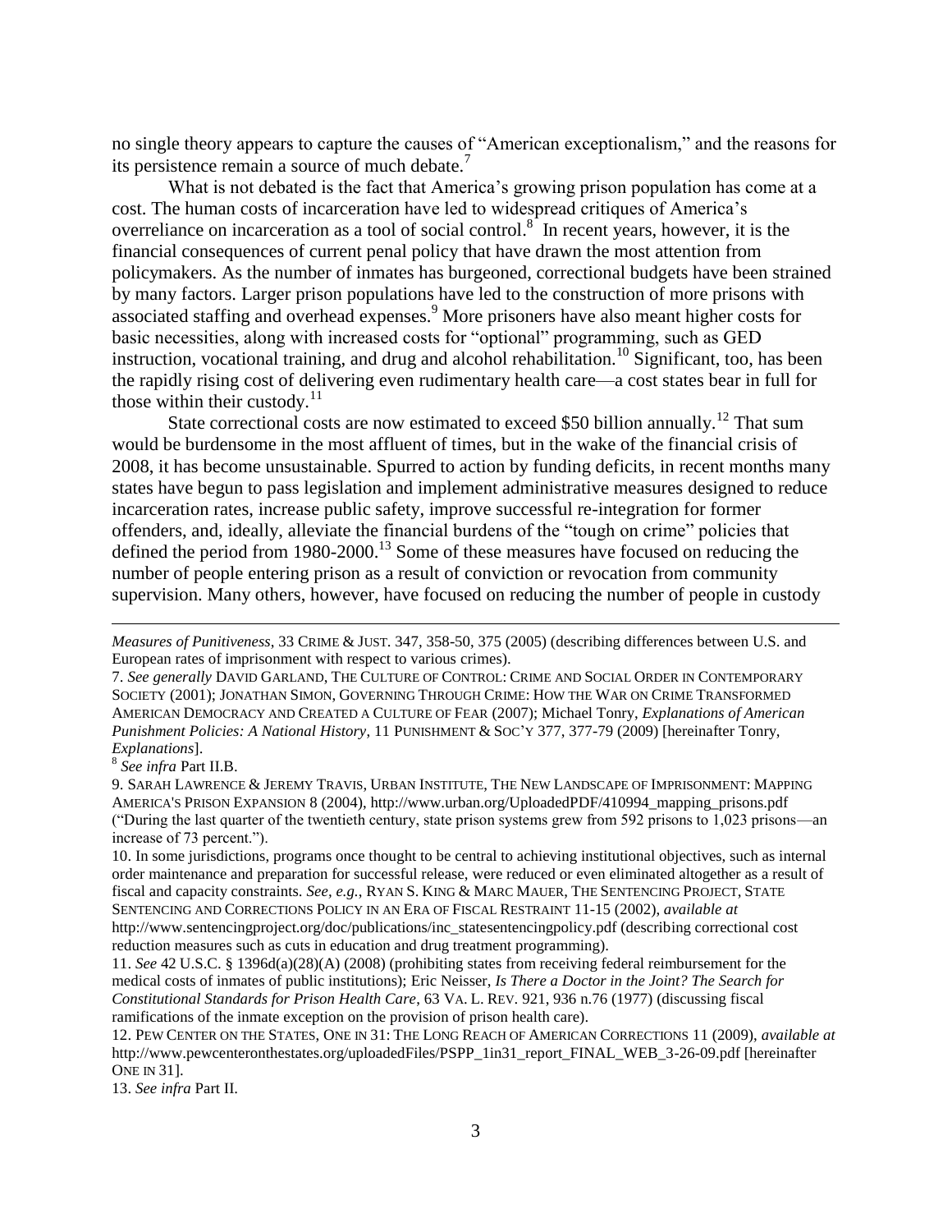no single theory appears to capture the causes of "American exceptionalism," and the reasons for its persistence remain a source of much debate.[7]

What is not debated is the fact that America's growing prison population has come at a cost. The human costs of incarceration have led to widespread critiques of America's overreliance on incarceration as a tool of social control.[8] In recent years, however, it is the financial consequences of current penal policy that have drawn the most attention from policymakers. As the number of inmates has burgeoned, correctional budgets have been strained by many factors. Larger prison populations have led to the construction of more prisons with associated staffing and overhead expenses.[9] More prisoners have also meant higher costs for basic necessities, along with increased costs for "optional" programming, such as GED instruction, vocational training, and drug and alcohol rehabilitation.[10] Significant, too, has been the rapidly rising cost of delivering even rudimentary health care—a cost states bear in full for those within their custody.[11]

State correctional costs are now estimated to exceed $50 billion annually.[12] That sum would be burdensome in the most affluent of times, but in the wake of the financial crisis of 2008, it has become unsustainable. Spurred to action by funding deficits, in recent months many states have begun to pass legislation and implement administrative measures designed to reduce incarceration rates, increase public safety, improve successful re-integration for former offenders, and, ideally, alleviate the financial burdens of the "tough on crime" policies that defined the period from 1980-2000.[13] Some of these measures have focused on reducing the number of people entering prison as a result of conviction or revocation from community supervision. Many others, however, have focused on reducing the number of people in custody

---

*Measures of Punitiveness*, 33 CRIME & JUST. 347, 358-50, 375 (2005) (describing differences between U.S. and European rates of imprisonment with respect to various crimes).

7. *See generally* DAVID GARLAND, THE CULTURE OF CONTROL: CRIME AND SOCIAL ORDER IN CONTEMPORARY SOCIETY (2001); JONATHAN SIMON, GOVERNING THROUGH CRIME: HOW THE WAR ON CRIME TRANSFORMED AMERICAN DEMOCRACY AND CREATED A CULTURE OF FEAR (2007); Michael Tonry, *Explanations of American Punishment Policies: A National History*, 11 PUNISHMENT & SOC'Y 377, 377-79 (2009) [hereinafter Tonry, *Explanations*].

8 *See infra* Part II.B.

9. SARAH LAWRENCE & JEREMY TRAVIS, URBAN INSTITUTE, THE NEW LANDSCAPE OF IMPRISONMENT: MAPPING AMERICA'S PRISON EXPANSION 8 (2004), http://www.urban.org/UploadedPDF/410994_mapping_prisons.pdf ("During the last quarter of the twentieth century, state prison systems grew from 592 prisons to 1,023 prisons—an increase of 73 percent.").

10. In some jurisdictions, programs once thought to be central to achieving institutional objectives, such as internal order maintenance and preparation for successful release, were reduced or even eliminated altogether as a result of fiscal and capacity constraints. *See, e.g.*, RYAN S. KING & MARC MAUER, THE SENTENCING PROJECT, STATE SENTENCING AND CORRECTIONS POLICY IN AN ERA OF FISCAL RESTRAINT 11-15 (2002), *available at* http://www.sentencingproject.org/doc/publications/inc_statesentencingpolicy.pdf (describing correctional cost reduction measures such as cuts in education and drug treatment programming).

11. *See* 42 U.S.C. § 1396d(a)(28)(A) (2008) (prohibiting states from receiving federal reimbursement for the medical costs of inmates of public institutions); Eric Neisser, *Is There a Doctor in the Joint? The Search for Constitutional Standards for Prison Health Care*, 63 VA. L. REV. 921, 936 n.76 (1977) (discussing fiscal ramifications of the inmate exception on the provision of prison health care).

12. PEW CENTER ON THE STATES, ONE IN 31: THE LONG REACH OF AMERICAN CORRECTIONS 11 (2009), *available at* http://www.pewcenteronthestates.org/uploadedFiles/PSPP_1in31_report_FINAL_WEB_3-26-09.pdf [hereinafter ONE IN 31].

13. *See infra* Part II.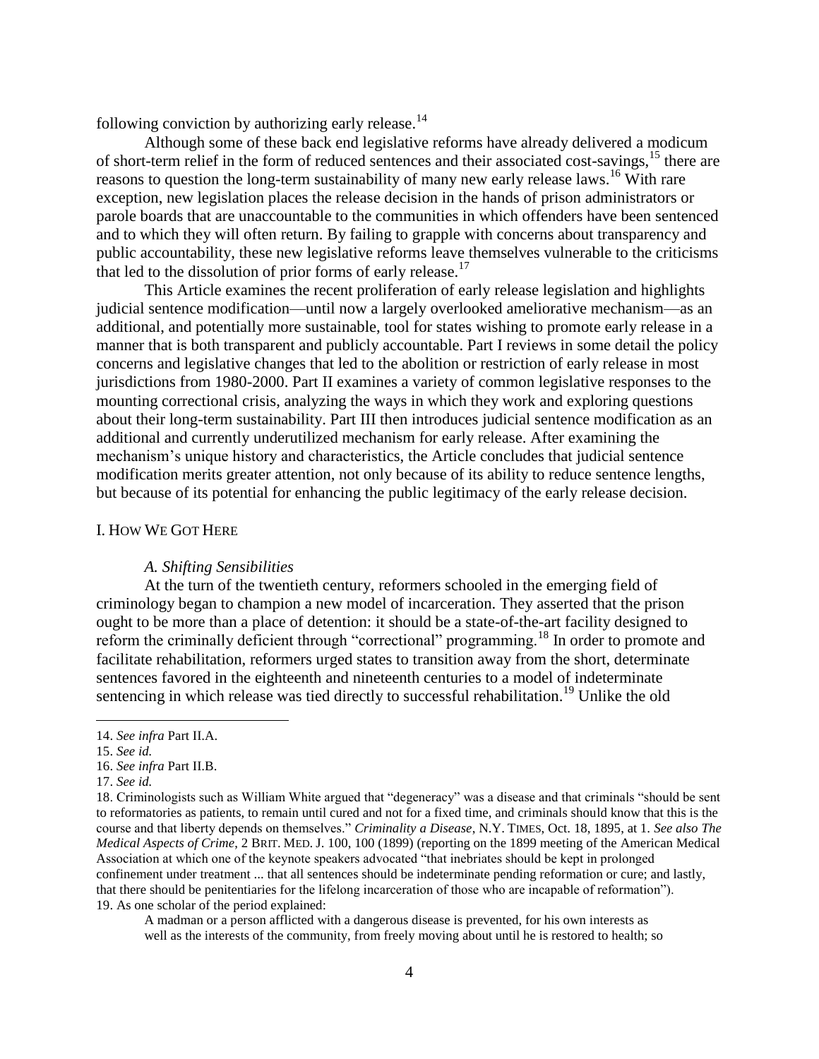following conviction by authorizing early release.[14]

Although some of these back end legislative reforms have already delivered a modicum of short-term relief in the form of reduced sentences and their associated cost-savings,[15] there are reasons to question the long-term sustainability of many new early release laws.[16] With rare exception, new legislation places the release decision in the hands of prison administrators or parole boards that are unaccountable to the communities in which offenders have been sentenced and to which they will often return. By failing to grapple with concerns about transparency and public accountability, these new legislative reforms leave themselves vulnerable to the criticisms that led to the dissolution of prior forms of early release.[17]

This Article examines the recent proliferation of early release legislation and highlights judicial sentence modification—until now a largely overlooked ameliorative mechanism—as an additional, and potentially more sustainable, tool for states wishing to promote early release in a manner that is both transparent and publicly accountable. Part I reviews in some detail the policy concerns and legislative changes that led to the abolition or restriction of early release in most jurisdictions from 1980-2000. Part II examines a variety of common legislative responses to the mounting correctional crisis, analyzing the ways in which they work and exploring questions about their long-term sustainability. Part III then introduces judicial sentence modification as an additional and currently underutilized mechanism for early release. After examining the mechanism's unique history and characteristics, the Article concludes that judicial sentence modification merits greater attention, not only because of its ability to reduce sentence lengths, but because of its potential for enhancing the public legitimacy of the early release decision.

## I. How We Got Here

### *A. Shifting Sensibilities*

At the turn of the twentieth century, reformers schooled in the emerging field of criminology began to champion a new model of incarceration. They asserted that the prison ought to be more than a place of detention: it should be a state-of-the-art facility designed to reform the criminally deficient through "correctional" programming.[18] In order to promote and facilitate rehabilitation, reformers urged states to transition away from the short, determinate sentences favored in the eighteenth and nineteenth centuries to a model of indeterminate sentencing in which release was tied directly to successful rehabilitation.[19] Unlike the old

---

14. *See infra* Part II.A.

15. *See id.*

16. *See infra* Part II.B.

17. *See id.*

18. Criminologists such as William White argued that "degeneracy" was a disease and that criminals "should be sent to reformatories as patients, to remain until cured and not for a fixed time, and criminals should know that this is the course and that liberty depends on themselves." *Criminality a Disease*, N.Y. Times, Oct. 18, 1895, at 1. *See also The Medical Aspects of Crime*, 2 Brit. Med. J. 100, 100 (1899) (reporting on the 1899 meeting of the American Medical Association at which one of the keynote speakers advocated "that inebriates should be kept in prolonged confinement under treatment ... that all sentences should be indeterminate pending reformation or cure; and lastly, that there should be penitentiaries for the lifelong incarceration of those who are incapable of reformation").

19. As one scholar of the period explained:

> A madman or a person afflicted with a dangerous disease is prevented, for his own interests as well as the interests of the community, from freely moving about until he is restored to health; so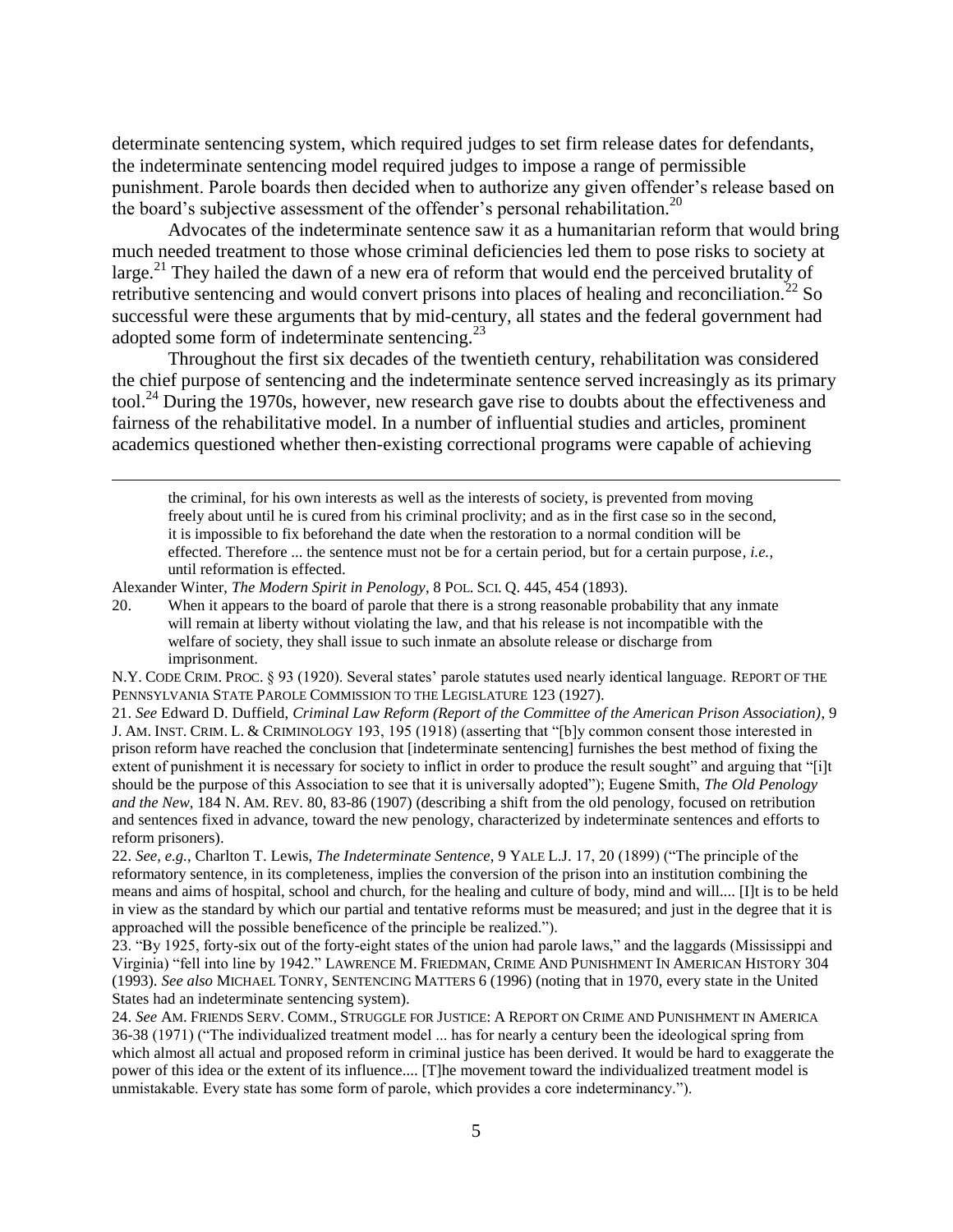determinate sentencing system, which required judges to set firm release dates for defendants, the indeterminate sentencing model required judges to impose a range of permissible punishment. Parole boards then decided when to authorize any given offender's release based on the board's subjective assessment of the offender's personal rehabilitation.[20]

Advocates of the indeterminate sentence saw it as a humanitarian reform that would bring much needed treatment to those whose criminal deficiencies led them to pose risks to society at large.[21] They hailed the dawn of a new era of reform that would end the perceived brutality of retributive sentencing and would convert prisons into places of healing and reconciliation.[22] So successful were these arguments that by mid-century, all states and the federal government had adopted some form of indeterminate sentencing.[23]

Throughout the first six decades of the twentieth century, rehabilitation was considered the chief purpose of sentencing and the indeterminate sentence served increasingly as its primary tool.[24] During the 1970s, however, new research gave rise to doubts about the effectiveness and fairness of the rehabilitative model. In a number of influential studies and articles, prominent academics questioned whether then-existing correctional programs were capable of achieving

---

> the criminal, for his own interests as well as the interests of society, is prevented from moving freely about until he is cured from his criminal proclivity; and as in the first case so in the second, it is impossible to fix beforehand the date when the restoration to a normal condition will be effected. Therefore ... the sentence must not be for a certain period, but for a certain purpose*, i.e.*, until reformation is effected.

Alexander Winter, *The Modern Spirit in Penology*, 8 POL. SCI. Q. 445, 454 (1893).

20. When it appears to the board of parole that there is a strong reasonable probability that any inmate will remain at liberty without violating the law, and that his release is not incompatible with the welfare of society, they shall issue to such inmate an absolute release or discharge from imprisonment.

N.Y. CODE CRIM. PROC. § 93 (1920). Several states' parole statutes used nearly identical language. REPORT OF THE PENNSYLVANIA STATE PAROLE COMMISSION TO THE LEGISLATURE 123 (1927).

21. *See* Edward D. Duffield, *Criminal Law Reform (Report of the Committee of the American Prison Association)*, 9 J. AM. INST. CRIM. L. & CRIMINOLOGY 193, 195 (1918) (asserting that "[b]y common consent those interested in prison reform have reached the conclusion that [indeterminate sentencing] furnishes the best method of fixing the extent of punishment it is necessary for society to inflict in order to produce the result sought" and arguing that "[i]t should be the purpose of this Association to see that it is universally adopted"); Eugene Smith, *The Old Penology and the New*, 184 N. AM. REV. 80, 83-86 (1907) (describing a shift from the old penology, focused on retribution and sentences fixed in advance, toward the new penology, characterized by indeterminate sentences and efforts to reform prisoners).

22. *See, e.g.*, Charlton T. Lewis, *The Indeterminate Sentence*, 9 YALE L.J. 17, 20 (1899) ("The principle of the reformatory sentence, in its completeness, implies the conversion of the prison into an institution combining the means and aims of hospital, school and church, for the healing and culture of body, mind and will.... [I]t is to be held in view as the standard by which our partial and tentative reforms must be measured; and just in the degree that it is approached will the possible beneficence of the principle be realized.").

23. "By 1925, forty-six out of the forty-eight states of the union had parole laws," and the laggards (Mississippi and Virginia) "fell into line by 1942." LAWRENCE M. FRIEDMAN, CRIME AND PUNISHMENT IN AMERICAN HISTORY 304 (1993). *See also* MICHAEL TONRY, SENTENCING MATTERS 6 (1996) (noting that in 1970, every state in the United States had an indeterminate sentencing system).

24. *See* AM. FRIENDS SERV. COMM., STRUGGLE FOR JUSTICE: A REPORT ON CRIME AND PUNISHMENT IN AMERICA 36-38 (1971) ("The individualized treatment model ... has for nearly a century been the ideological spring from which almost all actual and proposed reform in criminal justice has been derived. It would be hard to exaggerate the power of this idea or the extent of its influence.... [T]he movement toward the individualized treatment model is unmistakable. Every state has some form of parole, which provides a core indeterminancy.").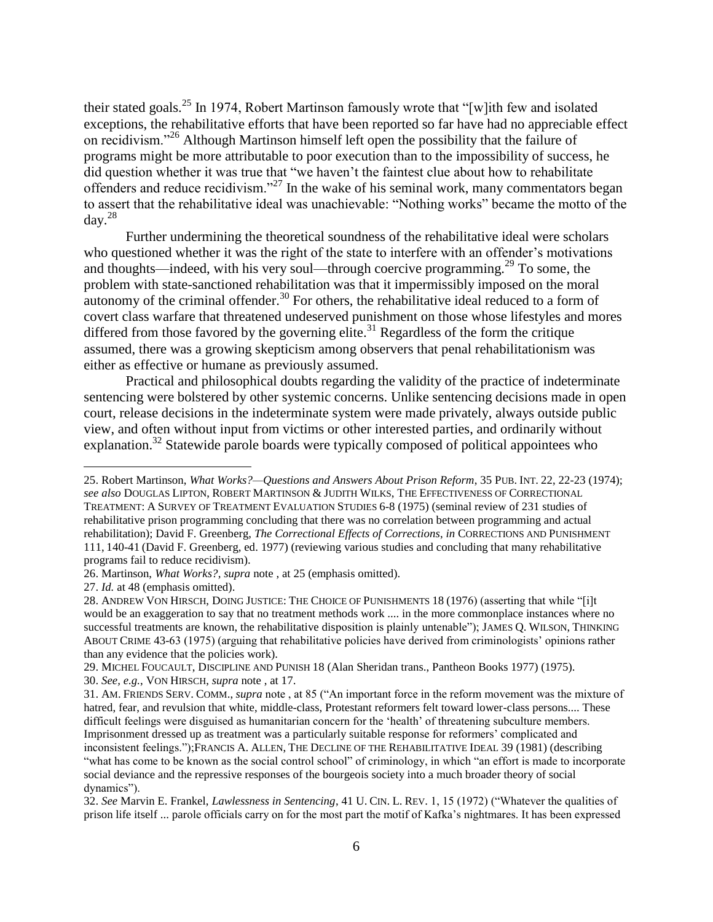their stated goals.[25] In 1974, Robert Martinson famously wrote that "[w]ith few and isolated exceptions, the rehabilitative efforts that have been reported so far have had no appreciable effect on recidivism."[26] Although Martinson himself left open the possibility that the failure of programs might be more attributable to poor execution than to the impossibility of success, he did question whether it was true that "we haven't the faintest clue about how to rehabilitate offenders and reduce recidivism."[27] In the wake of his seminal work, many commentators began to assert that the rehabilitative ideal was unachievable: "Nothing works" became the motto of the day.[28]

Further undermining the theoretical soundness of the rehabilitative ideal were scholars who questioned whether it was the right of the state to interfere with an offender's motivations and thoughts—indeed, with his very soul—through coercive programming.[29] To some, the problem with state-sanctioned rehabilitation was that it impermissibly imposed on the moral autonomy of the criminal offender.[30] For others, the rehabilitative ideal reduced to a form of covert class warfare that threatened undeserved punishment on those whose lifestyles and mores differed from those favored by the governing elite.[31] Regardless of the form the critique assumed, there was a growing skepticism among observers that penal rehabilitationism was either as effective or humane as previously assumed.

Practical and philosophical doubts regarding the validity of the practice of indeterminate sentencing were bolstered by other systemic concerns. Unlike sentencing decisions made in open court, release decisions in the indeterminate system were made privately, always outside public view, and often without input from victims or other interested parties, and ordinarily without explanation.[32] Statewide parole boards were typically composed of political appointees who

---

25. Robert Martinson, *What Works?—Questions and Answers About Prison Reform*, 35 PUB. INT. 22, 22-23 (1974); *see also* DOUGLAS LIPTON, ROBERT MARTINSON & JUDITH WILKS, THE EFFECTIVENESS OF CORRECTIONAL TREATMENT: A SURVEY OF TREATMENT EVALUATION STUDIES 6-8 (1975) (seminal review of 231 studies of rehabilitative prison programming concluding that there was no correlation between programming and actual rehabilitation); David F. Greenberg, *The Correctional Effects of Corrections*, *in* CORRECTIONS AND PUNISHMENT 111, 140-41 (David F. Greenberg, ed. 1977) (reviewing various studies and concluding that many rehabilitative programs fail to reduce recidivism).

26. Martinson, *What Works?*, *supra* note , at 25 (emphasis omitted).

27. *Id.* at 48 (emphasis omitted).

28. ANDREW VON HIRSCH, DOING JUSTICE: THE CHOICE OF PUNISHMENTS 18 (1976) (asserting that while "[i]t would be an exaggeration to say that no treatment methods work .... in the more commonplace instances where no successful treatments are known, the rehabilitative disposition is plainly untenable"); JAMES Q. WILSON, THINKING ABOUT CRIME 43-63 (1975) (arguing that rehabilitative policies have derived from criminologists' opinions rather than any evidence that the policies work).

29. MICHEL FOUCAULT, DISCIPLINE AND PUNISH 18 (Alan Sheridan trans., Pantheon Books 1977) (1975).

30. *See, e.g.*, VON HIRSCH, *supra* note , at 17.

31. AM. FRIENDS SERV. COMM., *supra* note , at 85 ("An important force in the reform movement was the mixture of hatred, fear, and revulsion that white, middle-class, Protestant reformers felt toward lower-class persons.... These difficult feelings were disguised as humanitarian concern for the 'health' of threatening subculture members. Imprisonment dressed up as treatment was a particularly suitable response for reformers' complicated and inconsistent feelings.");FRANCIS A. ALLEN, THE DECLINE OF THE REHABILITATIVE IDEAL 39 (1981) (describing "what has come to be known as the social control school" of criminology, in which "an effort is made to incorporate social deviance and the repressive responses of the bourgeois society into a much broader theory of social dynamics").

32. *See* Marvin E. Frankel, *Lawlessness in Sentencing*, 41 U. CIN. L. REV. 1, 15 (1972) ("Whatever the qualities of prison life itself ... parole officials carry on for the most part the motif of Kafka's nightmares. It has been expressed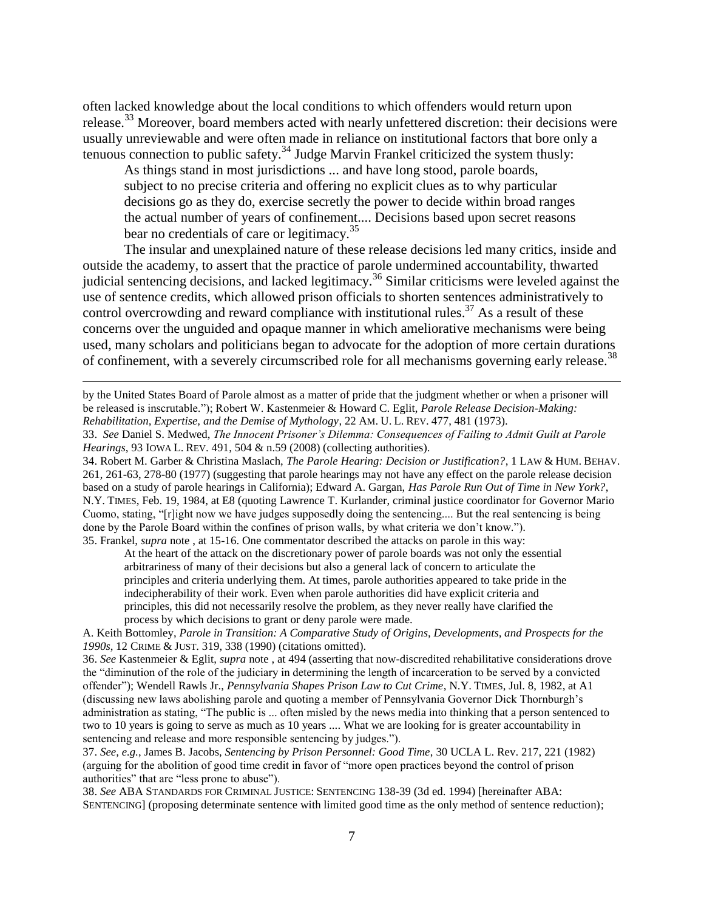often lacked knowledge about the local conditions to which offenders would return upon release.[33] Moreover, board members acted with nearly unfettered discretion: their decisions were usually unreviewable and were often made in reliance on institutional factors that bore only a tenuous connection to public safety.[34] Judge Marvin Frankel criticized the system thusly:

> As things stand in most jurisdictions ... and have long stood, parole boards, subject to no precise criteria and offering no explicit clues as to why particular decisions go as they do, exercise secretly the power to decide within broad ranges the actual number of years of confinement.... Decisions based upon secret reasons bear no credentials of care or legitimacy.[35]

The insular and unexplained nature of these release decisions led many critics, inside and outside the academy, to assert that the practice of parole undermined accountability, thwarted judicial sentencing decisions, and lacked legitimacy.[36] Similar criticisms were leveled against the use of sentence credits, which allowed prison officials to shorten sentences administratively to control overcrowding and reward compliance with institutional rules.[37] As a result of these concerns over the unguided and opaque manner in which ameliorative mechanisms were being used, many scholars and politicians began to advocate for the adoption of more certain durations of confinement, with a severely circumscribed role for all mechanisms governing early release.[38]

---

by the United States Board of Parole almost as a matter of pride that the judgment whether or when a prisoner will be released is inscrutable."); Robert W. Kastenmeier & Howard C. Eglit, *Parole Release Decision-Making: Rehabilitation, Expertise, and the Demise of Mythology*, 22 AM. U. L. REV. 477, 481 (1973).

33. *See* Daniel S. Medwed, *The Innocent Prisoner's Dilemma: Consequences of Failing to Admit Guilt at Parole Hearings*, 93 IOWA L. REV. 491, 504 & n.59 (2008) (collecting authorities).

34. Robert M. Garber & Christina Maslach, *The Parole Hearing: Decision or Justification?*, 1 LAW & HUM. BEHAV. 261, 261-63, 278-80 (1977) (suggesting that parole hearings may not have any effect on the parole release decision based on a study of parole hearings in California); Edward A. Gargan, *Has Parole Run Out of Time in New York?*, N.Y. TIMES, Feb. 19, 1984, at E8 (quoting Lawrence T. Kurlander, criminal justice coordinator for Governor Mario Cuomo, stating, "[r]ight now we have judges supposedly doing the sentencing.... But the real sentencing is being done by the Parole Board within the confines of prison walls, by what criteria we don't know.").

35. Frankel, *supra* note , at 15-16. One commentator described the attacks on parole in this way:

> At the heart of the attack on the discretionary power of parole boards was not only the essential arbitrariness of many of their decisions but also a general lack of concern to articulate the principles and criteria underlying them. At times, parole authorities appeared to take pride in the indecipherability of their work. Even when parole authorities did have explicit criteria and principles, this did not necessarily resolve the problem, as they never really have clarified the process by which decisions to grant or deny parole were made.

A. Keith Bottomley, *Parole in Transition: A Comparative Study of Origins, Developments, and Prospects for the 1990s*, 12 CRIME & JUST. 319, 338 (1990) (citations omitted).

36. *See* Kastenmeier & Eglit, *supra* note , at 494 (asserting that now-discredited rehabilitative considerations drove the "diminution of the role of the judiciary in determining the length of incarceration to be served by a convicted offender"); Wendell Rawls Jr., *Pennsylvania Shapes Prison Law to Cut Crime*, N.Y. TIMES, Jul. 8, 1982, at A1 (discussing new laws abolishing parole and quoting a member of Pennsylvania Governor Dick Thornburgh's administration as stating, "The public is ... often misled by the news media into thinking that a person sentenced to two to 10 years is going to serve as much as 10 years .... What we are looking for is greater accountability in sentencing and release and more responsible sentencing by judges.").

37. *See, e.g.*, James B. Jacobs, *Sentencing by Prison Personnel: Good Time*, 30 UCLA L. Rev. 217, 221 (1982) (arguing for the abolition of good time credit in favor of "more open practices beyond the control of prison authorities" that are "less prone to abuse").

38. *See* ABA STANDARDS FOR CRIMINAL JUSTICE: SENTENCING 138-39 (3d ed. 1994) [hereinafter ABA: SENTENCING] (proposing determinate sentence with limited good time as the only method of sentence reduction);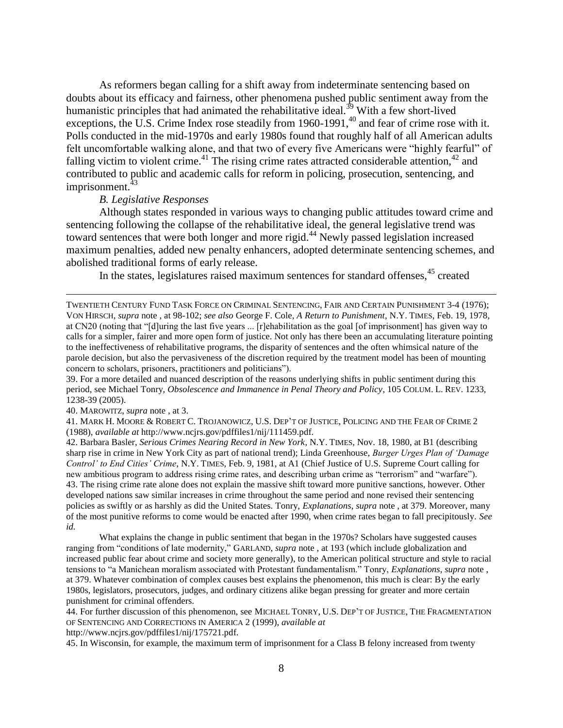As reformers began calling for a shift away from indeterminate sentencing based on doubts about its efficacy and fairness, other phenomena pushed public sentiment away from the humanistic principles that had animated the rehabilitative ideal.[39] With a few short-lived exceptions, the U.S. Crime Index rose steadily from 1960-1991,[40] and fear of crime rose with it. Polls conducted in the mid-1970s and early 1980s found that roughly half of all American adults felt uncomfortable walking alone, and that two of every five Americans were "highly fearful" of falling victim to violent crime.[41] The rising crime rates attracted considerable attention,[42] and contributed to public and academic calls for reform in policing, prosecution, sentencing, and imprisonment.[43]

### *B. Legislative Responses*

Although states responded in various ways to changing public attitudes toward crime and sentencing following the collapse of the rehabilitative ideal, the general legislative trend was toward sentences that were both longer and more rigid.[44] Newly passed legislation increased maximum penalties, added new penalty enhancers, adopted determinate sentencing schemes, and abolished traditional forms of early release.

In the states, legislatures raised maximum sentences for standard offenses,[45] created

---

TWENTIETH CENTURY FUND TASK FORCE ON CRIMINAL SENTENCING, FAIR AND CERTAIN PUNISHMENT 3-4 (1976); VON HIRSCH, *supra* note , at 98-102; *see also* George F. Cole, *A Return to Punishment*, N.Y. TIMES, Feb. 19, 1978, at CN20 (noting that "[d]uring the last five years ... [r]ehabilitation as the goal [of imprisonment] has given way to calls for a simpler, fairer and more open form of justice. Not only has there been an accumulating literature pointing to the ineffectiveness of rehabilitative programs, the disparity of sentences and the often whimsical nature of the parole decision, but also the pervasiveness of the discretion required by the treatment model has been of mounting concern to scholars, prisoners, practitioners and politicians").

39. For a more detailed and nuanced description of the reasons underlying shifts in public sentiment during this period, see Michael Tonry, *Obsolescence and Immanence in Penal Theory and Policy*, 105 COLUM. L. REV. 1233, 1238-39 (2005).

40. MAROWITZ, *supra* note , at 3.

41. MARK H. MOORE & ROBERT C. TROJANOWICZ, U.S. DEP'T OF JUSTICE, POLICING AND THE FEAR OF CRIME 2 (1988), *available at* http://www.ncjrs.gov/pdffiles1/nij/111459.pdf.

42. Barbara Basler, *Serious Crimes Nearing Record in New York*, N.Y. TIMES, Nov. 18, 1980, at B1 (describing sharp rise in crime in New York City as part of national trend); Linda Greenhouse, *Burger Urges Plan of 'Damage Control' to End Cities' Crime*, N.Y. TIMES, Feb. 9, 1981, at A1 (Chief Justice of U.S. Supreme Court calling for new ambitious program to address rising crime rates, and describing urban crime as "terrorism" and "warfare").

43. The rising crime rate alone does not explain the massive shift toward more punitive sanctions, however. Other developed nations saw similar increases in crime throughout the same period and none revised their sentencing policies as swiftly or as harshly as did the United States. Tonry, *Explanations*, *supra* note , at 379. Moreover, many of the most punitive reforms to come would be enacted after 1990, when crime rates began to fall precipitously. *See id.*

What explains the change in public sentiment that began in the 1970s? Scholars have suggested causes ranging from "conditions of late modernity," GARLAND, *supra* note , at 193 (which include globalization and increased public fear about crime and society more generally), to the American political structure and style to racial tensions to "a Manichean moralism associated with Protestant fundamentalism." Tonry, *Explanations*, *supra* note , at 379. Whatever combination of complex causes best explains the phenomenon, this much is clear: By the early 1980s, legislators, prosecutors, judges, and ordinary citizens alike began pressing for greater and more certain punishment for criminal offenders.

44. For further discussion of this phenomenon, see MICHAEL TONRY, U.S. DEP'T OF JUSTICE, THE FRAGMENTATION OF SENTENCING AND CORRECTIONS IN AMERICA 2 (1999), *available at* http://www.ncjrs.gov/pdffiles1/nij/175721.pdf.

45. In Wisconsin, for example, the maximum term of imprisonment for a Class B felony increased from twenty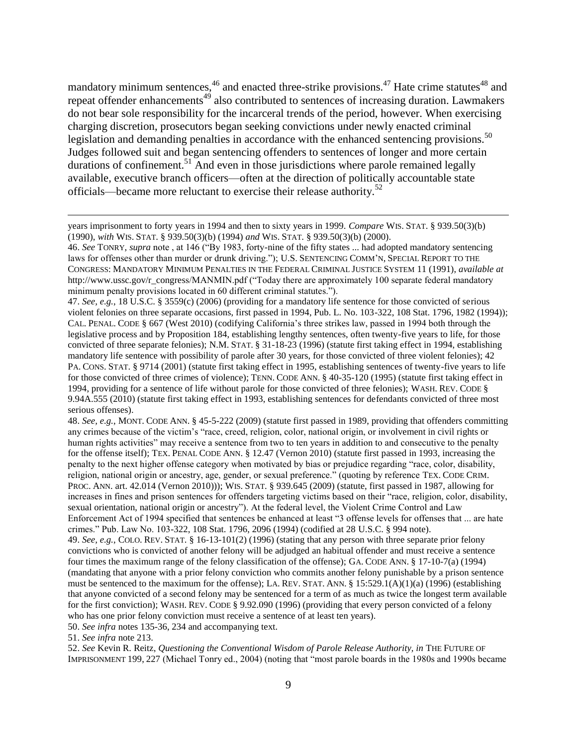mandatory minimum sentences,[46] and enacted three-strike provisions.[47] Hate crime statutes[48] and repeat offender enhancements[49] also contributed to sentences of increasing duration. Lawmakers do not bear sole responsibility for the incarceral trends of the period, however. When exercising charging discretion, prosecutors began seeking convictions under newly enacted criminal legislation and demanding penalties in accordance with the enhanced sentencing provisions.[50] Judges followed suit and began sentencing offenders to sentences of longer and more certain durations of confinement.[51] And even in those jurisdictions where parole remained legally available, executive branch officers—often at the direction of politically accountable state officials—became more reluctant to exercise their release authority.[52]

---

years imprisonment to forty years in 1994 and then to sixty years in 1999. *Compare* WIS. STAT. § 939.50(3)(b) (1990), *with* WIS. STAT. § 939.50(3)(b) (1994) *and* WIS. STAT. § 939.50(3)(b) (2000).

46. *See* TONRY, *supra* note , at 146 ("By 1983, forty-nine of the fifty states ... had adopted mandatory sentencing laws for offenses other than murder or drunk driving."); U.S. SENTENCING COMM'N, SPECIAL REPORT TO THE CONGRESS: MANDATORY MINIMUM PENALTIES IN THE FEDERAL CRIMINAL JUSTICE SYSTEM 11 (1991), *available at* http://www.ussc.gov/r_congress/MANMIN.pdf ("Today there are approximately 100 separate federal mandatory minimum penalty provisions located in 60 different criminal statutes.").

47. *See, e.g.*, 18 U.S.C. § 3559(c) (2006) (providing for a mandatory life sentence for those convicted of serious violent felonies on three separate occasions, first passed in 1994, Pub. L. No. 103-322, 108 Stat. 1796, 1982 (1994)); CAL. PENAL. CODE § 667 (West 2010) (codifying California's three strikes law, passed in 1994 both through the legislative process and by Proposition 184, establishing lengthy sentences, often twenty-five years to life, for those convicted of three separate felonies); N.M. STAT. § 31-18-23 (1996) (statute first taking effect in 1994, establishing mandatory life sentence with possibility of parole after 30 years, for those convicted of three violent felonies); 42 PA. CONS. STAT. § 9714 (2001) (statute first taking effect in 1995, establishing sentences of twenty-five years to life for those convicted of three crimes of violence); TENN. CODE ANN. § 40-35-120 (1995) (statute first taking effect in 1994, providing for a sentence of life without parole for those convicted of three felonies); WASH. REV. CODE § 9.94A.555 (2010) (statute first taking effect in 1993, establishing sentences for defendants convicted of three most serious offenses).

48. *See, e.g.*, MONT. CODE ANN. § 45-5-222 (2009) (statute first passed in 1989, providing that offenders committing any crimes because of the victim's "race, creed, religion, color, national origin, or involvement in civil rights or human rights activities" may receive a sentence from two to ten years in addition to and consecutive to the penalty for the offense itself); TEX. PENAL CODE ANN. § 12.47 (Vernon 2010) (statute first passed in 1993, increasing the penalty to the next higher offense category when motivated by bias or prejudice regarding "race, color, disability, religion, national origin or ancestry, age, gender, or sexual preference." (quoting by reference TEX. CODE CRIM. PROC. ANN. art. 42.014 (Vernon 2010))); WIS. STAT. § 939.645 (2009) (statute, first passed in 1987, allowing for increases in fines and prison sentences for offenders targeting victims based on their "race, religion, color, disability, sexual orientation, national origin or ancestry"). At the federal level, the Violent Crime Control and Law Enforcement Act of 1994 specified that sentences be enhanced at least "3 offense levels for offenses that ... are hate crimes." Pub. Law No. 103-322, 108 Stat. 1796, 2096 (1994) (codified at 28 U.S.C. § 994 note).

49. *See, e.g.*, COLO. REV. STAT. § 16-13-101(2) (1996) (stating that any person with three separate prior felony convictions who is convicted of another felony will be adjudged an habitual offender and must receive a sentence four times the maximum range of the felony classification of the offense); GA. CODE ANN. § 17-10-7(a) (1994) (mandating that anyone with a prior felony conviction who commits another felony punishable by a prison sentence must be sentenced to the maximum for the offense); LA. REV. STAT. ANN. § 15:529.1(A)(1)(a) (1996) (establishing that anyone convicted of a second felony may be sentenced for a term of as much as twice the longest term available for the first conviction); WASH. REV. CODE § 9.92.090 (1996) (providing that every person convicted of a felony who has one prior felony conviction must receive a sentence of at least ten years).

50. *See infra* notes 135-36, 234 and accompanying text.

51. *See infra* note 213.

52. *See* Kevin R. Reitz, *Questioning the Conventional Wisdom of Parole Release Authority*, *in* THE FUTURE OF IMPRISONMENT 199, 227 (Michael Tonry ed., 2004) (noting that "most parole boards in the 1980s and 1990s became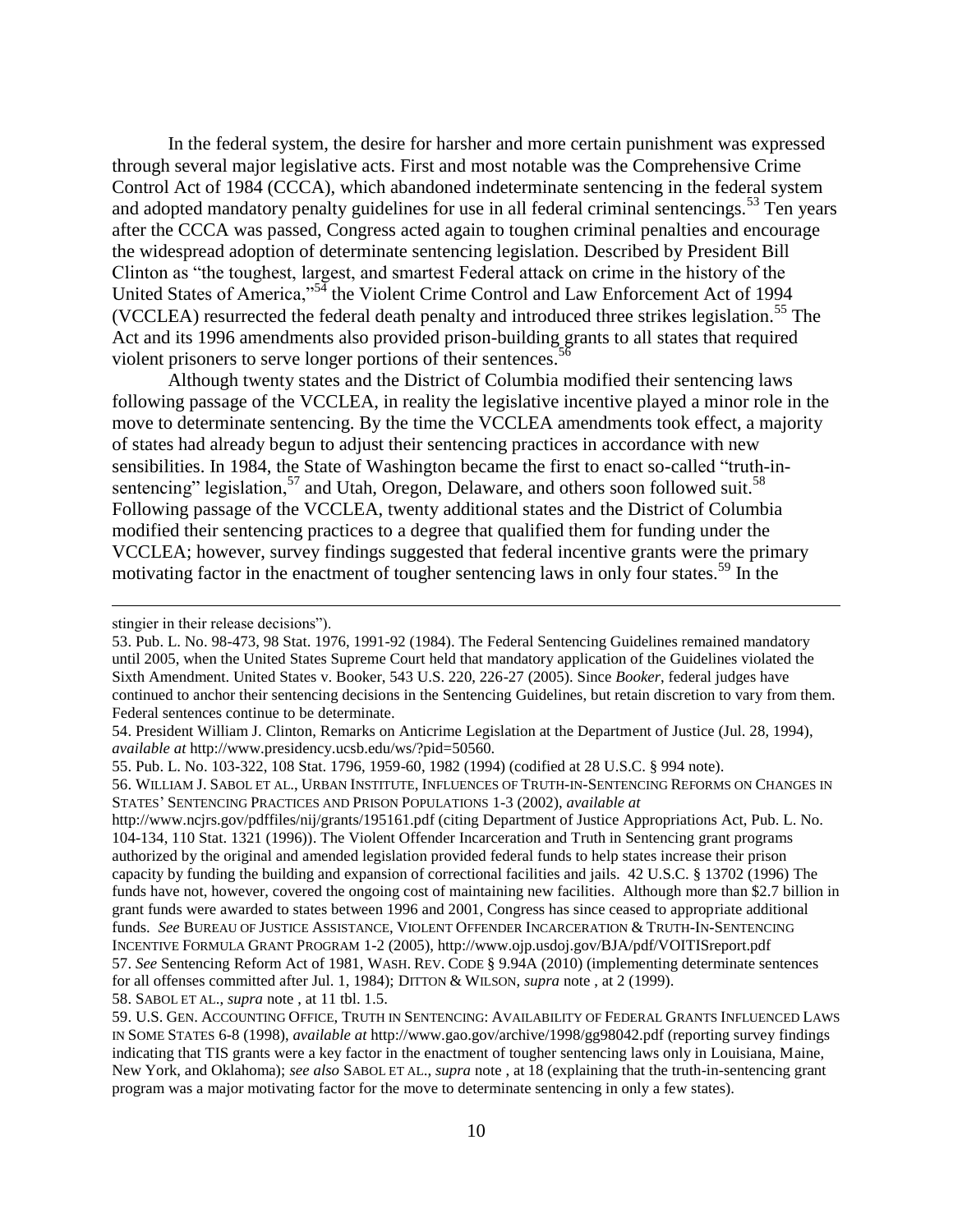In the federal system, the desire for harsher and more certain punishment was expressed through several major legislative acts. First and most notable was the Comprehensive Crime Control Act of 1984 (CCCA), which abandoned indeterminate sentencing in the federal system and adopted mandatory penalty guidelines for use in all federal criminal sentencings.[53] Ten years after the CCCA was passed, Congress acted again to toughen criminal penalties and encourage the widespread adoption of determinate sentencing legislation. Described by President Bill Clinton as "the toughest, largest, and smartest Federal attack on crime in the history of the United States of America,"[54] the Violent Crime Control and Law Enforcement Act of 1994 (VCCLEA) resurrected the federal death penalty and introduced three strikes legislation.[55] The Act and its 1996 amendments also provided prison-building grants to all states that required violent prisoners to serve longer portions of their sentences.[56]

Although twenty states and the District of Columbia modified their sentencing laws following passage of the VCCLEA, in reality the legislative incentive played a minor role in the move to determinate sentencing. By the time the VCCLEA amendments took effect, a majority of states had already begun to adjust their sentencing practices in accordance with new sensibilities. In 1984, the State of Washington became the first to enact so-called "truth-in-sentencing" legislation,[57] and Utah, Oregon, Delaware, and others soon followed suit.[58] Following passage of the VCCLEA, twenty additional states and the District of Columbia modified their sentencing practices to a degree that qualified them for funding under the VCCLEA; however, survey findings suggested that federal incentive grants were the primary motivating factor in the enactment of tougher sentencing laws in only four states.[59] In the

---

stingier in their release decisions").

53. Pub. L. No. 98-473, 98 Stat. 1976, 1991-92 (1984). The Federal Sentencing Guidelines remained mandatory until 2005, when the United States Supreme Court held that mandatory application of the Guidelines violated the Sixth Amendment. United States v. Booker, 543 U.S. 220, 226-27 (2005). Since *Booker*, federal judges have continued to anchor their sentencing decisions in the Sentencing Guidelines, but retain discretion to vary from them. Federal sentences continue to be determinate.

54. President William J. Clinton, Remarks on Anticrime Legislation at the Department of Justice (Jul. 28, 1994), *available at* http://www.presidency.ucsb.edu/ws/?pid=50560.

55. Pub. L. No. 103-322, 108 Stat. 1796, 1959-60, 1982 (1994) (codified at 28 U.S.C. § 994 note).

56. WILLIAM J. SABOL ET AL., URBAN INSTITUTE, INFLUENCES OF TRUTH-IN-SENTENCING REFORMS ON CHANGES IN STATES' SENTENCING PRACTICES AND PRISON POPULATIONS 1-3 (2002), *available at* http://www.ncjrs.gov/pdffiles/nij/grants/195161.pdf (citing Department of Justice Appropriations Act, Pub. L. No. 104-134, 110 Stat. 1321 (1996)). The Violent Offender Incarceration and Truth in Sentencing grant programs authorized by the original and amended legislation provided federal funds to help states increase their prison capacity by funding the building and expansion of correctional facilities and jails. 42 U.S.C. § 13702 (1996) The funds have not, however, covered the ongoing cost of maintaining new facilities. Although more than $2.7 billion in grant funds were awarded to states between 1996 and 2001, Congress has since ceased to appropriate additional funds. *See* BUREAU OF JUSTICE ASSISTANCE, VIOLENT OFFENDER INCARCERATION & TRUTH-IN-SENTENCING INCENTIVE FORMULA GRANT PROGRAM 1-2 (2005), http://www.ojp.usdoj.gov/BJA/pdf/VOITISreport.pdf

57. *See* Sentencing Reform Act of 1981, WASH. REV. CODE § 9.94A (2010) (implementing determinate sentences for all offenses committed after Jul. 1, 1984); DITTON & WILSON, *supra* note , at 2 (1999).

58. SABOL ET AL., *supra* note , at 11 tbl. 1.5.

59. U.S. GEN. ACCOUNTING OFFICE, TRUTH IN SENTENCING: AVAILABILITY OF FEDERAL GRANTS INFLUENCED LAWS IN SOME STATES 6-8 (1998), *available at* http://www.gao.gov/archive/1998/gg98042.pdf (reporting survey findings indicating that TIS grants were a key factor in the enactment of tougher sentencing laws only in Louisiana, Maine, New York, and Oklahoma); *see also* SABOL ET AL., *supra* note , at 18 (explaining that the truth-in-sentencing grant program was a major motivating factor for the move to determinate sentencing in only a few states).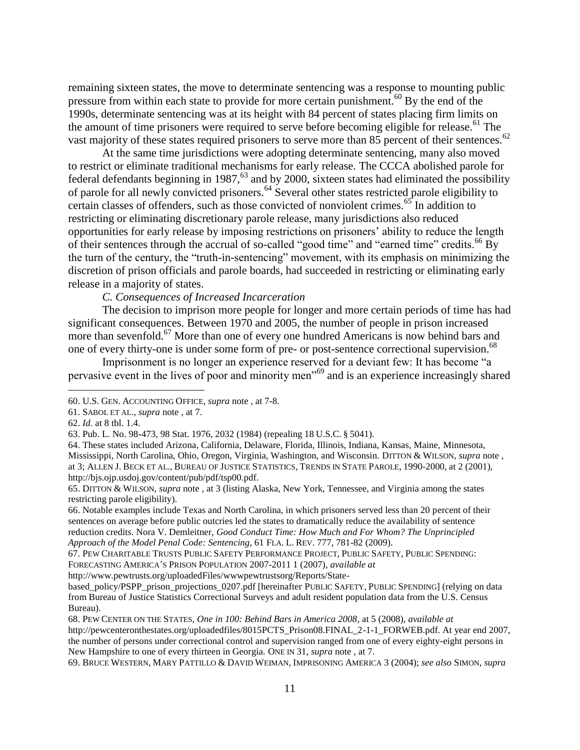remaining sixteen states, the move to determinate sentencing was a response to mounting public pressure from within each state to provide for more certain punishment.[60] By the end of the 1990s, determinate sentencing was at its height with 84 percent of states placing firm limits on the amount of time prisoners were required to serve before becoming eligible for release.[61] The vast majority of these states required prisoners to serve more than 85 percent of their sentences.[62]

At the same time jurisdictions were adopting determinate sentencing, many also moved to restrict or eliminate traditional mechanisms for early release. The CCCA abolished parole for federal defendants beginning in 1987,[63] and by 2000, sixteen states had eliminated the possibility of parole for all newly convicted prisoners.[64] Several other states restricted parole eligibility to certain classes of offenders, such as those convicted of nonviolent crimes.[65] In addition to restricting or eliminating discretionary parole release, many jurisdictions also reduced opportunities for early release by imposing restrictions on prisoners' ability to reduce the length of their sentences through the accrual of so-called "good time" and "earned time" credits.[66] By the turn of the century, the "truth-in-sentencing" movement, with its emphasis on minimizing the discretion of prison officials and parole boards, had succeeded in restricting or eliminating early release in a majority of states.

### *C. Consequences of Increased Incarceration*

The decision to imprison more people for longer and more certain periods of time has had significant consequences. Between 1970 and 2005, the number of people in prison increased more than sevenfold.[67] More than one of every one hundred Americans is now behind bars and one of every thirty-one is under some form of pre- or post-sentence correctional supervision.[68]

Imprisonment is no longer an experience reserved for a deviant few: It has become "a pervasive event in the lives of poor and minority men"[69] and is an experience increasingly shared

---

60. U.S. GEN. ACCOUNTING OFFICE, *supra* note , at 7-8.

61. SABOL ET AL., *supra* note , at 7.

62. *Id.* at 8 tbl. 1.4.

63. Pub. L. No. 98-473, 98 Stat. 1976, 2032 (1984) (repealing 18 U.S.C. § 5041).

64. These states included Arizona, California, Delaware, Florida, Illinois, Indiana, Kansas, Maine, Minnesota, Mississippi, North Carolina, Ohio, Oregon, Virginia, Washington, and Wisconsin. DITTON & WILSON, *supra* note , at 3; ALLEN J. BECK ET AL., BUREAU OF JUSTICE STATISTICS, TRENDS IN STATE PAROLE, 1990-2000, at 2 (2001), http://bjs.ojp.usdoj.gov/content/pub/pdf/tsp00.pdf.

65. DITTON & WILSON, *supra* note , at 3 (listing Alaska, New York, Tennessee, and Virginia among the states restricting parole eligibility).

66. Notable examples include Texas and North Carolina, in which prisoners served less than 20 percent of their sentences on average before public outcries led the states to dramatically reduce the availability of sentence reduction credits. Nora V. Demleitner, *Good Conduct Time: How Much and For Whom? The Unprincipled Approach of the Model Penal Code: Sentencing*, 61 FLA. L. REV. 777, 781-82 (2009).

67. PEW CHARITABLE TRUSTS PUBLIC SAFETY PERFORMANCE PROJECT, PUBLIC SAFETY, PUBLIC SPENDING: FORECASTING AMERICA'S PRISON POPULATION 2007-2011 1 (2007), *available at* http://www.pewtrusts.org/uploadedFiles/wwwpewtrustsorg/Reports/State-based_policy/PSPP_prison_projections_0207.pdf [hereinafter PUBLIC SAFETY, PUBLIC SPENDING] (relying on data from Bureau of Justice Statistics Correctional Surveys and adult resident population data from the U.S. Census Bureau).

68. PEW CENTER ON THE STATES, *One in 100: Behind Bars in America 2008*, at 5 (2008), *available at* http://pewcenteronthestates.org/uploadedfiles/8015PCTS_Prison08.FINAL_2-1-1_FORWEB.pdf. At year end 2007, the number of persons under correctional control and supervision ranged from one of every eighty-eight persons in New Hampshire to one of every thirteen in Georgia. ONE IN 31, *supra* note , at 7.

69. BRUCE WESTERN, MARY PATTILLO & DAVID WEIMAN, IMPRISONING AMERICA 3 (2004); *see also* SIMON, *supra*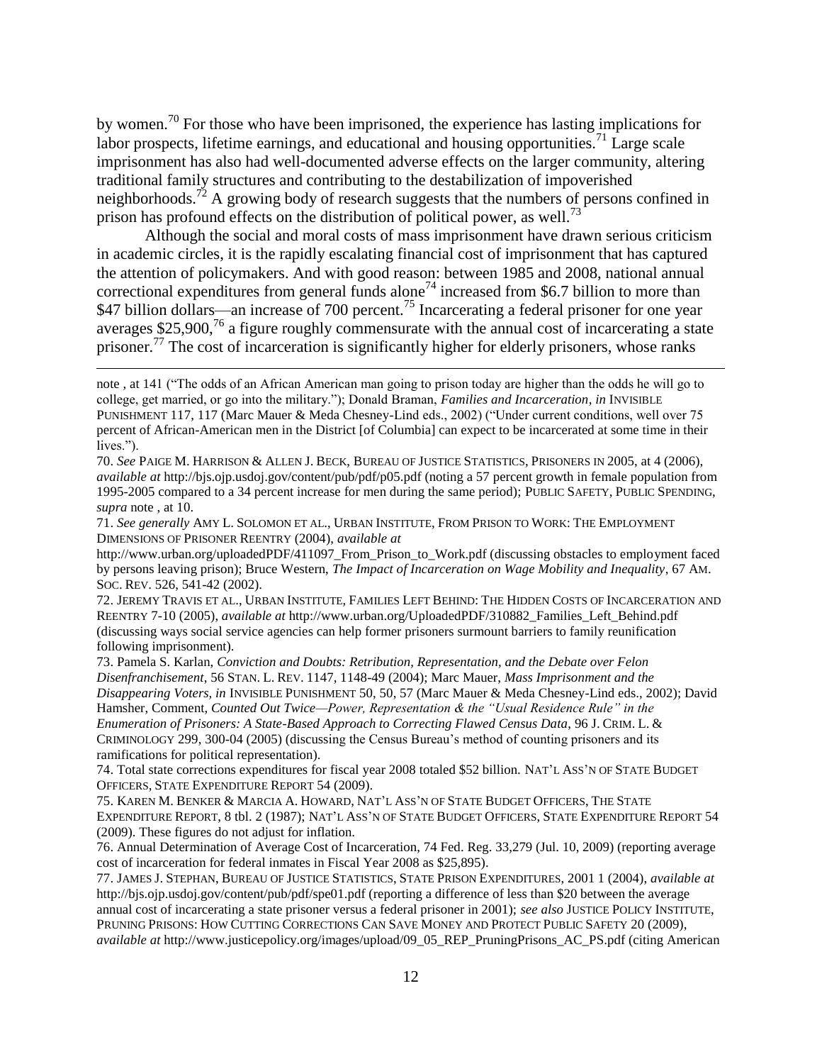by women.[70] For those who have been imprisoned, the experience has lasting implications for labor prospects, lifetime earnings, and educational and housing opportunities.[71] Large scale imprisonment has also had well-documented adverse effects on the larger community, altering traditional family structures and contributing to the destabilization of impoverished neighborhoods.[72] A growing body of research suggests that the numbers of persons confined in prison has profound effects on the distribution of political power, as well.[73]

Although the social and moral costs of mass imprisonment have drawn serious criticism in academic circles, it is the rapidly escalating financial cost of imprisonment that has captured the attention of policymakers. And with good reason: between 1985 and 2008, national annual correctional expenditures from general funds alone[74] increased from $6.7 billion to more than $47 billion dollars—an increase of 700 percent.[75] Incarcerating a federal prisoner for one year averages $25,900,[76] a figure roughly commensurate with the annual cost of incarcerating a state prisoner.[77] The cost of incarceration is significantly higher for elderly prisoners, whose ranks

---

note , at 141 ("The odds of an African American man going to prison today are higher than the odds he will go to college, get married, or go into the military."); Donald Braman, *Families and Incarceration*, *in* INVISIBLE PUNISHMENT 117, 117 (Marc Mauer & Meda Chesney-Lind eds., 2002) ("Under current conditions, well over 75 percent of African-American men in the District [of Columbia] can expect to be incarcerated at some time in their lives.").

70. *See* PAIGE M. HARRISON & ALLEN J. BECK, BUREAU OF JUSTICE STATISTICS, PRISONERS IN 2005, at 4 (2006), *available at* http://bjs.ojp.usdoj.gov/content/pub/pdf/p05.pdf (noting a 57 percent growth in female population from 1995-2005 compared to a 34 percent increase for men during the same period); PUBLIC SAFETY, PUBLIC SPENDING, *supra* note , at 10.

71. *See generally* AMY L. SOLOMON ET AL., URBAN INSTITUTE, FROM PRISON TO WORK: THE EMPLOYMENT DIMENSIONS OF PRISONER REENTRY (2004), *available at* http://www.urban.org/uploadedPDF/411097_From_Prison_to_Work.pdf (discussing obstacles to employment faced by persons leaving prison); Bruce Western, *The Impact of Incarceration on Wage Mobility and Inequality*, 67 AM. SOC. REV. 526, 541-42 (2002).

72. JEREMY TRAVIS ET AL., URBAN INSTITUTE, FAMILIES LEFT BEHIND: THE HIDDEN COSTS OF INCARCERATION AND REENTRY 7-10 (2005), *available at* http://www.urban.org/UploadedPDF/310882_Families_Left_Behind.pdf (discussing ways social service agencies can help former prisoners surmount barriers to family reunification following imprisonment).

73. Pamela S. Karlan, *Conviction and Doubts: Retribution, Representation, and the Debate over Felon Disenfranchisement*, 56 STAN. L. REV. 1147, 1148-49 (2004); Marc Mauer, *Mass Imprisonment and the Disappearing Voters*, *in* INVISIBLE PUNISHMENT 50, 50, 57 (Marc Mauer & Meda Chesney-Lind eds., 2002); David Hamsher, Comment, *Counted Out Twice—Power, Representation & the "Usual Residence Rule" in the Enumeration of Prisoners: A State-Based Approach to Correcting Flawed Census Data*, 96 J. CRIM. L. & CRIMINOLOGY 299, 300-04 (2005) (discussing the Census Bureau's method of counting prisoners and its ramifications for political representation).

74. Total state corrections expenditures for fiscal year 2008 totaled $52 billion. NAT'L ASS'N OF STATE BUDGET OFFICERS, STATE EXPENDITURE REPORT 54 (2009).

75. KAREN M. BENKER & MARCIA A. HOWARD, NAT'L ASS'N OF STATE BUDGET OFFICERS, THE STATE EXPENDITURE REPORT, 8 tbl. 2 (1987); NAT'L ASS'N OF STATE BUDGET OFFICERS, STATE EXPENDITURE REPORT 54 (2009). These figures do not adjust for inflation.

76. Annual Determination of Average Cost of Incarceration, 74 Fed. Reg. 33,279 (Jul. 10, 2009) (reporting average cost of incarceration for federal inmates in Fiscal Year 2008 as $25,895).

77. JAMES J. STEPHAN, BUREAU OF JUSTICE STATISTICS, STATE PRISON EXPENDITURES, 2001 1 (2004), *available at* http://bjs.ojp.usdoj.gov/content/pub/pdf/spe01.pdf (reporting a difference of less than $20 between the average annual cost of incarcerating a state prisoner versus a federal prisoner in 2001); *see also* JUSTICE POLICY INSTITUTE, PRUNING PRISONS: HOW CUTTING CORRECTIONS CAN SAVE MONEY AND PROTECT PUBLIC SAFETY 20 (2009), *available at* http://www.justicepolicy.org/images/upload/09_05_REP_PruningPrisons_AC_PS.pdf (citing American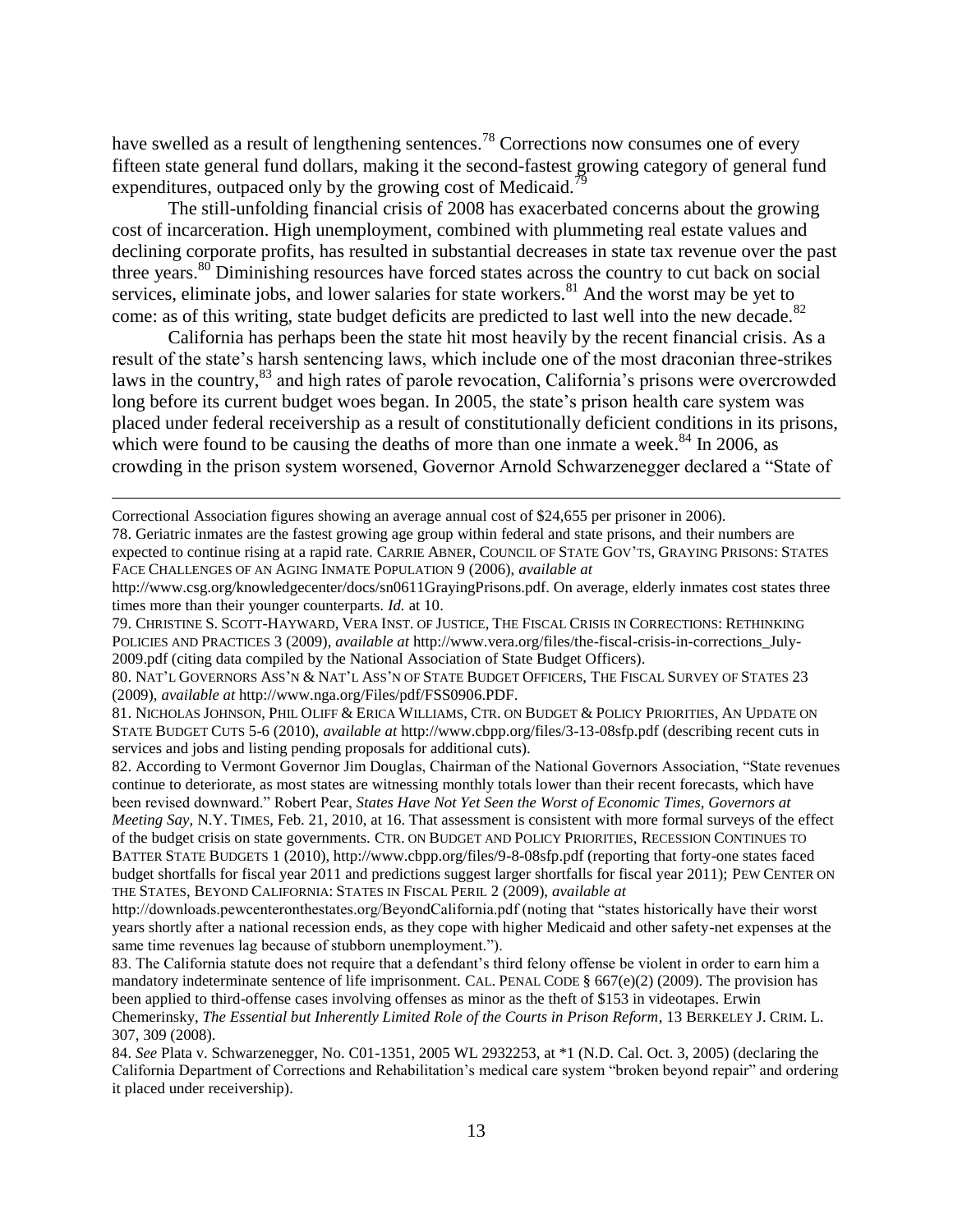have swelled as a result of lengthening sentences.[78] Corrections now consumes one of every fifteen state general fund dollars, making it the second-fastest growing category of general fund expenditures, outpaced only by the growing cost of Medicaid.[79]

The still-unfolding financial crisis of 2008 has exacerbated concerns about the growing cost of incarceration. High unemployment, combined with plummeting real estate values and declining corporate profits, has resulted in substantial decreases in state tax revenue over the past three years.[80] Diminishing resources have forced states across the country to cut back on social services, eliminate jobs, and lower salaries for state workers.[81] And the worst may be yet to come: as of this writing, state budget deficits are predicted to last well into the new decade.[82]

California has perhaps been the state hit most heavily by the recent financial crisis. As a result of the state's harsh sentencing laws, which include one of the most draconian three-strikes laws in the country,[83] and high rates of parole revocation, California's prisons were overcrowded long before its current budget woes began. In 2005, the state's prison health care system was placed under federal receivership as a result of constitutionally deficient conditions in its prisons, which were found to be causing the deaths of more than one inmate a week.[84] In 2006, as crowding in the prison system worsened, Governor Arnold Schwarzenegger declared a "State of

---

Correctional Association figures showing an average annual cost of $24,655 per prisoner in 2006).

78. Geriatric inmates are the fastest growing age group within federal and state prisons, and their numbers are expected to continue rising at a rapid rate. CARRIE ABNER, COUNCIL OF STATE GOV'TS, GRAYING PRISONS: STATES FACE CHALLENGES OF AN AGING INMATE POPULATION 9 (2006), *available at* http://www.csg.org/knowledgecenter/docs/sn0611GrayingPrisons.pdf. On average, elderly inmates cost states three times more than their younger counterparts. *Id.* at 10.

79. CHRISTINE S. SCOTT-HAYWARD, VERA INST. OF JUSTICE, THE FISCAL CRISIS IN CORRECTIONS: RETHINKING POLICIES AND PRACTICES 3 (2009), *available at* http://www.vera.org/files/the-fiscal-crisis-in-corrections_July-2009.pdf (citing data compiled by the National Association of State Budget Officers).

80. NAT'L GOVERNORS ASS'N & NAT'L ASS'N OF STATE BUDGET OFFICERS, THE FISCAL SURVEY OF STATES 23 (2009), *available at* http://www.nga.org/Files/pdf/FSS0906.PDF.

81. NICHOLAS JOHNSON, PHIL OLIFF & ERICA WILLIAMS, CTR. ON BUDGET & POLICY PRIORITIES, AN UPDATE ON STATE BUDGET CUTS 5-6 (2010), *available at* http://www.cbpp.org/files/3-13-08sfp.pdf (describing recent cuts in services and jobs and listing pending proposals for additional cuts).

82. According to Vermont Governor Jim Douglas, Chairman of the National Governors Association, "State revenues continue to deteriorate, as most states are witnessing monthly totals lower than their recent forecasts, which have been revised downward." Robert Pear, *States Have Not Yet Seen the Worst of Economic Times, Governors at Meeting Say*, N.Y. TIMES, Feb. 21, 2010, at 16. That assessment is consistent with more formal surveys of the effect of the budget crisis on state governments. CTR. ON BUDGET AND POLICY PRIORITIES, RECESSION CONTINUES TO BATTER STATE BUDGETS 1 (2010), http://www.cbpp.org/files/9-8-08sfp.pdf (reporting that forty-one states faced budget shortfalls for fiscal year 2011 and predictions suggest larger shortfalls for fiscal year 2011); PEW CENTER ON THE STATES, BEYOND CALIFORNIA: STATES IN FISCAL PERIL 2 (2009), *available at* http://downloads.pewcenteronthestates.org/BeyondCalifornia.pdf (noting that "states historically have their worst years shortly after a national recession ends, as they cope with higher Medicaid and other safety-net expenses at the same time revenues lag because of stubborn unemployment.").

83. The California statute does not require that a defendant's third felony offense be violent in order to earn him a mandatory indeterminate sentence of life imprisonment. CAL. PENAL CODE § 667(e)(2) (2009). The provision has been applied to third-offense cases involving offenses as minor as the theft of $153 in videotapes. Erwin Chemerinsky, *The Essential but Inherently Limited Role of the Courts in Prison Reform*, 13 BERKELEY J. CRIM. L. 307, 309 (2008).

84. *See* Plata v. Schwarzenegger, No. C01-1351, 2005 WL 2932253, at *1 (N.D. Cal. Oct. 3, 2005) (declaring the California Department of Corrections and Rehabilitation's medical care system "broken beyond repair" and ordering it placed under receivership).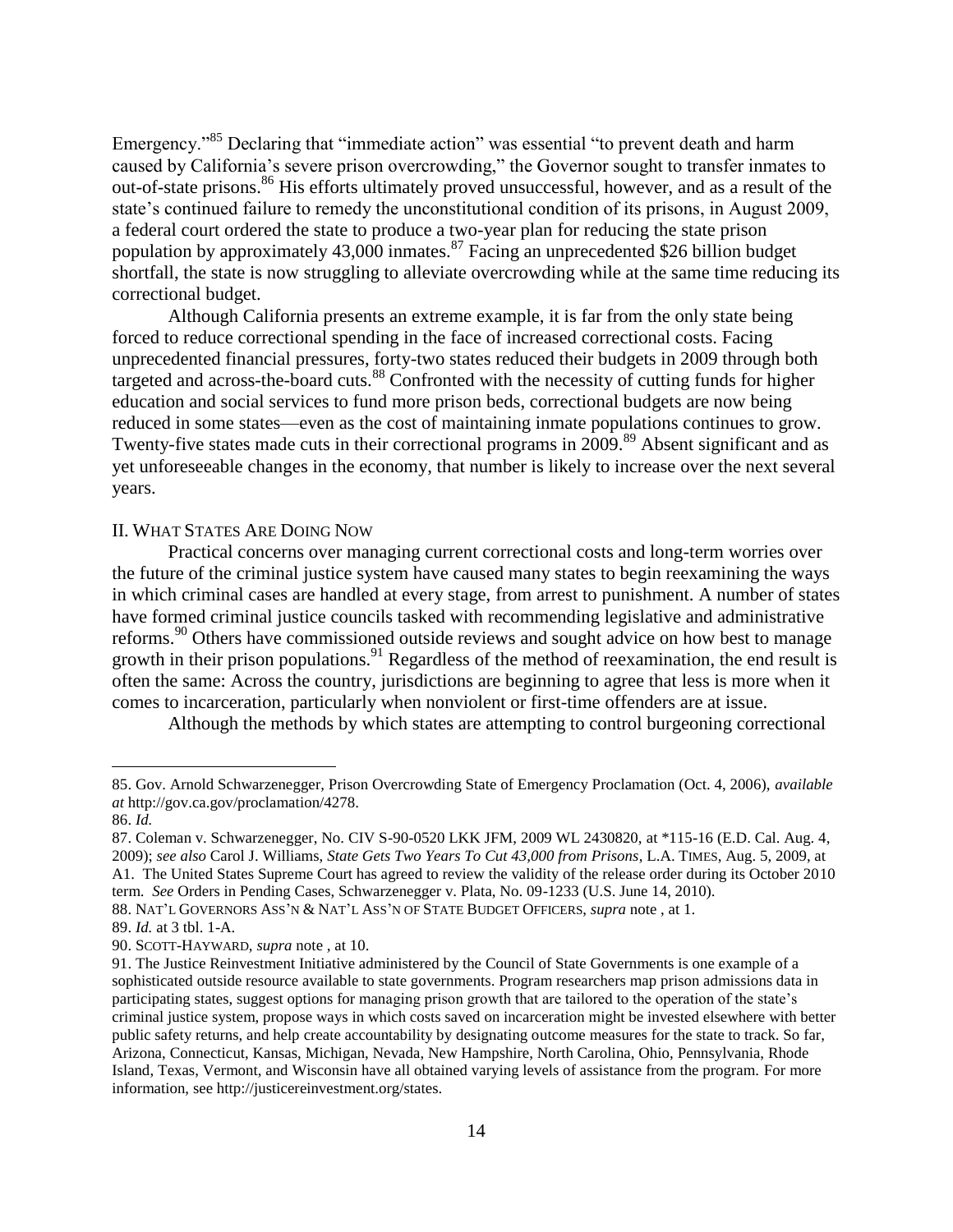Emergency."[85] Declaring that "immediate action" was essential "to prevent death and harm caused by California's severe prison overcrowding," the Governor sought to transfer inmates to out-of-state prisons.[86] His efforts ultimately proved unsuccessful, however, and as a result of the state's continued failure to remedy the unconstitutional condition of its prisons, in August 2009, a federal court ordered the state to produce a two-year plan for reducing the state prison population by approximately 43,000 inmates.[87] Facing an unprecedented $26 billion budget shortfall, the state is now struggling to alleviate overcrowding while at the same time reducing its correctional budget.

Although California presents an extreme example, it is far from the only state being forced to reduce correctional spending in the face of increased correctional costs. Facing unprecedented financial pressures, forty-two states reduced their budgets in 2009 through both targeted and across-the-board cuts.[88] Confronted with the necessity of cutting funds for higher education and social services to fund more prison beds, correctional budgets are now being reduced in some states—even as the cost of maintaining inmate populations continues to grow. Twenty-five states made cuts in their correctional programs in 2009.[89] Absent significant and as yet unforeseeable changes in the economy, that number is likely to increase over the next several years.

## II. What States Are Doing Now

Practical concerns over managing current correctional costs and long-term worries over the future of the criminal justice system have caused many states to begin reexamining the ways in which criminal cases are handled at every stage, from arrest to punishment. A number of states have formed criminal justice councils tasked with recommending legislative and administrative reforms.[90] Others have commissioned outside reviews and sought advice on how best to manage growth in their prison populations.[91] Regardless of the method of reexamination, the end result is often the same: Across the country, jurisdictions are beginning to agree that less is more when it comes to incarceration, particularly when nonviolent or first-time offenders are at issue.

Although the methods by which states are attempting to control burgeoning correctional

---

85. Gov. Arnold Schwarzenegger, Prison Overcrowding State of Emergency Proclamation (Oct. 4, 2006), *available at* http://gov.ca.gov/proclamation/4278.

86. *Id.*

87. Coleman v. Schwarzenegger, No. CIV S-90-0520 LKK JFM, 2009 WL 2430820, at *115-16 (E.D. Cal. Aug. 4, 2009); *see also* Carol J. Williams, *State Gets Two Years To Cut 43,000 from Prisons*, L.A. Times, Aug. 5, 2009, at A1. The United States Supreme Court has agreed to review the validity of the release order during its October 2010 term. *See* Orders in Pending Cases, Schwarzenegger v. Plata, No. 09-1233 (U.S. June 14, 2010).

88. Nat'l Governors Ass'n & Nat'l Ass'n of State Budget Officers, *supra* note , at 1.

89. *Id.* at 3 tbl. 1-A.

90. Scott-Hayward, *supra* note , at 10.

91. The Justice Reinvestment Initiative administered by the Council of State Governments is one example of a sophisticated outside resource available to state governments. Program researchers map prison admissions data in participating states, suggest options for managing prison growth that are tailored to the operation of the state's criminal justice system, propose ways in which costs saved on incarceration might be invested elsewhere with better public safety returns, and help create accountability by designating outcome measures for the state to track. So far, Arizona, Connecticut, Kansas, Michigan, Nevada, New Hampshire, North Carolina, Ohio, Pennsylvania, Rhode Island, Texas, Vermont, and Wisconsin have all obtained varying levels of assistance from the program. For more information, see http://justicereinvestment.org/states.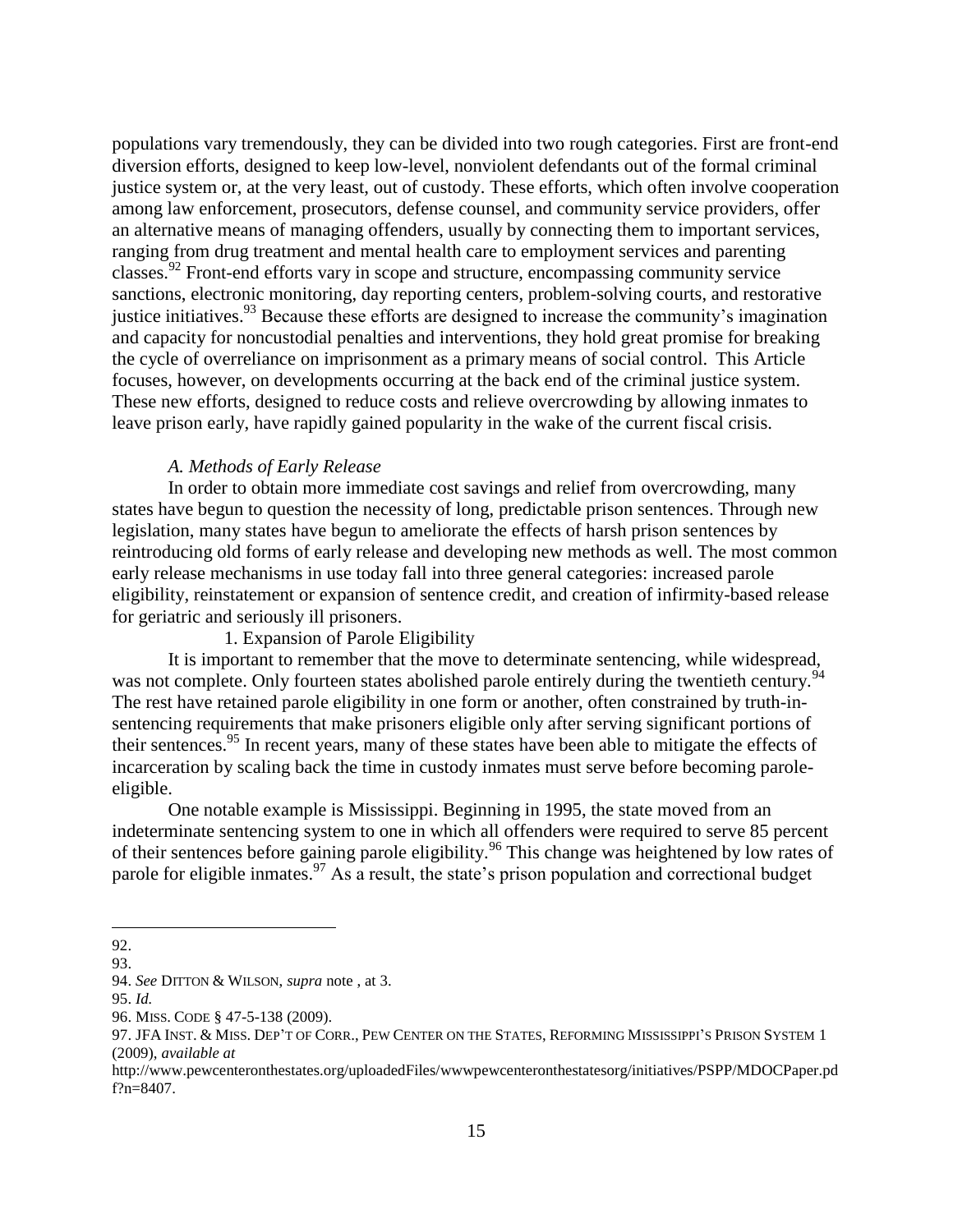populations vary tremendously, they can be divided into two rough categories. First are front-end diversion efforts, designed to keep low-level, nonviolent defendants out of the formal criminal justice system or, at the very least, out of custody. These efforts, which often involve cooperation among law enforcement, prosecutors, defense counsel, and community service providers, offer an alternative means of managing offenders, usually by connecting them to important services, ranging from drug treatment and mental health care to employment services and parenting classes.[92] Front-end efforts vary in scope and structure, encompassing community service sanctions, electronic monitoring, day reporting centers, problem-solving courts, and restorative justice initiatives.[93] Because these efforts are designed to increase the community's imagination and capacity for noncustodial penalties and interventions, they hold great promise for breaking the cycle of overreliance on imprisonment as a primary means of social control. This Article focuses, however, on developments occurring at the back end of the criminal justice system. These new efforts, designed to reduce costs and relieve overcrowding by allowing inmates to leave prison early, have rapidly gained popularity in the wake of the current fiscal crisis.

### *A. Methods of Early Release*

In order to obtain more immediate cost savings and relief from overcrowding, many states have begun to question the necessity of long, predictable prison sentences. Through new legislation, many states have begun to ameliorate the effects of harsh prison sentences by reintroducing old forms of early release and developing new methods as well. The most common early release mechanisms in use today fall into three general categories: increased parole eligibility, reinstatement or expansion of sentence credit, and creation of infirmity-based release for geriatric and seriously ill prisoners.

#### 1. Expansion of Parole Eligibility

It is important to remember that the move to determinate sentencing, while widespread, was not complete. Only fourteen states abolished parole entirely during the twentieth century.[94] The rest have retained parole eligibility in one form or another, often constrained by truth-in-sentencing requirements that make prisoners eligible only after serving significant portions of their sentences.[95] In recent years, many of these states have been able to mitigate the effects of incarceration by scaling back the time in custody inmates must serve before becoming parole-eligible.

One notable example is Mississippi. Beginning in 1995, the state moved from an indeterminate sentencing system to one in which all offenders were required to serve 85 percent of their sentences before gaining parole eligibility.[96] This change was heightened by low rates of parole for eligible inmates.[97] As a result, the state's prison population and correctional budget

---

92.

93.

94. *See* DITTON & WILSON, *supra* note , at 3.

95. *Id.*

96. MISS. CODE § 47-5-138 (2009).

97. JFA INST. & MISS. DEP'T OF CORR., PEW CENTER ON THE STATES, REFORMING MISSISSIPPI'S PRISON SYSTEM 1 (2009), *available at* http://www.pewcenteronthestates.org/uploadedFiles/wwwpewcenteronthestatesorg/initiatives/PSPP/MDOCPaper.pdf?n=8407.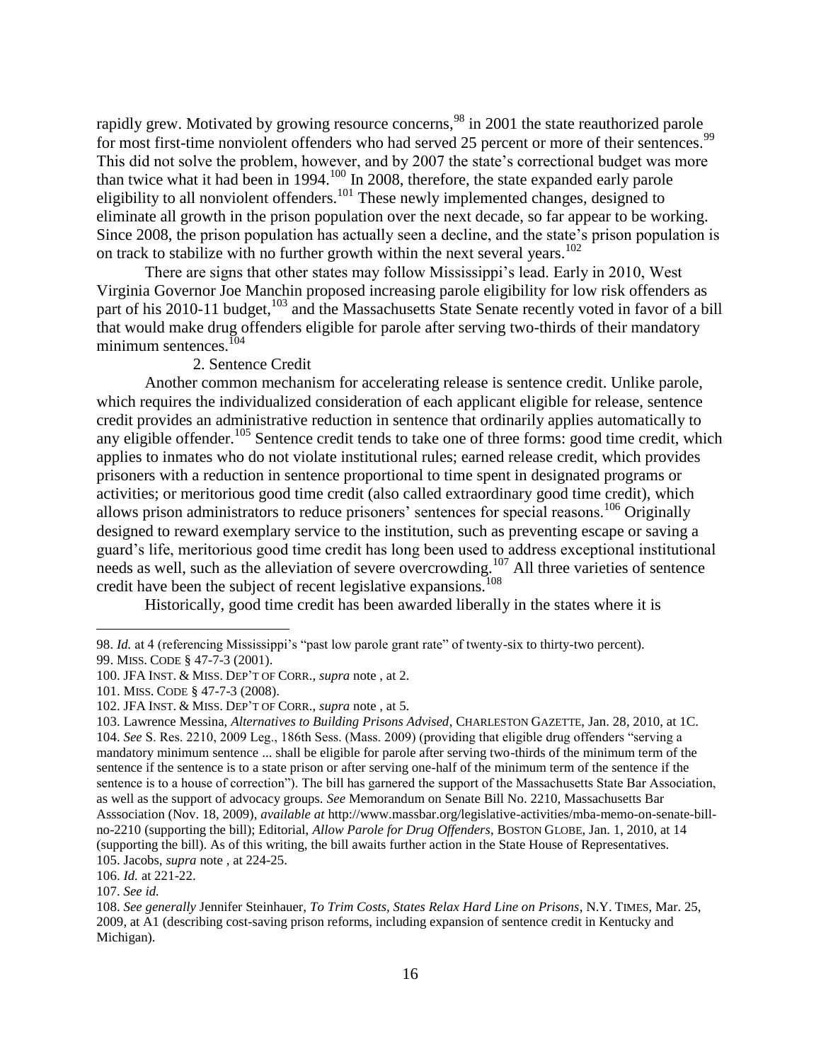rapidly grew. Motivated by growing resource concerns,[98] in 2001 the state reauthorized parole for most first-time nonviolent offenders who had served 25 percent or more of their sentences.[99] This did not solve the problem, however, and by 2007 the state's correctional budget was more than twice what it had been in 1994.[100] In 2008, therefore, the state expanded early parole eligibility to all nonviolent offenders.[101] These newly implemented changes, designed to eliminate all growth in the prison population over the next decade, so far appear to be working. Since 2008, the prison population has actually seen a decline, and the state's prison population is on track to stabilize with no further growth within the next several years.[102]

There are signs that other states may follow Mississippi's lead. Early in 2010, West Virginia Governor Joe Manchin proposed increasing parole eligibility for low risk offenders as part of his 2010-11 budget,[103] and the Massachusetts State Senate recently voted in favor of a bill that would make drug offenders eligible for parole after serving two-thirds of their mandatory minimum sentences.[104]

2. Sentence Credit

Another common mechanism for accelerating release is sentence credit. Unlike parole, which requires the individualized consideration of each applicant eligible for release, sentence credit provides an administrative reduction in sentence that ordinarily applies automatically to any eligible offender.[105] Sentence credit tends to take one of three forms: good time credit, which applies to inmates who do not violate institutional rules; earned release credit, which provides prisoners with a reduction in sentence proportional to time spent in designated programs or activities; or meritorious good time credit (also called extraordinary good time credit), which allows prison administrators to reduce prisoners' sentences for special reasons.[106] Originally designed to reward exemplary service to the institution, such as preventing escape or saving a guard's life, meritorious good time credit has long been used to address exceptional institutional needs as well, such as the alleviation of severe overcrowding.[107] All three varieties of sentence credit have been the subject of recent legislative expansions.[108]

Historically, good time credit has been awarded liberally in the states where it is

---

98. *Id.* at 4 (referencing Mississippi's "past low parole grant rate" of twenty-six to thirty-two percent).

99. MISS. CODE § 47-7-3 (2001).

100. JFA INST. & MISS. DEP'T OF CORR., *supra* note , at 2.

101. MISS. CODE § 47-7-3 (2008).

102. JFA INST. & MISS. DEP'T OF CORR., *supra* note , at 5.

103. Lawrence Messina, *Alternatives to Building Prisons Advised*, CHARLESTON GAZETTE, Jan. 28, 2010, at 1C.

104. *See* S. Res. 2210, 2009 Leg., 186th Sess. (Mass. 2009) (providing that eligible drug offenders "serving a mandatory minimum sentence ... shall be eligible for parole after serving two-thirds of the minimum term of the sentence if the sentence is to a state prison or after serving one-half of the minimum term of the sentence if the sentence is to a house of correction"). The bill has garnered the support of the Massachusetts State Bar Association, as well as the support of advocacy groups. *See* Memorandum on Senate Bill No. 2210, Massachusetts Bar Asssociation (Nov. 18, 2009), *available at* http://www.massbar.org/legislative-activities/mba-memo-on-senate-bill-no-2210 (supporting the bill); Editorial, *Allow Parole for Drug Offenders*, BOSTON GLOBE, Jan. 1, 2010, at 14 (supporting the bill). As of this writing, the bill awaits further action in the State House of Representatives.

105. Jacobs, *supra* note , at 224-25.

106. *Id.* at 221-22.

107. *See id.*

108. *See generally* Jennifer Steinhauer, *To Trim Costs, States Relax Hard Line on Prisons*, N.Y. TIMES, Mar. 25, 2009, at A1 (describing cost-saving prison reforms, including expansion of sentence credit in Kentucky and Michigan).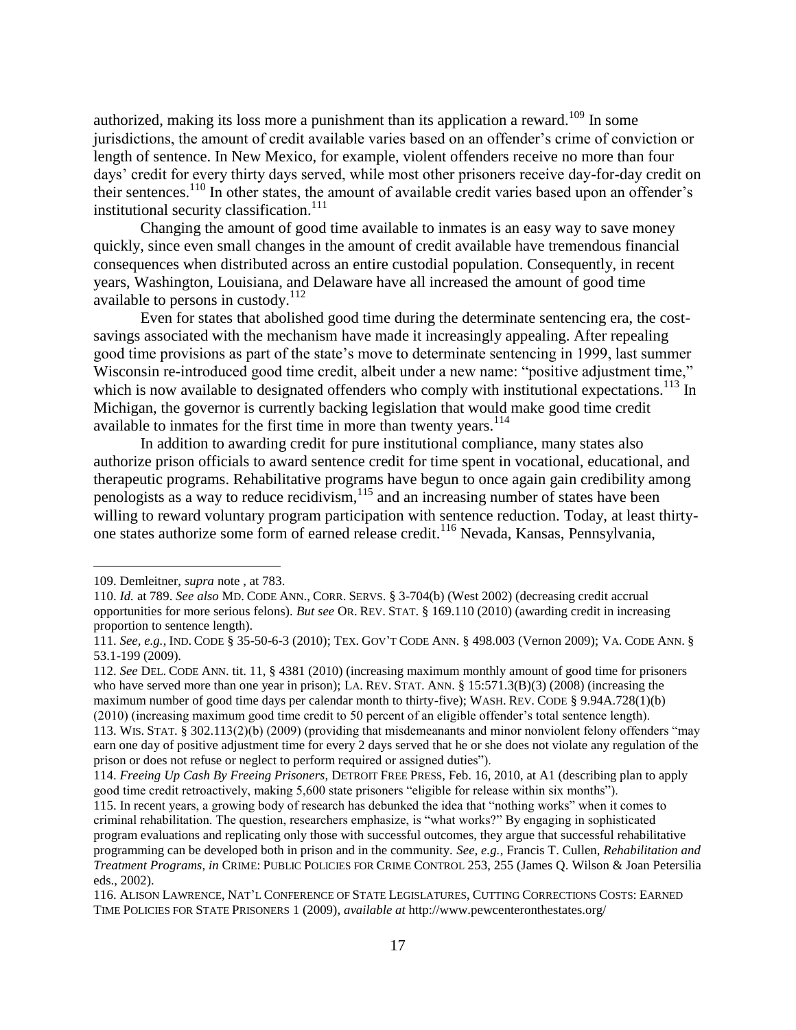authorized, making its loss more a punishment than its application a reward.[109] In some jurisdictions, the amount of credit available varies based on an offender's crime of conviction or length of sentence. In New Mexico, for example, violent offenders receive no more than four days' credit for every thirty days served, while most other prisoners receive day-for-day credit on their sentences.[110] In other states, the amount of available credit varies based upon an offender's institutional security classification.[111]

Changing the amount of good time available to inmates is an easy way to save money quickly, since even small changes in the amount of credit available have tremendous financial consequences when distributed across an entire custodial population. Consequently, in recent years, Washington, Louisiana, and Delaware have all increased the amount of good time available to persons in custody.[112]

Even for states that abolished good time during the determinate sentencing era, the cost-savings associated with the mechanism have made it increasingly appealing. After repealing good time provisions as part of the state's move to determinate sentencing in 1999, last summer Wisconsin re-introduced good time credit, albeit under a new name: "positive adjustment time," which is now available to designated offenders who comply with institutional expectations.[113] In Michigan, the governor is currently backing legislation that would make good time credit available to inmates for the first time in more than twenty years.[114]

In addition to awarding credit for pure institutional compliance, many states also authorize prison officials to award sentence credit for time spent in vocational, educational, and therapeutic programs. Rehabilitative programs have begun to once again gain credibility among penologists as a way to reduce recidivism,[115] and an increasing number of states have been willing to reward voluntary program participation with sentence reduction. Today, at least thirty-one states authorize some form of earned release credit.[116] Nevada, Kansas, Pennsylvania,

---

109. Demleitner, *supra* note , at 783.

110. *Id.* at 789. *See also* MD. CODE ANN., CORR. SERVS. § 3-704(b) (West 2002) (decreasing credit accrual opportunities for more serious felons). *But see* OR. REV. STAT. § 169.110 (2010) (awarding credit in increasing proportion to sentence length).

111. *See, e.g.*, IND. CODE § 35-50-6-3 (2010); TEX. GOV'T CODE ANN. § 498.003 (Vernon 2009); VA. CODE ANN. § 53.1-199 (2009).

112. *See* DEL. CODE ANN. tit. 11, § 4381 (2010) (increasing maximum monthly amount of good time for prisoners who have served more than one year in prison); LA. REV. STAT. ANN. § 15:571.3(B)(3) (2008) (increasing the maximum number of good time days per calendar month to thirty-five); WASH. REV. CODE § 9.94A.728(1)(b) (2010) (increasing maximum good time credit to 50 percent of an eligible offender's total sentence length).

113. WIS. STAT. § 302.113(2)(b) (2009) (providing that misdemeanants and minor nonviolent felony offenders "may earn one day of positive adjustment time for every 2 days served that he or she does not violate any regulation of the prison or does not refuse or neglect to perform required or assigned duties").

114. *Freeing Up Cash By Freeing Prisoners*, DETROIT FREE PRESS, Feb. 16, 2010, at A1 (describing plan to apply good time credit retroactively, making 5,600 state prisoners "eligible for release within six months").

115. In recent years, a growing body of research has debunked the idea that "nothing works" when it comes to criminal rehabilitation. The question, researchers emphasize, is "what works?" By engaging in sophisticated program evaluations and replicating only those with successful outcomes, they argue that successful rehabilitative programming can be developed both in prison and in the community. *See, e.g.*, Francis T. Cullen, *Rehabilitation and Treatment Programs*, *in* CRIME: PUBLIC POLICIES FOR CRIME CONTROL 253, 255 (James Q. Wilson & Joan Petersilia eds., 2002).

116. ALISON LAWRENCE, NAT'L CONFERENCE OF STATE LEGISLATURES, CUTTING CORRECTIONS COSTS: EARNED TIME POLICIES FOR STATE PRISONERS 1 (2009), *available at* http://www.pewcenteronthestates.org/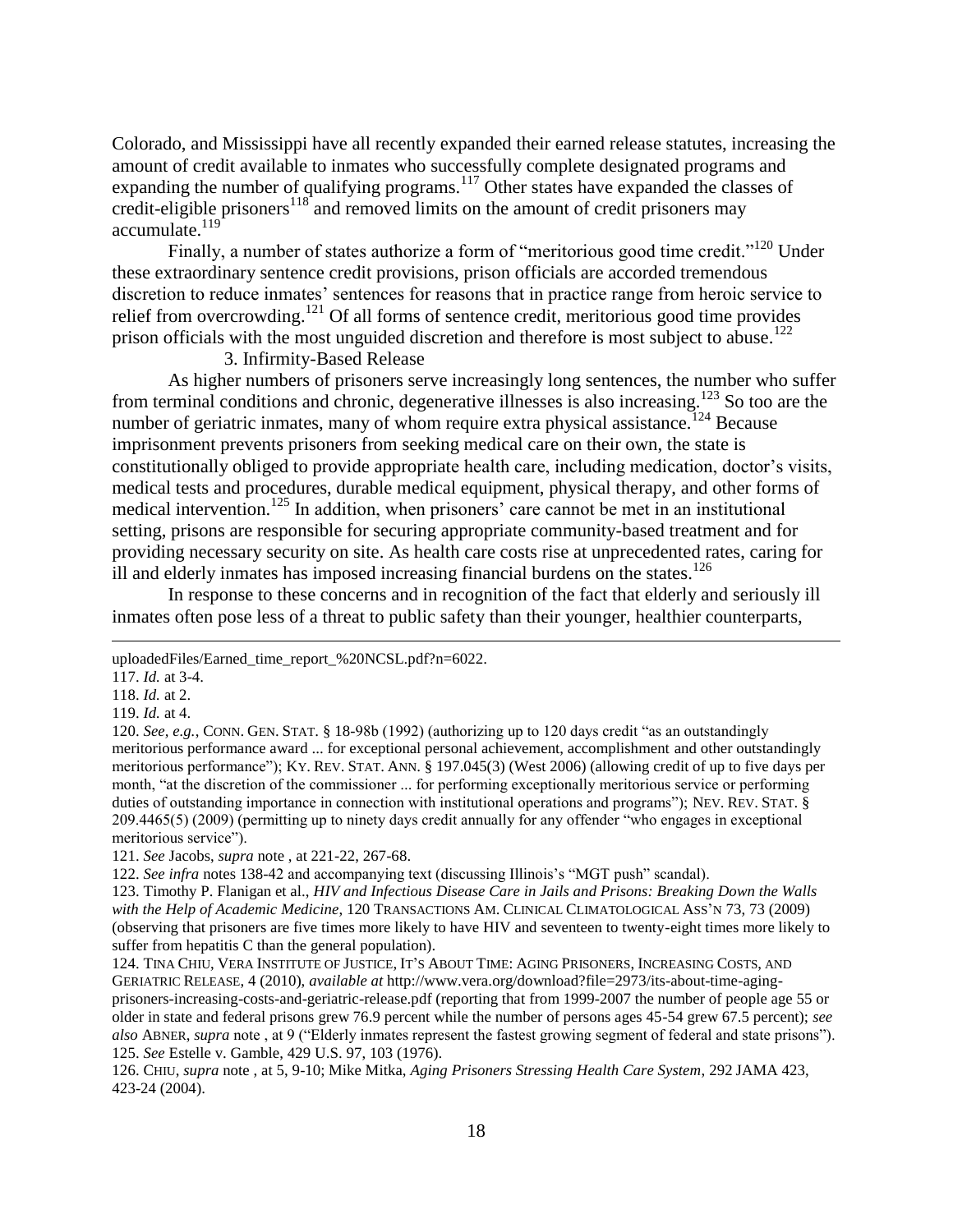Colorado, and Mississippi have all recently expanded their earned release statutes, increasing the amount of credit available to inmates who successfully complete designated programs and expanding the number of qualifying programs.[117] Other states have expanded the classes of credit-eligible prisoners[118] and removed limits on the amount of credit prisoners may accumulate.[119]

Finally, a number of states authorize a form of "meritorious good time credit."[120] Under these extraordinary sentence credit provisions, prison officials are accorded tremendous discretion to reduce inmates' sentences for reasons that in practice range from heroic service to relief from overcrowding.[121] Of all forms of sentence credit, meritorious good time provides prison officials with the most unguided discretion and therefore is most subject to abuse.[122]

### 3. Infirmity-Based Release

As higher numbers of prisoners serve increasingly long sentences, the number who suffer from terminal conditions and chronic, degenerative illnesses is also increasing.[123] So too are the number of geriatric inmates, many of whom require extra physical assistance.[124] Because imprisonment prevents prisoners from seeking medical care on their own, the state is constitutionally obliged to provide appropriate health care, including medication, doctor's visits, medical tests and procedures, durable medical equipment, physical therapy, and other forms of medical intervention.[125] In addition, when prisoners' care cannot be met in an institutional setting, prisons are responsible for securing appropriate community-based treatment and for providing necessary security on site. As health care costs rise at unprecedented rates, caring for ill and elderly inmates has imposed increasing financial burdens on the states.[126]

In response to these concerns and in recognition of the fact that elderly and seriously ill inmates often pose less of a threat to public safety than their younger, healthier counterparts,

---

uploadedFiles/Earned_time_report_%20NCSL.pdf?n=6022.

117. *Id.* at 3-4.

118. *Id.* at 2.

119. *Id.* at 4.

120. *See, e.g.*, CONN. GEN. STAT. § 18-98b (1992) (authorizing up to 120 days credit "as an outstandingly meritorious performance award ... for exceptional personal achievement, accomplishment and other outstandingly meritorious performance"); KY. REV. STAT. ANN. § 197.045(3) (West 2006) (allowing credit of up to five days per month, "at the discretion of the commissioner ... for performing exceptionally meritorious service or performing duties of outstanding importance in connection with institutional operations and programs"); NEV. REV. STAT. § 209.4465(5) (2009) (permitting up to ninety days credit annually for any offender "who engages in exceptional meritorious service").

121. *See* Jacobs, *supra* note , at 221-22, 267-68.

122. *See infra* notes 138-42 and accompanying text (discussing Illinois's "MGT push" scandal).

123. Timothy P. Flanigan et al., *HIV and Infectious Disease Care in Jails and Prisons: Breaking Down the Walls with the Help of Academic Medicine*, 120 TRANSACTIONS AM. CLINICAL CLIMATOLOGICAL ASS'N 73, 73 (2009) (observing that prisoners are five times more likely to have HIV and seventeen to twenty-eight times more likely to suffer from hepatitis C than the general population).

124. TINA CHIU, VERA INSTITUTE OF JUSTICE, IT'S ABOUT TIME: AGING PRISONERS, INCREASING COSTS, AND GERIATRIC RELEASE, 4 (2010), *available at* http://www.vera.org/download?file=2973/its-about-time-aging-prisoners-increasing-costs-and-geriatric-release.pdf (reporting that from 1999-2007 the number of people age 55 or older in state and federal prisons grew 76.9 percent while the number of persons ages 45-54 grew 67.5 percent); *see also* ABNER, *supra* note , at 9 ("Elderly inmates represent the fastest growing segment of federal and state prisons").

125. *See* Estelle v. Gamble, 429 U.S. 97, 103 (1976).

126. CHIU, *supra* note , at 5, 9-10; Mike Mitka, *Aging Prisoners Stressing Health Care System*, 292 JAMA 423, 423-24 (2004).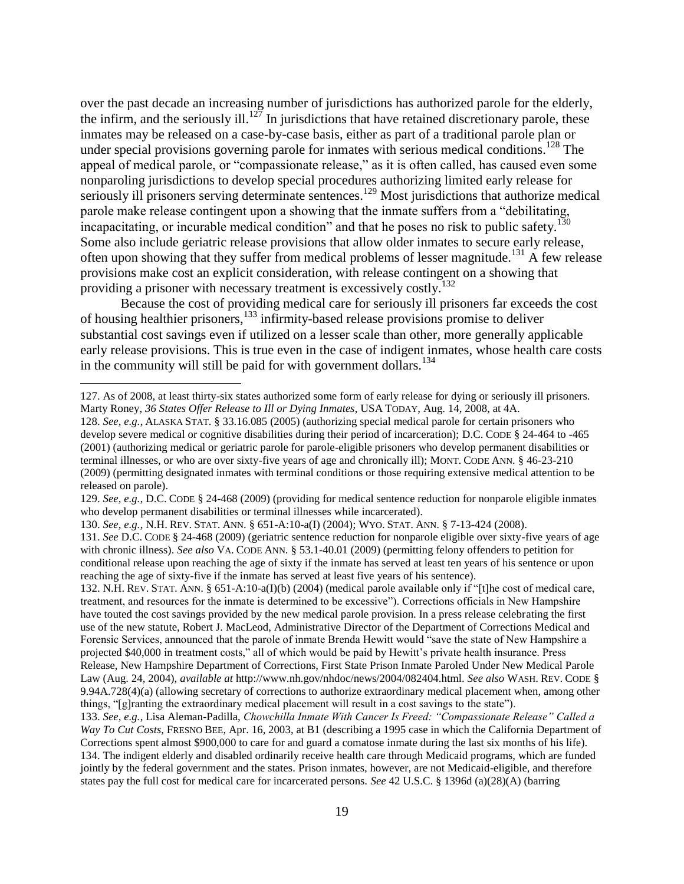over the past decade an increasing number of jurisdictions has authorized parole for the elderly, the infirm, and the seriously ill.[127] In jurisdictions that have retained discretionary parole, these inmates may be released on a case-by-case basis, either as part of a traditional parole plan or under special provisions governing parole for inmates with serious medical conditions.[128] The appeal of medical parole, or "compassionate release," as it is often called, has caused even some nonparoling jurisdictions to develop special procedures authorizing limited early release for seriously ill prisoners serving determinate sentences.[129] Most jurisdictions that authorize medical parole make release contingent upon a showing that the inmate suffers from a "debilitating, incapacitating, or incurable medical condition" and that he poses no risk to public safety.[130] Some also include geriatric release provisions that allow older inmates to secure early release, often upon showing that they suffer from medical problems of lesser magnitude.[131] A few release provisions make cost an explicit consideration, with release contingent on a showing that providing a prisoner with necessary treatment is excessively costly.[132]

Because the cost of providing medical care for seriously ill prisoners far exceeds the cost of housing healthier prisoners,[133] infirmity-based release provisions promise to deliver substantial cost savings even if utilized on a lesser scale than other, more generally applicable early release provisions. This is true even in the case of indigent inmates, whose health care costs in the community will still be paid for with government dollars.[134]

---

127. As of 2008, at least thirty-six states authorized some form of early release for dying or seriously ill prisoners. Marty Roney, *36 States Offer Release to Ill or Dying Inmates*, USA TODAY, Aug. 14, 2008, at 4A.

128. *See, e.g.*, ALASKA STAT. § 33.16.085 (2005) (authorizing special medical parole for certain prisoners who develop severe medical or cognitive disabilities during their period of incarceration); D.C. CODE § 24-464 to -465 (2001) (authorizing medical or geriatric parole for parole-eligible prisoners who develop permanent disabilities or terminal illnesses, or who are over sixty-five years of age and chronically ill); MONT. CODE ANN. § 46-23-210 (2009) (permitting designated inmates with terminal conditions or those requiring extensive medical attention to be released on parole).

129. *See, e.g.*, D.C. CODE § 24-468 (2009) (providing for medical sentence reduction for nonparole eligible inmates who develop permanent disabilities or terminal illnesses while incarcerated).

130. *See, e.g.*, N.H. REV. STAT. ANN. § 651-A:10-a(I) (2004); WYO. STAT. ANN. § 7-13-424 (2008).

131. *See* D.C. CODE § 24-468 (2009) (geriatric sentence reduction for nonparole eligible over sixty-five years of age with chronic illness). *See also* VA. CODE ANN. § 53.1-40.01 (2009) (permitting felony offenders to petition for conditional release upon reaching the age of sixty if the inmate has served at least ten years of his sentence or upon reaching the age of sixty-five if the inmate has served at least five years of his sentence).

132. N.H. REV. STAT. ANN. § 651-A:10-a(I)(b) (2004) (medical parole available only if "[t]he cost of medical care, treatment, and resources for the inmate is determined to be excessive"). Corrections officials in New Hampshire have touted the cost savings provided by the new medical parole provision. In a press release celebrating the first use of the new statute, Robert J. MacLeod, Administrative Director of the Department of Corrections Medical and Forensic Services, announced that the parole of inmate Brenda Hewitt would "save the state of New Hampshire a projected $40,000 in treatment costs," all of which would be paid by Hewitt's private health insurance. Press Release, New Hampshire Department of Corrections, First State Prison Inmate Paroled Under New Medical Parole Law (Aug. 24, 2004), *available at* http://www.nh.gov/nhdoc/news/2004/082404.html. *See also* WASH. REV. CODE § 9.94A.728(4)(a) (allowing secretary of corrections to authorize extraordinary medical placement when, among other things, "[g]ranting the extraordinary medical placement will result in a cost savings to the state").

133. *See, e.g.*, Lisa Aleman-Padilla, *Chowchilla Inmate With Cancer Is Freed: "Compassionate Release" Called a Way To Cut Costs*, FRESNO BEE, Apr. 16, 2003, at B1 (describing a 1995 case in which the California Department of Corrections spent almost $900,000 to care for and guard a comatose inmate during the last six months of her life).

134. The indigent elderly and disabled ordinarily receive health care through Medicaid programs, which are funded jointly by the federal government and the states. Prison inmates, however, are not Medicaid-eligible, and therefore states pay the full cost for medical care for incarcerated persons. *See* 42 U.S.C. § 1396d (a)(28)(A) (barring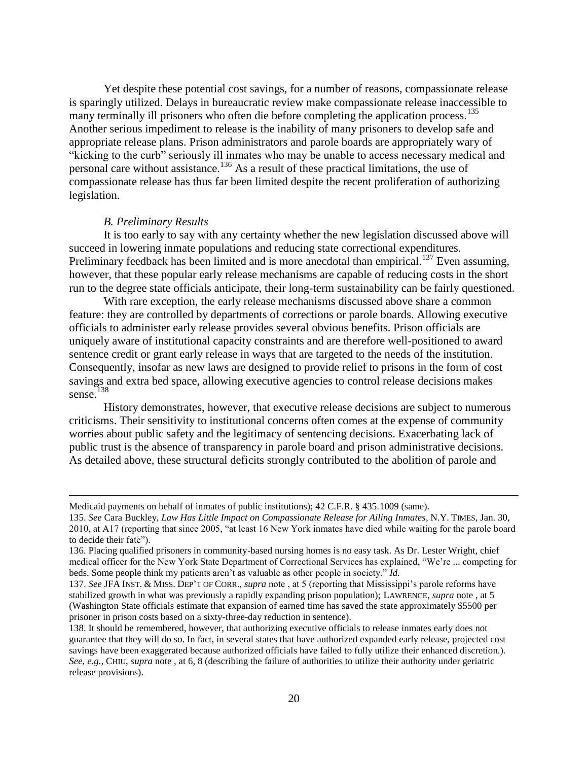Yet despite these potential cost savings, for a number of reasons, compassionate release is sparingly utilized. Delays in bureaucratic review make compassionate release inaccessible to many terminally ill prisoners who often die before completing the application process.[135] Another serious impediment to release is the inability of many prisoners to develop safe and appropriate release plans. Prison administrators and parole boards are appropriately wary of "kicking to the curb" seriously ill inmates who may be unable to access necessary medical and personal care without assistance.[136] As a result of these practical limitations, the use of compassionate release has thus far been limited despite the recent proliferation of authorizing legislation.

### *B. Preliminary Results*

It is too early to say with any certainty whether the new legislation discussed above will succeed in lowering inmate populations and reducing state correctional expenditures. Preliminary feedback has been limited and is more anecdotal than empirical.[137] Even assuming, however, that these popular early release mechanisms are capable of reducing costs in the short run to the degree state officials anticipate, their long-term sustainability can be fairly questioned.

With rare exception, the early release mechanisms discussed above share a common feature: they are controlled by departments of corrections or parole boards. Allowing executive officials to administer early release provides several obvious benefits. Prison officials are uniquely aware of institutional capacity constraints and are therefore well-positioned to award sentence credit or grant early release in ways that are targeted to the needs of the institution. Consequently, insofar as new laws are designed to provide relief to prisons in the form of cost savings and extra bed space, allowing executive agencies to control release decisions makes sense.[138]

History demonstrates, however, that executive release decisions are subject to numerous criticisms. Their sensitivity to institutional concerns often comes at the expense of community worries about public safety and the legitimacy of sentencing decisions. Exacerbating lack of public trust is the absence of transparency in parole board and prison administrative decisions. As detailed above, these structural deficits strongly contributed to the abolition of parole and

---

Medicaid payments on behalf of inmates of public institutions); 42 C.F.R. § 435.1009 (same).

135. *See* Cara Buckley, *Law Has Little Impact on Compassionate Release for Ailing Inmates*, N.Y. TIMES, Jan. 30, 2010, at A17 (reporting that since 2005, "at least 16 New York inmates have died while waiting for the parole board to decide their fate").

136. Placing qualified prisoners in community-based nursing homes is no easy task. As Dr. Lester Wright, chief medical officer for the New York State Department of Correctional Services has explained, "We're ... competing for beds. Some people think my patients aren't as valuable as other people in society." *Id.*

137. *See* JFA INST. & MISS. DEP'T OF CORR., *supra* note , at 5 (reporting that Mississippi's parole reforms have stabilized growth in what was previously a rapidly expanding prison population); LAWRENCE, *supra* note , at 5 (Washington State officials estimate that expansion of earned time has saved the state approximately $5500 per prisoner in prison costs based on a sixty-three-day reduction in sentence).

138. It should be remembered, however, that authorizing executive officials to release inmates early does not guarantee that they will do so. In fact, in several states that have authorized expanded early release, projected cost savings have been exaggerated because authorized officials have failed to fully utilize their enhanced discretion.). *See, e.g.*, CHIU, *supra* note , at 6, 8 (describing the failure of authorities to utilize their authority under geriatric release provisions).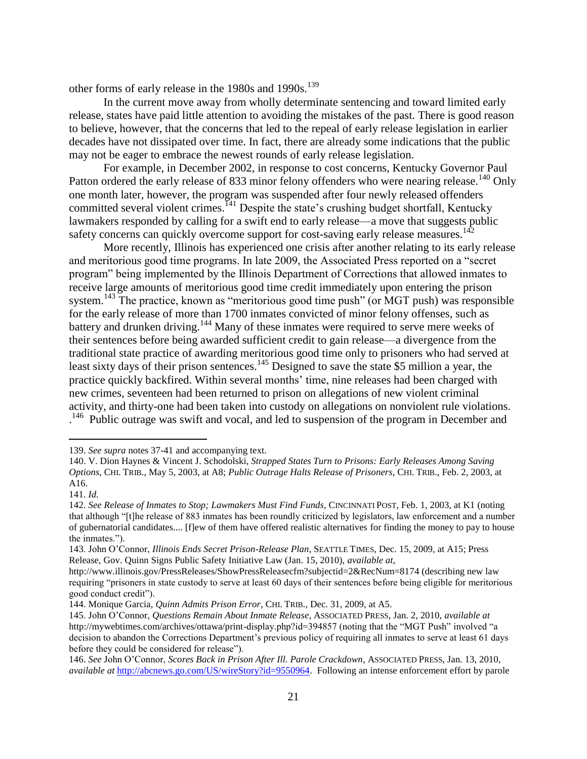other forms of early release in the 1980s and 1990s.[139]

In the current move away from wholly determinate sentencing and toward limited early release, states have paid little attention to avoiding the mistakes of the past. There is good reason to believe, however, that the concerns that led to the repeal of early release legislation in earlier decades have not dissipated over time. In fact, there are already some indications that the public may not be eager to embrace the newest rounds of early release legislation.

For example, in December 2002, in response to cost concerns, Kentucky Governor Paul Patton ordered the early release of 833 minor felony offenders who were nearing release.[140] Only one month later, however, the program was suspended after four newly released offenders committed several violent crimes.[141] Despite the state's crushing budget shortfall, Kentucky lawmakers responded by calling for a swift end to early release—a move that suggests public safety concerns can quickly overcome support for cost-saving early release measures.[142]

More recently, Illinois has experienced one crisis after another relating to its early release and meritorious good time programs. In late 2009, the Associated Press reported on a "secret program" being implemented by the Illinois Department of Corrections that allowed inmates to receive large amounts of meritorious good time credit immediately upon entering the prison system.[143] The practice, known as "meritorious good time push" (or MGT push) was responsible for the early release of more than 1700 inmates convicted of minor felony offenses, such as battery and drunken driving.[144] Many of these inmates were required to serve mere weeks of their sentences before being awarded sufficient credit to gain release—a divergence from the traditional state practice of awarding meritorious good time only to prisoners who had served at least sixty days of their prison sentences.[145] Designed to save the state $5 million a year, the practice quickly backfired. Within several months' time, nine releases had been charged with new crimes, seventeen had been returned to prison on allegations of new violent criminal activity, and thirty-one had been taken into custody on allegations on nonviolent rule violations. .[146] Public outrage was swift and vocal, and led to suspension of the program in December and

---

139. *See supra* notes 37-41 and accompanying text.

140. V. Dion Haynes & Vincent J. Schodolski, *Strapped States Turn to Prisons: Early Releases Among Saving Options*, CHI. TRIB., May 5, 2003, at A8; *Public Outrage Halts Release of Prisoners*, CHI. TRIB., Feb. 2, 2003, at A16.

141. *Id.*

142. *See Release of Inmates to Stop; Lawmakers Must Find Funds*, CINCINNATI POST, Feb. 1, 2003, at K1 (noting that although "[t]he release of 883 inmates has been roundly criticized by legislators, law enforcement and a number of gubernatorial candidates.... [f]ew of them have offered realistic alternatives for finding the money to pay to house the inmates.").

143. John O'Connor, *Illinois Ends Secret Prison-Release Plan*, SEATTLE TIMES, Dec. 15, 2009, at A15; Press Release, Gov. Quinn Signs Public Safety Initiative Law (Jan. 15, 2010), *available at*, http://www.illinois.gov/PressReleases/ShowPressReleasecfm?subjectid=2&RecNum=8174 (describing new law requiring "prisoners in state custody to serve at least 60 days of their sentences before being eligible for meritorious good conduct credit").

144. Monique Garcia, *Quinn Admits Prison Error*, CHI. TRIB., Dec. 31, 2009, at A5.

145. John O'Connor, *Questions Remain About Inmate Release*, ASSOCIATED PRESS, Jan. 2, 2010, *available at* http://mywebtimes.com/archives/ottawa/print-display.php?id=394857 (noting that the "MGT Push" involved "a decision to abandon the Corrections Department's previous policy of requiring all inmates to serve at least 61 days before they could be considered for release").

146. *See* John O'Connor, *Scores Back in Prison After Ill. Parole Crackdown*, ASSOCIATED PRESS, Jan. 13, 2010, *available at* http://abcnews.go.com/US/wireStory?id=9550964. Following an intense enforcement effort by parole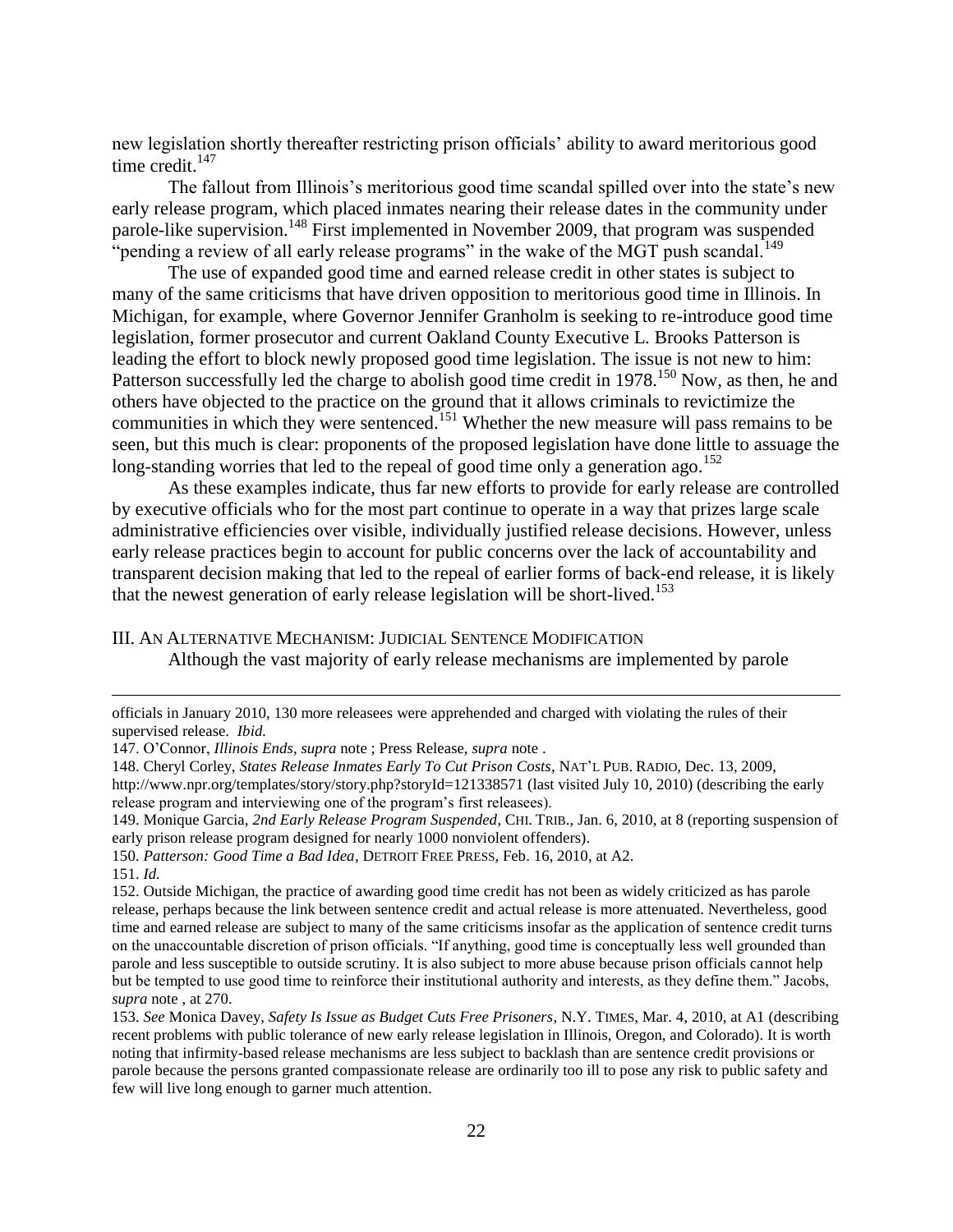new legislation shortly thereafter restricting prison officials' ability to award meritorious good time credit.[147]

The fallout from Illinois's meritorious good time scandal spilled over into the state's new early release program, which placed inmates nearing their release dates in the community under parole-like supervision.[148] First implemented in November 2009, that program was suspended "pending a review of all early release programs" in the wake of the MGT push scandal.[149]

The use of expanded good time and earned release credit in other states is subject to many of the same criticisms that have driven opposition to meritorious good time in Illinois. In Michigan, for example, where Governor Jennifer Granholm is seeking to re-introduce good time legislation, former prosecutor and current Oakland County Executive L. Brooks Patterson is leading the effort to block newly proposed good time legislation. The issue is not new to him: Patterson successfully led the charge to abolish good time credit in 1978.[150] Now, as then, he and others have objected to the practice on the ground that it allows criminals to revictimize the communities in which they were sentenced.[151] Whether the new measure will pass remains to be seen, but this much is clear: proponents of the proposed legislation have done little to assuage the long-standing worries that led to the repeal of good time only a generation ago.[152]

As these examples indicate, thus far new efforts to provide for early release are controlled by executive officials who for the most part continue to operate in a way that prizes large scale administrative efficiencies over visible, individually justified release decisions. However, unless early release practices begin to account for public concerns over the lack of accountability and transparent decision making that led to the repeal of earlier forms of back-end release, it is likely that the newest generation of early release legislation will be short-lived.[153]

## III. An Alternative Mechanism: Judicial Sentence Modification

Although the vast majority of early release mechanisms are implemented by parole

---

officials in January 2010, 130 more releasees were apprehended and charged with violating the rules of their supervised release. *Ibid.*

147. O'Connor, *Illinois Ends*, *supra* note ; Press Release, *supra* note .

148. Cheryl Corley, *States Release Inmates Early To Cut Prison Costs*, NAT'L PUB. RADIO, Dec. 13, 2009, http://www.npr.org/templates/story/story.php?storyId=121338571 (last visited July 10, 2010) (describing the early release program and interviewing one of the program's first releasees).

149. Monique Garcia, *2nd Early Release Program Suspended*, CHI. TRIB., Jan. 6, 2010, at 8 (reporting suspension of early prison release program designed for nearly 1000 nonviolent offenders).

150. *Patterson: Good Time a Bad Idea*, DETROIT FREE PRESS, Feb. 16, 2010, at A2.

151. *Id.*

152. Outside Michigan, the practice of awarding good time credit has not been as widely criticized as has parole release, perhaps because the link between sentence credit and actual release is more attenuated. Nevertheless, good time and earned release are subject to many of the same criticisms insofar as the application of sentence credit turns on the unaccountable discretion of prison officials. "If anything, good time is conceptually less well grounded than parole and less susceptible to outside scrutiny. It is also subject to more abuse because prison officials cannot help but be tempted to use good time to reinforce their institutional authority and interests, as they define them." Jacobs, *supra* note , at 270.

153. *See* Monica Davey, *Safety Is Issue as Budget Cuts Free Prisoners*, N.Y. TIMES, Mar. 4, 2010, at A1 (describing recent problems with public tolerance of new early release legislation in Illinois, Oregon, and Colorado). It is worth noting that infirmity-based release mechanisms are less subject to backlash than are sentence credit provisions or parole because the persons granted compassionate release are ordinarily too ill to pose any risk to public safety and few will live long enough to garner much attention.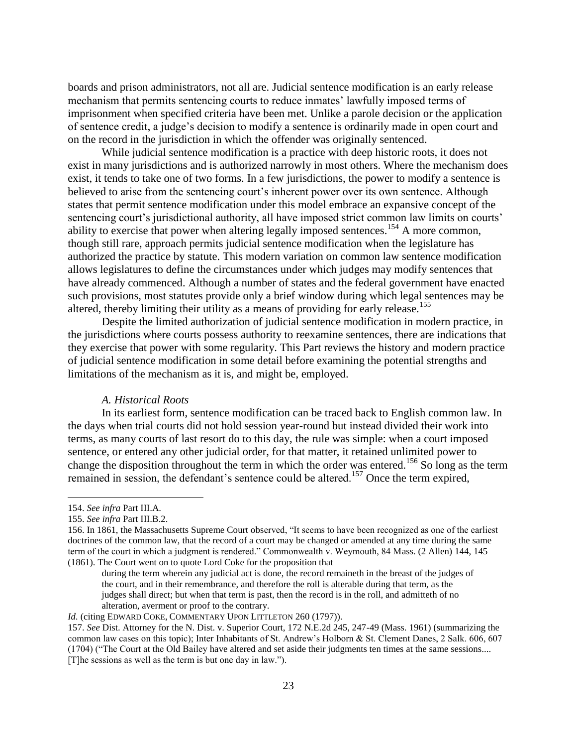boards and prison administrators, not all are. Judicial sentence modification is an early release mechanism that permits sentencing courts to reduce inmates' lawfully imposed terms of imprisonment when specified criteria have been met. Unlike a parole decision or the application of sentence credit, a judge's decision to modify a sentence is ordinarily made in open court and on the record in the jurisdiction in which the offender was originally sentenced.

While judicial sentence modification is a practice with deep historic roots, it does not exist in many jurisdictions and is authorized narrowly in most others. Where the mechanism does exist, it tends to take one of two forms. In a few jurisdictions, the power to modify a sentence is believed to arise from the sentencing court's inherent power over its own sentence. Although states that permit sentence modification under this model embrace an expansive concept of the sentencing court's jurisdictional authority, all have imposed strict common law limits on courts' ability to exercise that power when altering legally imposed sentences.[154] A more common, though still rare, approach permits judicial sentence modification when the legislature has authorized the practice by statute. This modern variation on common law sentence modification allows legislatures to define the circumstances under which judges may modify sentences that have already commenced. Although a number of states and the federal government have enacted such provisions, most statutes provide only a brief window during which legal sentences may be altered, thereby limiting their utility as a means of providing for early release.[155]

Despite the limited authorization of judicial sentence modification in modern practice, in the jurisdictions where courts possess authority to reexamine sentences, there are indications that they exercise that power with some regularity. This Part reviews the history and modern practice of judicial sentence modification in some detail before examining the potential strengths and limitations of the mechanism as it is, and might be, employed.

### *A. Historical Roots*

In its earliest form, sentence modification can be traced back to English common law. In the days when trial courts did not hold session year-round but instead divided their work into terms, as many courts of last resort do to this day, the rule was simple: when a court imposed sentence, or entered any other judicial order, for that matter, it retained unlimited power to change the disposition throughout the term in which the order was entered.[156] So long as the term remained in session, the defendant's sentence could be altered.[157] Once the term expired,

---

154. *See infra* Part III.A.

155. *See infra* Part III.B.2.

156. In 1861, the Massachusetts Supreme Court observed, "It seems to have been recognized as one of the earliest doctrines of the common law, that the record of a court may be changed or amended at any time during the same term of the court in which a judgment is rendered." Commonwealth v. Weymouth, 84 Mass. (2 Allen) 144, 145 (1861). The Court went on to quote Lord Coke for the proposition that

> during the term wherein any judicial act is done, the record remaineth in the breast of the judges of the court, and in their remembrance, and therefore the roll is alterable during that term, as the judges shall direct; but when that term is past, then the record is in the roll, and admitteth of no alteration, averment or proof to the contrary.

*Id.* (citing EDWARD COKE, COMMENTARY UPON LITTLETON 260 (1797)).

157. *See* Dist. Attorney for the N. Dist. v. Superior Court, 172 N.E.2d 245, 247-49 (Mass. 1961) (summarizing the common law cases on this topic); Inter Inhabitants of St. Andrew's Holborn & St. Clement Danes, 2 Salk. 606, 607 (1704) ("The Court at the Old Bailey have altered and set aside their judgments ten times at the same sessions.... [T]he sessions as well as the term is but one day in law.").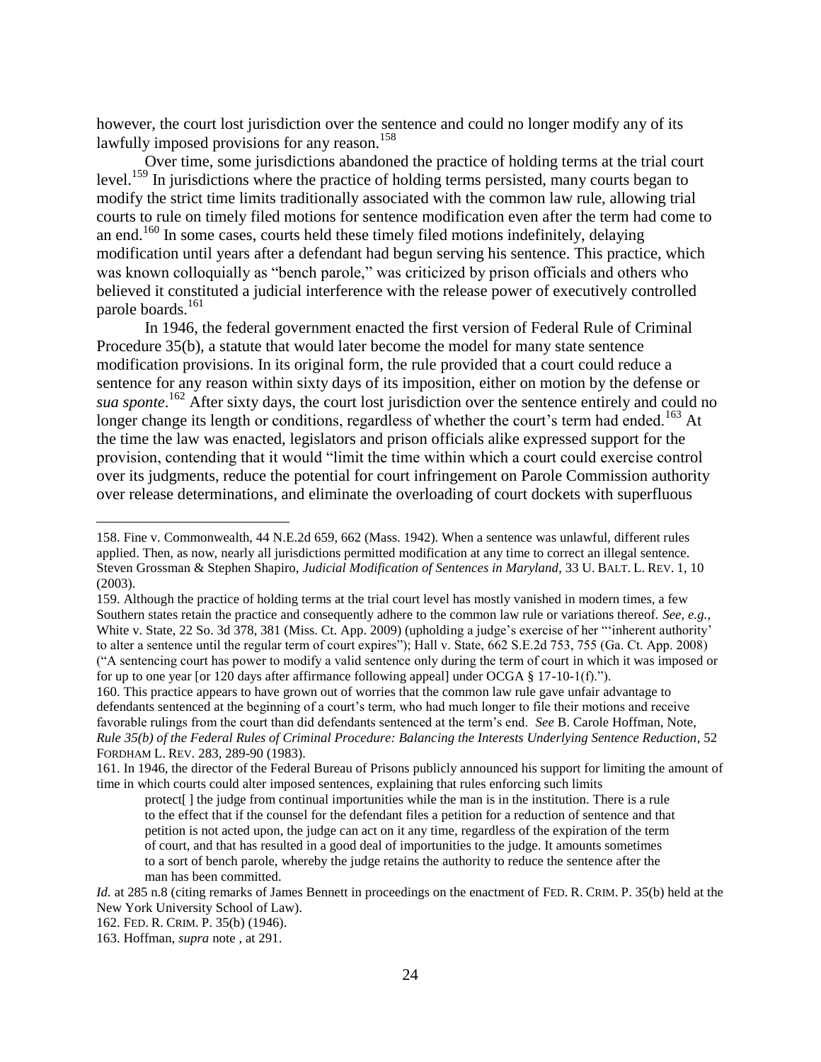however, the court lost jurisdiction over the sentence and could no longer modify any of its lawfully imposed provisions for any reason.[158]

Over time, some jurisdictions abandoned the practice of holding terms at the trial court level.[159] In jurisdictions where the practice of holding terms persisted, many courts began to modify the strict time limits traditionally associated with the common law rule, allowing trial courts to rule on timely filed motions for sentence modification even after the term had come to an end.[160] In some cases, courts held these timely filed motions indefinitely, delaying modification until years after a defendant had begun serving his sentence. This practice, which was known colloquially as "bench parole," was criticized by prison officials and others who believed it constituted a judicial interference with the release power of executively controlled parole boards.[161]

In 1946, the federal government enacted the first version of Federal Rule of Criminal Procedure 35(b), a statute that would later become the model for many state sentence modification provisions. In its original form, the rule provided that a court could reduce a sentence for any reason within sixty days of its imposition, either on motion by the defense or *sua sponte*.[162] After sixty days, the court lost jurisdiction over the sentence entirely and could no longer change its length or conditions, regardless of whether the court's term had ended.[163] At the time the law was enacted, legislators and prison officials alike expressed support for the provision, contending that it would "limit the time within which a court could exercise control over its judgments, reduce the potential for court infringement on Parole Commission authority over release determinations, and eliminate the overloading of court dockets with superfluous

---

158. Fine v. Commonwealth, 44 N.E.2d 659, 662 (Mass. 1942). When a sentence was unlawful, different rules applied. Then, as now, nearly all jurisdictions permitted modification at any time to correct an illegal sentence. Steven Grossman & Stephen Shapiro, *Judicial Modification of Sentences in Maryland*, 33 U. BALT. L. REV. 1, 10 (2003).

159. Although the practice of holding terms at the trial court level has mostly vanished in modern times, a few Southern states retain the practice and consequently adhere to the common law rule or variations thereof. *See, e.g.*, White v. State, 22 So. 3d 378, 381 (Miss. Ct. App. 2009) (upholding a judge's exercise of her "'inherent authority' to alter a sentence until the regular term of court expires"); Hall v. State, 662 S.E.2d 753, 755 (Ga. Ct. App. 2008) ("A sentencing court has power to modify a valid sentence only during the term of court in which it was imposed or for up to one year [or 120 days after affirmance following appeal] under OCGA § 17-10-1(f).").

160. This practice appears to have grown out of worries that the common law rule gave unfair advantage to defendants sentenced at the beginning of a court's term, who had much longer to file their motions and receive favorable rulings from the court than did defendants sentenced at the term's end. *See* B. Carole Hoffman, Note, *Rule 35(b) of the Federal Rules of Criminal Procedure: Balancing the Interests Underlying Sentence Reduction*, 52 FORDHAM L. REV. 283, 289-90 (1983).

161. In 1946, the director of the Federal Bureau of Prisons publicly announced his support for limiting the amount of time in which courts could alter imposed sentences, explaining that rules enforcing such limits

> protect[ ] the judge from continual importunities while the man is in the institution. There is a rule to the effect that if the counsel for the defendant files a petition for a reduction of sentence and that petition is not acted upon, the judge can act on it any time, regardless of the expiration of the term of court, and that has resulted in a good deal of importunities to the judge. It amounts sometimes to a sort of bench parole, whereby the judge retains the authority to reduce the sentence after the man has been committed.

*Id.* at 285 n.8 (citing remarks of James Bennett in proceedings on the enactment of FED. R. CRIM. P. 35(b) held at the New York University School of Law).

162. FED. R. CRIM. P. 35(b) (1946).

163. Hoffman, *supra* note , at 291.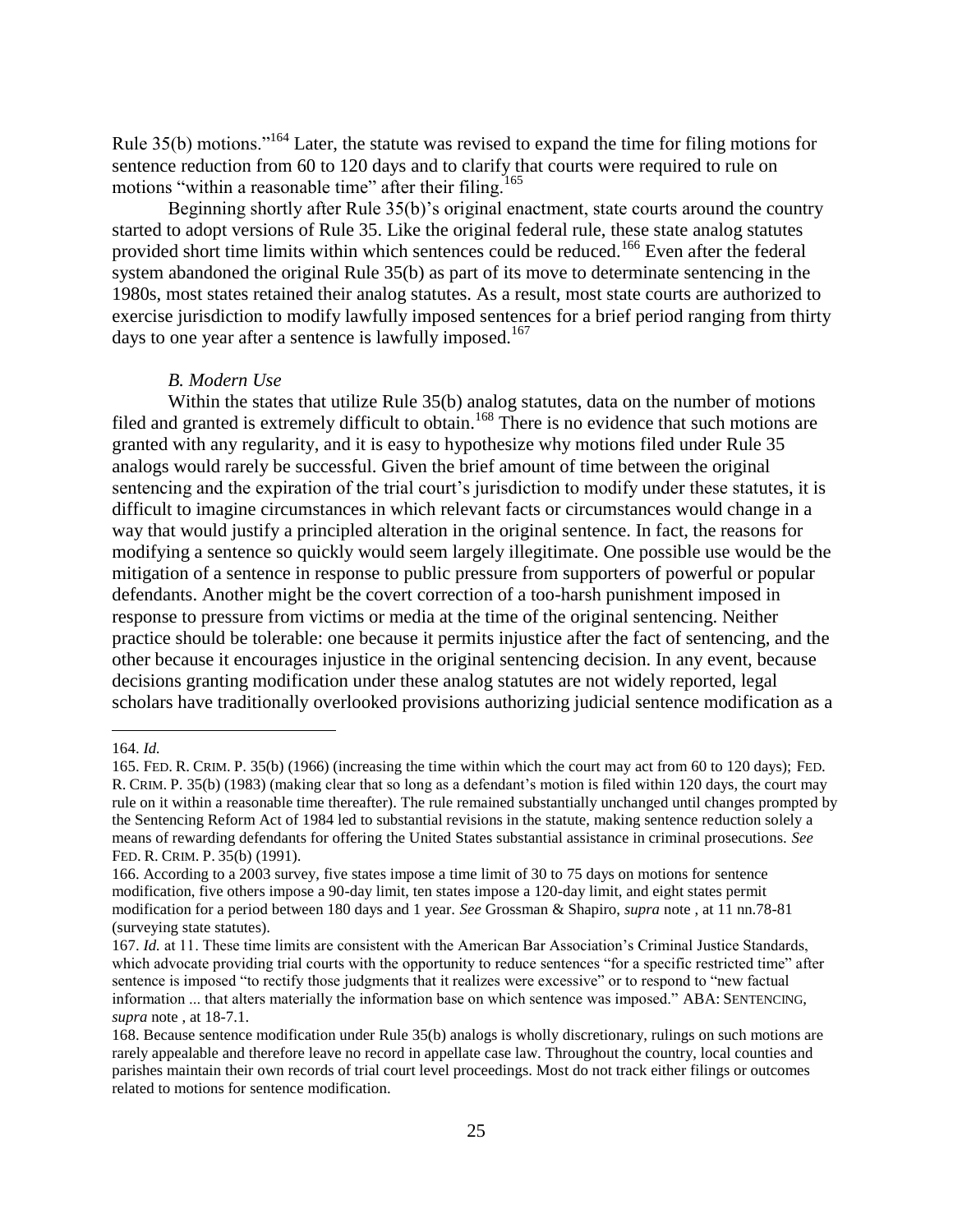Rule 35(b) motions."[164] Later, the statute was revised to expand the time for filing motions for sentence reduction from 60 to 120 days and to clarify that courts were required to rule on motions "within a reasonable time" after their filing.[165]

Beginning shortly after Rule 35(b)'s original enactment, state courts around the country started to adopt versions of Rule 35. Like the original federal rule, these state analog statutes provided short time limits within which sentences could be reduced.[166] Even after the federal system abandoned the original Rule 35(b) as part of its move to determinate sentencing in the 1980s, most states retained their analog statutes. As a result, most state courts are authorized to exercise jurisdiction to modify lawfully imposed sentences for a brief period ranging from thirty days to one year after a sentence is lawfully imposed.[167]

### *B. Modern Use*

Within the states that utilize Rule 35(b) analog statutes, data on the number of motions filed and granted is extremely difficult to obtain.[168] There is no evidence that such motions are granted with any regularity, and it is easy to hypothesize why motions filed under Rule 35 analogs would rarely be successful. Given the brief amount of time between the original sentencing and the expiration of the trial court's jurisdiction to modify under these statutes, it is difficult to imagine circumstances in which relevant facts or circumstances would change in a way that would justify a principled alteration in the original sentence. In fact, the reasons for modifying a sentence so quickly would seem largely illegitimate. One possible use would be the mitigation of a sentence in response to public pressure from supporters of powerful or popular defendants. Another might be the covert correction of a too-harsh punishment imposed in response to pressure from victims or media at the time of the original sentencing. Neither practice should be tolerable: one because it permits injustice after the fact of sentencing, and the other because it encourages injustice in the original sentencing decision. In any event, because decisions granting modification under these analog statutes are not widely reported, legal scholars have traditionally overlooked provisions authorizing judicial sentence modification as a

---

164. *Id.*

165. FED. R. CRIM. P. 35(b) (1966) (increasing the time within which the court may act from 60 to 120 days); FED. R. CRIM. P. 35(b) (1983) (making clear that so long as a defendant's motion is filed within 120 days, the court may rule on it within a reasonable time thereafter). The rule remained substantially unchanged until changes prompted by the Sentencing Reform Act of 1984 led to substantial revisions in the statute, making sentence reduction solely a means of rewarding defendants for offering the United States substantial assistance in criminal prosecutions. *See* FED. R. CRIM. P. 35(b) (1991).

166. According to a 2003 survey, five states impose a time limit of 30 to 75 days on motions for sentence modification, five others impose a 90-day limit, ten states impose a 120-day limit, and eight states permit modification for a period between 180 days and 1 year. *See* Grossman & Shapiro, *supra* note , at 11 nn.78-81 (surveying state statutes).

167. *Id.* at 11. These time limits are consistent with the American Bar Association's Criminal Justice Standards, which advocate providing trial courts with the opportunity to reduce sentences "for a specific restricted time" after sentence is imposed "to rectify those judgments that it realizes were excessive" or to respond to "new factual information ... that alters materially the information base on which sentence was imposed." ABA: SENTENCING, *supra* note , at 18-7.1.

168. Because sentence modification under Rule 35(b) analogs is wholly discretionary, rulings on such motions are rarely appealable and therefore leave no record in appellate case law. Throughout the country, local counties and parishes maintain their own records of trial court level proceedings. Most do not track either filings or outcomes related to motions for sentence modification.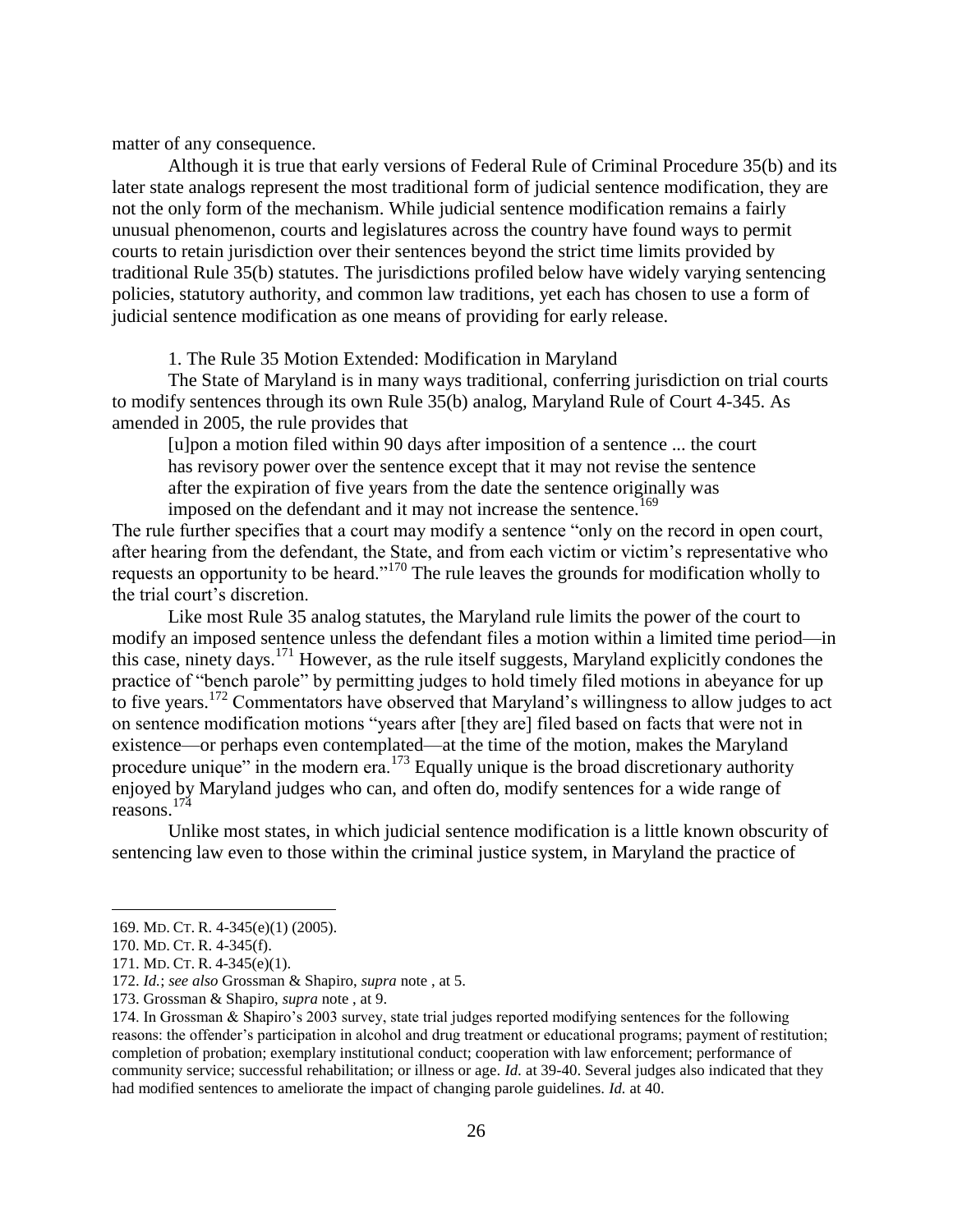matter of any consequence.

Although it is true that early versions of Federal Rule of Criminal Procedure 35(b) and its later state analogs represent the most traditional form of judicial sentence modification, they are not the only form of the mechanism. While judicial sentence modification remains a fairly unusual phenomenon, courts and legislatures across the country have found ways to permit courts to retain jurisdiction over their sentences beyond the strict time limits provided by traditional Rule 35(b) statutes. The jurisdictions profiled below have widely varying sentencing policies, statutory authority, and common law traditions, yet each has chosen to use a form of judicial sentence modification as one means of providing for early release.

1. The Rule 35 Motion Extended: Modification in Maryland

The State of Maryland is in many ways traditional, conferring jurisdiction on trial courts to modify sentences through its own Rule 35(b) analog, Maryland Rule of Court 4-345. As amended in 2005, the rule provides that

> [u]pon a motion filed within 90 days after imposition of a sentence ... the court has revisory power over the sentence except that it may not revise the sentence after the expiration of five years from the date the sentence originally was imposed on the defendant and it may not increase the sentence.[169]

The rule further specifies that a court may modify a sentence "only on the record in open court, after hearing from the defendant, the State, and from each victim or victim's representative who requests an opportunity to be heard."[170] The rule leaves the grounds for modification wholly to the trial court's discretion.

Like most Rule 35 analog statutes, the Maryland rule limits the power of the court to modify an imposed sentence unless the defendant files a motion within a limited time period—in this case, ninety days.[171] However, as the rule itself suggests, Maryland explicitly condones the practice of "bench parole" by permitting judges to hold timely filed motions in abeyance for up to five years.[172] Commentators have observed that Maryland's willingness to allow judges to act on sentence modification motions "years after [they are] filed based on facts that were not in existence—or perhaps even contemplated—at the time of the motion, makes the Maryland procedure unique" in the modern era.[173] Equally unique is the broad discretionary authority enjoyed by Maryland judges who can, and often do, modify sentences for a wide range of reasons.[174]

Unlike most states, in which judicial sentence modification is a little known obscurity of sentencing law even to those within the criminal justice system, in Maryland the practice of

---

169. MD. CT. R. 4-345(e)(1) (2005).

170. MD. CT. R. 4-345(f).

171. MD. CT. R. 4-345(e)(1).

172. *Id.*; *see also* Grossman & Shapiro, *supra* note , at 5.

173. Grossman & Shapiro, *supra* note , at 9.

174. In Grossman & Shapiro's 2003 survey, state trial judges reported modifying sentences for the following reasons: the offender's participation in alcohol and drug treatment or educational programs; payment of restitution; completion of probation; exemplary institutional conduct; cooperation with law enforcement; performance of community service; successful rehabilitation; or illness or age. *Id.* at 39-40. Several judges also indicated that they had modified sentences to ameliorate the impact of changing parole guidelines. *Id.* at 40.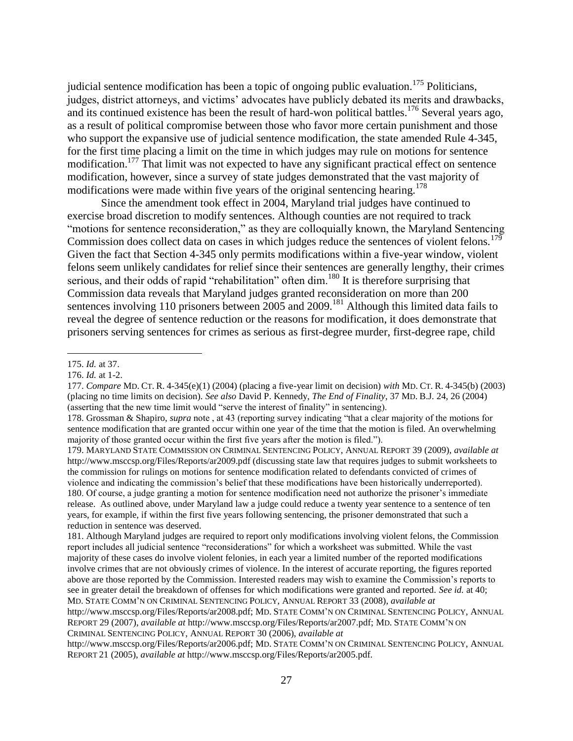judicial sentence modification has been a topic of ongoing public evaluation.[175] Politicians, judges, district attorneys, and victims' advocates have publicly debated its merits and drawbacks, and its continued existence has been the result of hard-won political battles.[176] Several years ago, as a result of political compromise between those who favor more certain punishment and those who support the expansive use of judicial sentence modification, the state amended Rule 4-345, for the first time placing a limit on the time in which judges may rule on motions for sentence modification.[177] That limit was not expected to have any significant practical effect on sentence modification, however, since a survey of state judges demonstrated that the vast majority of modifications were made within five years of the original sentencing hearing.[178]

Since the amendment took effect in 2004, Maryland trial judges have continued to exercise broad discretion to modify sentences. Although counties are not required to track "motions for sentence reconsideration," as they are colloquially known, the Maryland Sentencing Commission does collect data on cases in which judges reduce the sentences of violent felons.[179] Given the fact that Section 4-345 only permits modifications within a five-year window, violent felons seem unlikely candidates for relief since their sentences are generally lengthy, their crimes serious, and their odds of rapid "rehabilitation" often dim.[180] It is therefore surprising that Commission data reveals that Maryland judges granted reconsideration on more than 200 sentences involving 110 prisoners between 2005 and 2009.[181] Although this limited data fails to reveal the degree of sentence reduction or the reasons for modification, it does demonstrate that prisoners serving sentences for crimes as serious as first-degree murder, first-degree rape, child

---

175. *Id.* at 37.

176. *Id.* at 1-2.

177. *Compare* MD. CT. R. 4-345(e)(1) (2004) (placing a five-year limit on decision) *with* MD. CT. R. 4-345(b) (2003) (placing no time limits on decision). *See also* David P. Kennedy, *The End of Finality*, 37 MD. B.J. 24, 26 (2004) (asserting that the new time limit would "serve the interest of finality" in sentencing).

178. Grossman & Shapiro, *supra* note , at 43 (reporting survey indicating "that a clear majority of the motions for sentence modification that are granted occur within one year of the time that the motion is filed. An overwhelming majority of those granted occur within the first five years after the motion is filed.").

179. MARYLAND STATE COMMISSION ON CRIMINAL SENTENCING POLICY, ANNUAL REPORT 39 (2009), *available at* http://www.msccsp.org/Files/Reports/ar2009.pdf (discussing state law that requires judges to submit worksheets to the commission for rulings on motions for sentence modification related to defendants convicted of crimes of violence and indicating the commission's belief that these modifications have been historically underreported).

180. Of course, a judge granting a motion for sentence modification need not authorize the prisoner's immediate release. As outlined above, under Maryland law a judge could reduce a twenty year sentence to a sentence of ten years, for example, if within the first five years following sentencing, the prisoner demonstrated that such a reduction in sentence was deserved.

181. Although Maryland judges are required to report only modifications involving violent felons, the Commission report includes all judicial sentence "reconsiderations" for which a worksheet was submitted. While the vast majority of these cases do involve violent felonies, in each year a limited number of the reported modifications involve crimes that are not obviously crimes of violence. In the interest of accurate reporting, the figures reported above are those reported by the Commission. Interested readers may wish to examine the Commission's reports to see in greater detail the breakdown of offenses for which modifications were granted and reported. *See id.* at 40; MD. STATE COMM'N ON CRIMINAL SENTENCING POLICY, ANNUAL REPORT 33 (2008), *available at* http://www.msccsp.org/Files/Reports/ar2008.pdf; MD. STATE COMM'N ON CRIMINAL SENTENCING POLICY, ANNUAL REPORT 29 (2007), *available at* http://www.msccsp.org/Files/Reports/ar2007.pdf; MD. STATE COMM'N ON CRIMINAL SENTENCING POLICY, ANNUAL REPORT 30 (2006), *available at* http://www.msccsp.org/Files/Reports/ar2006.pdf; MD. STATE COMM'N ON CRIMINAL SENTENCING POLICY, ANNUAL REPORT 21 (2005), *available at* http://www.msccsp.org/Files/Reports/ar2005.pdf.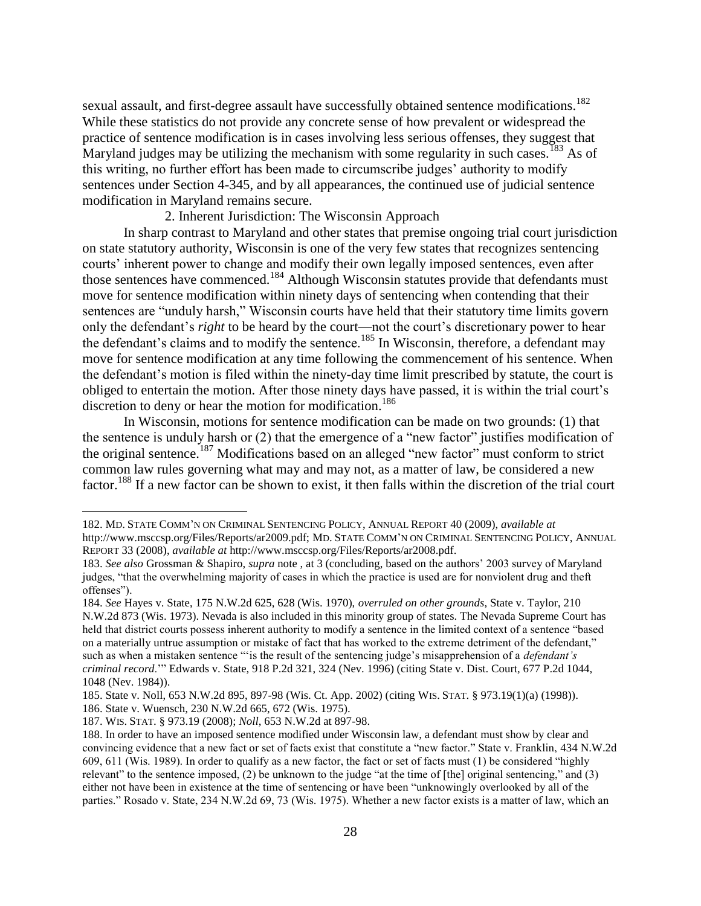sexual assault, and first-degree assault have successfully obtained sentence modifications.[182] While these statistics do not provide any concrete sense of how prevalent or widespread the practice of sentence modification is in cases involving less serious offenses, they suggest that Maryland judges may be utilizing the mechanism with some regularity in such cases.[183] As of this writing, no further effort has been made to circumscribe judges' authority to modify sentences under Section 4-345, and by all appearances, the continued use of judicial sentence modification in Maryland remains secure.

### 2. Inherent Jurisdiction: The Wisconsin Approach

In sharp contrast to Maryland and other states that premise ongoing trial court jurisdiction on state statutory authority, Wisconsin is one of the very few states that recognizes sentencing courts' inherent power to change and modify their own legally imposed sentences, even after those sentences have commenced.[184] Although Wisconsin statutes provide that defendants must move for sentence modification within ninety days of sentencing when contending that their sentences are "unduly harsh," Wisconsin courts have held that their statutory time limits govern only the defendant's *right* to be heard by the court—not the court's discretionary power to hear the defendant's claims and to modify the sentence.[185] In Wisconsin, therefore, a defendant may move for sentence modification at any time following the commencement of his sentence. When the defendant's motion is filed within the ninety-day time limit prescribed by statute, the court is obliged to entertain the motion. After those ninety days have passed, it is within the trial court's discretion to deny or hear the motion for modification.[186]

In Wisconsin, motions for sentence modification can be made on two grounds: (1) that the sentence is unduly harsh or (2) that the emergence of a "new factor" justifies modification of the original sentence.[187] Modifications based on an alleged "new factor" must conform to strict common law rules governing what may and may not, as a matter of law, be considered a new factor.[188] If a new factor can be shown to exist, it then falls within the discretion of the trial court

---

182. MD. STATE COMM'N ON CRIMINAL SENTENCING POLICY, ANNUAL REPORT 40 (2009), *available at* http://www.msccsp.org/Files/Reports/ar2009.pdf; MD. STATE COMM'N ON CRIMINAL SENTENCING POLICY, ANNUAL REPORT 33 (2008), *available at* http://www.msccsp.org/Files/Reports/ar2008.pdf.

183. *See also* Grossman & Shapiro, *supra* note , at 3 (concluding, based on the authors' 2003 survey of Maryland judges, "that the overwhelming majority of cases in which the practice is used are for nonviolent drug and theft offenses").

184. *See* Hayes v. State, 175 N.W.2d 625, 628 (Wis. 1970), *overruled on other grounds*, State v. Taylor, 210 N.W.2d 873 (Wis. 1973). Nevada is also included in this minority group of states. The Nevada Supreme Court has held that district courts possess inherent authority to modify a sentence in the limited context of a sentence "based on a materially untrue assumption or mistake of fact that has worked to the extreme detriment of the defendant," such as when a mistaken sentence "'is the result of the sentencing judge's misapprehension of a *defendant's criminal record*.'" Edwards v. State, 918 P.2d 321, 324 (Nev. 1996) (citing State v. Dist. Court, 677 P.2d 1044, 1048 (Nev. 1984)).

185. State v. Noll, 653 N.W.2d 895, 897-98 (Wis. Ct. App. 2002) (citing WIS. STAT. § 973.19(1)(a) (1998)).

186. State v. Wuensch, 230 N.W.2d 665, 672 (Wis. 1975).

187. WIS. STAT. § 973.19 (2008); *Noll*, 653 N.W.2d at 897-98.

188. In order to have an imposed sentence modified under Wisconsin law, a defendant must show by clear and convincing evidence that a new fact or set of facts exist that constitute a "new factor." State v. Franklin, 434 N.W.2d 609, 611 (Wis. 1989). In order to qualify as a new factor, the fact or set of facts must (1) be considered "highly relevant" to the sentence imposed, (2) be unknown to the judge "at the time of [the] original sentencing," and (3) either not have been in existence at the time of sentencing or have been "unknowingly overlooked by all of the parties." Rosado v. State, 234 N.W.2d 69, 73 (Wis. 1975). Whether a new factor exists is a matter of law, which an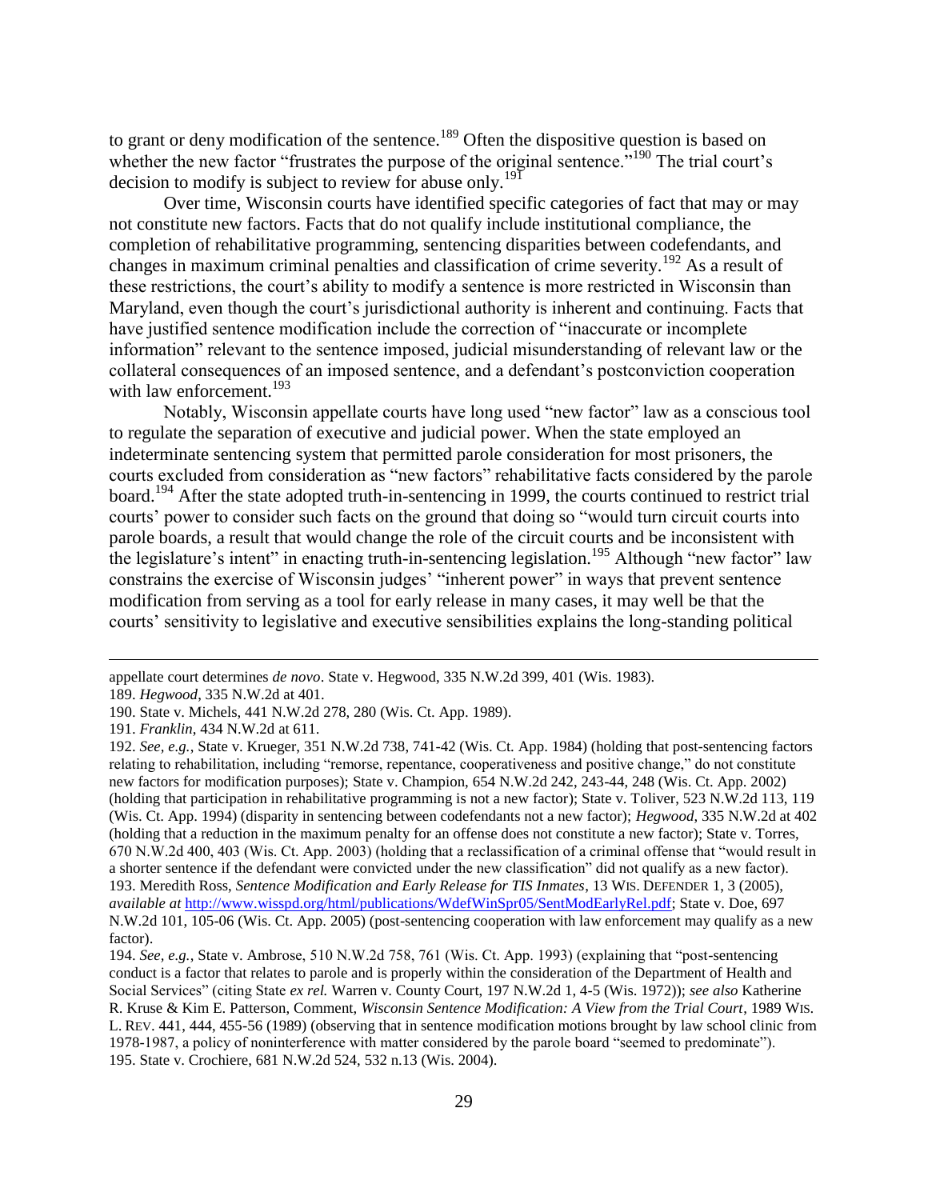to grant or deny modification of the sentence.[189] Often the dispositive question is based on whether the new factor "frustrates the purpose of the original sentence."[190] The trial court's decision to modify is subject to review for abuse only.[191]

Over time, Wisconsin courts have identified specific categories of fact that may or may not constitute new factors. Facts that do not qualify include institutional compliance, the completion of rehabilitative programming, sentencing disparities between codefendants, and changes in maximum criminal penalties and classification of crime severity.[192] As a result of these restrictions, the court's ability to modify a sentence is more restricted in Wisconsin than Maryland, even though the court's jurisdictional authority is inherent and continuing. Facts that have justified sentence modification include the correction of "inaccurate or incomplete information" relevant to the sentence imposed, judicial misunderstanding of relevant law or the collateral consequences of an imposed sentence, and a defendant's postconviction cooperation with law enforcement.[193]

Notably, Wisconsin appellate courts have long used "new factor" law as a conscious tool to regulate the separation of executive and judicial power. When the state employed an indeterminate sentencing system that permitted parole consideration for most prisoners, the courts excluded from consideration as "new factors" rehabilitative facts considered by the parole board.[194] After the state adopted truth-in-sentencing in 1999, the courts continued to restrict trial courts' power to consider such facts on the ground that doing so "would turn circuit courts into parole boards, a result that would change the role of the circuit courts and be inconsistent with the legislature's intent" in enacting truth-in-sentencing legislation.[195] Although "new factor" law constrains the exercise of Wisconsin judges' "inherent power" in ways that prevent sentence modification from serving as a tool for early release in many cases, it may well be that the courts' sensitivity to legislative and executive sensibilities explains the long-standing political

---

appellate court determines *de novo*. State v. Hegwood, 335 N.W.2d 399, 401 (Wis. 1983).

189. *Hegwood*, 335 N.W.2d at 401.

190. State v. Michels, 441 N.W.2d 278, 280 (Wis. Ct. App. 1989).

191. *Franklin*, 434 N.W.2d at 611.

192. *See, e.g.*, State v. Krueger, 351 N.W.2d 738, 741-42 (Wis. Ct. App. 1984) (holding that post-sentencing factors relating to rehabilitation, including "remorse, repentance, cooperativeness and positive change," do not constitute new factors for modification purposes); State v. Champion, 654 N.W.2d 242, 243-44, 248 (Wis. Ct. App. 2002) (holding that participation in rehabilitative programming is not a new factor); State v. Toliver, 523 N.W.2d 113, 119 (Wis. Ct. App. 1994) (disparity in sentencing between codefendants not a new factor); *Hegwood*, 335 N.W.2d at 402 (holding that a reduction in the maximum penalty for an offense does not constitute a new factor); State v. Torres, 670 N.W.2d 400, 403 (Wis. Ct. App. 2003) (holding that a reclassification of a criminal offense that "would result in a shorter sentence if the defendant were convicted under the new classification" did not qualify as a new factor).

193. Meredith Ross, *Sentence Modification and Early Release for TIS Inmates*, 13 WIS. DEFENDER 1, 3 (2005), *available at* http://www.wisspd.org/html/publications/WdefWinSpr05/SentModEarlyRel.pdf; State v. Doe, 697 N.W.2d 101, 105-06 (Wis. Ct. App. 2005) (post-sentencing cooperation with law enforcement may qualify as a new factor).

194. *See, e.g.*, State v. Ambrose, 510 N.W.2d 758, 761 (Wis. Ct. App. 1993) (explaining that "post-sentencing conduct is a factor that relates to parole and is properly within the consideration of the Department of Health and Social Services" (citing State *ex rel.* Warren v. County Court, 197 N.W.2d 1, 4-5 (Wis. 1972)); *see also* Katherine R. Kruse & Kim E. Patterson, Comment, *Wisconsin Sentence Modification: A View from the Trial Court*, 1989 WIS. L. REV. 441, 444, 455-56 (1989) (observing that in sentence modification motions brought by law school clinic from 1978-1987, a policy of noninterference with matter considered by the parole board "seemed to predominate").

195. State v. Crochiere, 681 N.W.2d 524, 532 n.13 (Wis. 2004).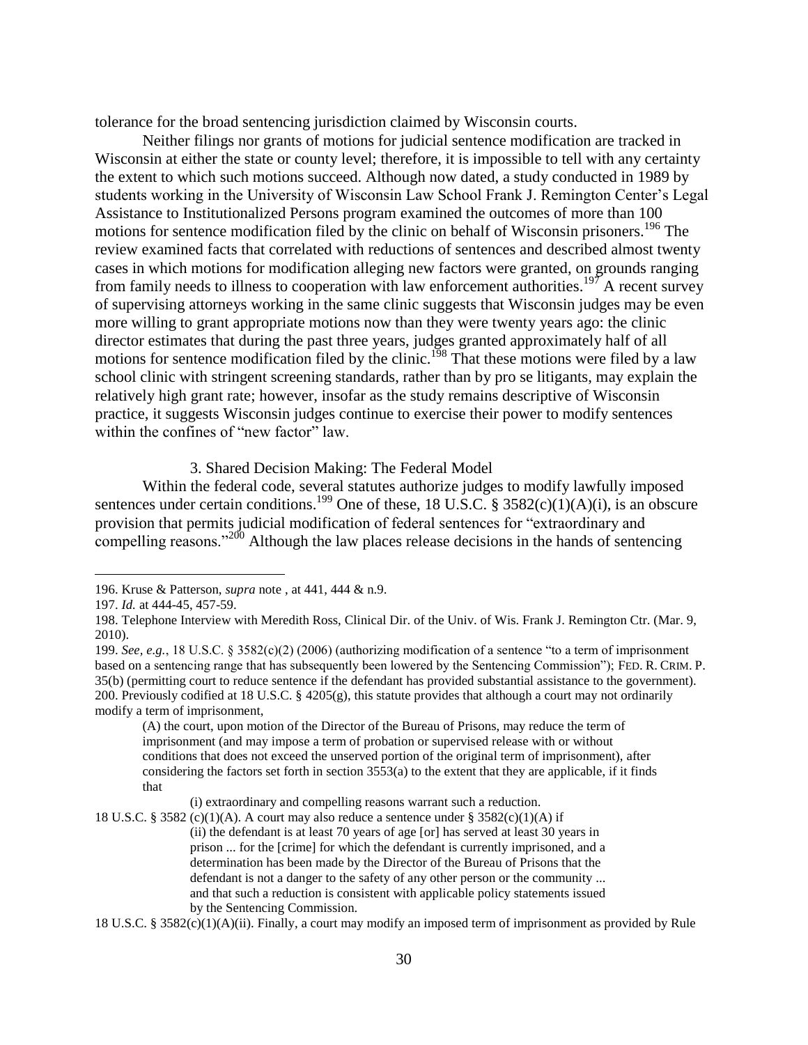tolerance for the broad sentencing jurisdiction claimed by Wisconsin courts.

Neither filings nor grants of motions for judicial sentence modification are tracked in Wisconsin at either the state or county level; therefore, it is impossible to tell with any certainty the extent to which such motions succeed. Although now dated, a study conducted in 1989 by students working in the University of Wisconsin Law School Frank J. Remington Center's Legal Assistance to Institutionalized Persons program examined the outcomes of more than 100 motions for sentence modification filed by the clinic on behalf of Wisconsin prisoners.[196] The review examined facts that correlated with reductions of sentences and described almost twenty cases in which motions for modification alleging new factors were granted, on grounds ranging from family needs to illness to cooperation with law enforcement authorities.[197] A recent survey of supervising attorneys working in the same clinic suggests that Wisconsin judges may be even more willing to grant appropriate motions now than they were twenty years ago: the clinic director estimates that during the past three years, judges granted approximately half of all motions for sentence modification filed by the clinic.[198] That these motions were filed by a law school clinic with stringent screening standards, rather than by pro se litigants, may explain the relatively high grant rate; however, insofar as the study remains descriptive of Wisconsin practice, it suggests Wisconsin judges continue to exercise their power to modify sentences within the confines of "new factor" law.

### 3. Shared Decision Making: The Federal Model

Within the federal code, several statutes authorize judges to modify lawfully imposed sentences under certain conditions.[199] One of these, 18 U.S.C. § 3582(c)(1)(A)(i), is an obscure provision that permits judicial modification of federal sentences for "extraordinary and compelling reasons."[200] Although the law places release decisions in the hands of sentencing

---

196. Kruse & Patterson, *supra* note , at 441, 444 & n.9.

197. *Id.* at 444-45, 457-59.

198. Telephone Interview with Meredith Ross, Clinical Dir. of the Univ. of Wis. Frank J. Remington Ctr. (Mar. 9, 2010).

199. *See, e.g.*, 18 U.S.C. § 3582(c)(2) (2006) (authorizing modification of a sentence "to a term of imprisonment based on a sentencing range that has subsequently been lowered by the Sentencing Commission"); FED. R. CRIM. P. 35(b) (permitting court to reduce sentence if the defendant has provided substantial assistance to the government).

200. Previously codified at 18 U.S.C. § 4205(g), this statute provides that although a court may not ordinarily modify a term of imprisonment,

> (A) the court, upon motion of the Director of the Bureau of Prisons, may reduce the term of imprisonment (and may impose a term of probation or supervised release with or without conditions that does not exceed the unserved portion of the original term of imprisonment), after considering the factors set forth in section 3553(a) to the extent that they are applicable, if it finds that
>
> (i) extraordinary and compelling reasons warrant such a reduction.

18 U.S.C. § 3582 (c)(1)(A). A court may also reduce a sentence under § 3582(c)(1)(A) if

> (ii) the defendant is at least 70 years of age [or] has served at least 30 years in prison ... for the [crime] for which the defendant is currently imprisoned, and a determination has been made by the Director of the Bureau of Prisons that the defendant is not a danger to the safety of any other person or the community ... and that such a reduction is consistent with applicable policy statements issued by the Sentencing Commission.

18 U.S.C. § 3582(c)(1)(A)(ii). Finally, a court may modify an imposed term of imprisonment as provided by Rule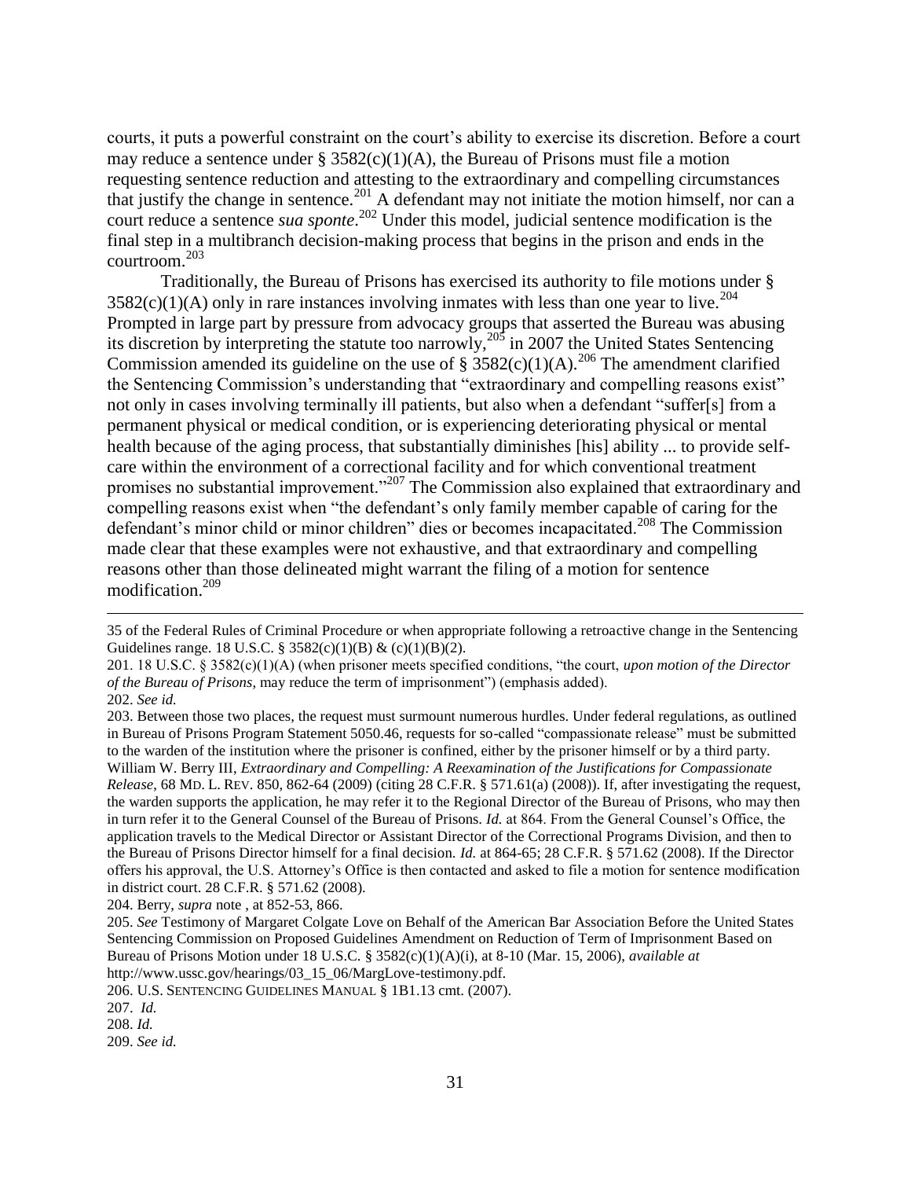courts, it puts a powerful constraint on the court's ability to exercise its discretion. Before a court may reduce a sentence under § 3582(c)(1)(A), the Bureau of Prisons must file a motion requesting sentence reduction and attesting to the extraordinary and compelling circumstances that justify the change in sentence.[201] A defendant may not initiate the motion himself, nor can a court reduce a sentence *sua sponte*.[202] Under this model, judicial sentence modification is the final step in a multibranch decision-making process that begins in the prison and ends in the courtroom.[203]

Traditionally, the Bureau of Prisons has exercised its authority to file motions under § 3582(c)(1)(A) only in rare instances involving inmates with less than one year to live.[204] Prompted in large part by pressure from advocacy groups that asserted the Bureau was abusing its discretion by interpreting the statute too narrowly,[205] in 2007 the United States Sentencing Commission amended its guideline on the use of § 3582(c)(1)(A).[206] The amendment clarified the Sentencing Commission's understanding that "extraordinary and compelling reasons exist" not only in cases involving terminally ill patients, but also when a defendant "suffer[s] from a permanent physical or medical condition, or is experiencing deteriorating physical or mental health because of the aging process, that substantially diminishes [his] ability ... to provide self-care within the environment of a correctional facility and for which conventional treatment promises no substantial improvement."[207] The Commission also explained that extraordinary and compelling reasons exist when "the defendant's only family member capable of caring for the defendant's minor child or minor children" dies or becomes incapacitated.[208] The Commission made clear that these examples were not exhaustive, and that extraordinary and compelling reasons other than those delineated might warrant the filing of a motion for sentence modification.[209]

---

35 of the Federal Rules of Criminal Procedure or when appropriate following a retroactive change in the Sentencing Guidelines range. 18 U.S.C. § 3582(c)(1)(B) & (c)(1)(B)(2).

201. 18 U.S.C. § 3582(c)(1)(A) (when prisoner meets specified conditions, "the court, *upon motion of the Director of the Bureau of Prisons*, may reduce the term of imprisonment") (emphasis added).

202. *See id.*

203. Between those two places, the request must surmount numerous hurdles. Under federal regulations, as outlined in Bureau of Prisons Program Statement 5050.46, requests for so-called "compassionate release" must be submitted to the warden of the institution where the prisoner is confined, either by the prisoner himself or by a third party. William W. Berry III, *Extraordinary and Compelling: A Reexamination of the Justifications for Compassionate Release*, 68 MD. L. REV. 850, 862-64 (2009) (citing 28 C.F.R. § 571.61(a) (2008)). If, after investigating the request, the warden supports the application, he may refer it to the Regional Director of the Bureau of Prisons, who may then in turn refer it to the General Counsel of the Bureau of Prisons. *Id.* at 864. From the General Counsel's Office, the application travels to the Medical Director or Assistant Director of the Correctional Programs Division, and then to the Bureau of Prisons Director himself for a final decision. *Id.* at 864-65; 28 C.F.R. § 571.62 (2008). If the Director offers his approval, the U.S. Attorney's Office is then contacted and asked to file a motion for sentence modification in district court. 28 C.F.R. § 571.62 (2008).

204. Berry, *supra* note , at 852-53, 866.

205. *See* Testimony of Margaret Colgate Love on Behalf of the American Bar Association Before the United States Sentencing Commission on Proposed Guidelines Amendment on Reduction of Term of Imprisonment Based on Bureau of Prisons Motion under 18 U.S.C. § 3582(c)(1)(A)(i), at 8-10 (Mar. 15, 2006), *available at* http://www.ussc.gov/hearings/03_15_06/MargLove-testimony.pdf.

206. U.S. SENTENCING GUIDELINES MANUAL § 1B1.13 cmt. (2007).

207. *Id.*

208. *Id.*

209. *See id.*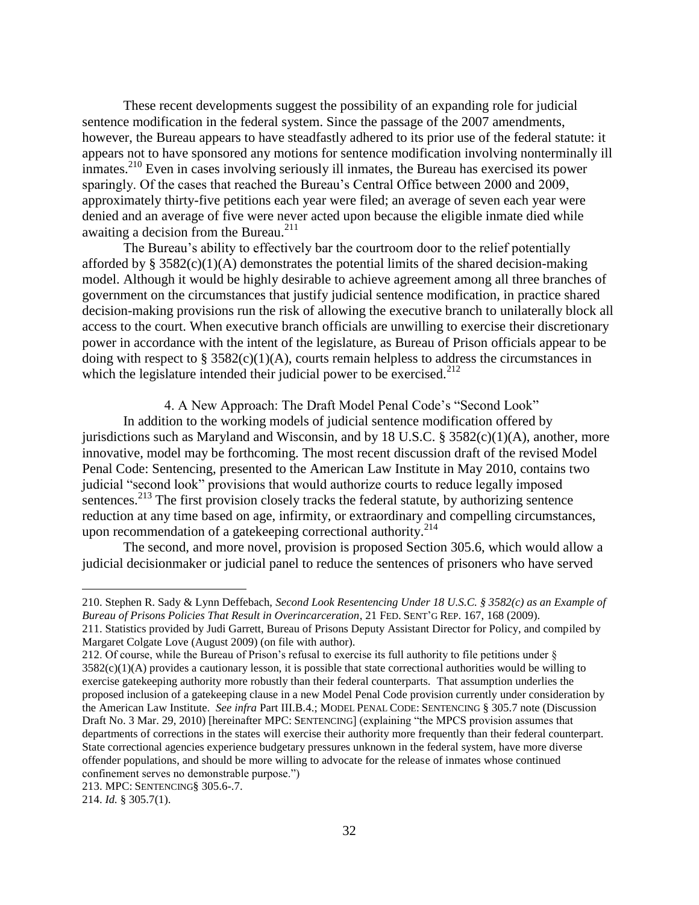These recent developments suggest the possibility of an expanding role for judicial sentence modification in the federal system. Since the passage of the 2007 amendments, however, the Bureau appears to have steadfastly adhered to its prior use of the federal statute: it appears not to have sponsored any motions for sentence modification involving nonterminally ill inmates.[210] Even in cases involving seriously ill inmates, the Bureau has exercised its power sparingly. Of the cases that reached the Bureau's Central Office between 2000 and 2009, approximately thirty-five petitions each year were filed; an average of seven each year were denied and an average of five were never acted upon because the eligible inmate died while awaiting a decision from the Bureau.[211]

The Bureau's ability to effectively bar the courtroom door to the relief potentially afforded by § 3582(c)(1)(A) demonstrates the potential limits of the shared decision-making model. Although it would be highly desirable to achieve agreement among all three branches of government on the circumstances that justify judicial sentence modification, in practice shared decision-making provisions run the risk of allowing the executive branch to unilaterally block all access to the court. When executive branch officials are unwilling to exercise their discretionary power in accordance with the intent of the legislature, as Bureau of Prison officials appear to be doing with respect to § 3582(c)(1)(A), courts remain helpless to address the circumstances in which the legislature intended their judicial power to be exercised.[212]

#### 4. A New Approach: The Draft Model Penal Code's "Second Look"

In addition to the working models of judicial sentence modification offered by jurisdictions such as Maryland and Wisconsin, and by 18 U.S.C. § 3582(c)(1)(A), another, more innovative, model may be forthcoming. The most recent discussion draft of the revised Model Penal Code: Sentencing, presented to the American Law Institute in May 2010, contains two judicial "second look" provisions that would authorize courts to reduce legally imposed sentences.[213] The first provision closely tracks the federal statute, by authorizing sentence reduction at any time based on age, infirmity, or extraordinary and compelling circumstances, upon recommendation of a gatekeeping correctional authority.[214]

The second, and more novel, provision is proposed Section 305.6, which would allow a judicial decisionmaker or judicial panel to reduce the sentences of prisoners who have served

---

210. Stephen R. Sady & Lynn Deffebach, *Second Look Resentencing Under 18 U.S.C. § 3582(c) as an Example of Bureau of Prisons Policies That Result in Overincarceration*, 21 FED. SENT'G REP. 167, 168 (2009).

211. Statistics provided by Judi Garrett, Bureau of Prisons Deputy Assistant Director for Policy, and compiled by Margaret Colgate Love (August 2009) (on file with author).

212. Of course, while the Bureau of Prison's refusal to exercise its full authority to file petitions under § 3582(c)(1)(A) provides a cautionary lesson, it is possible that state correctional authorities would be willing to exercise gatekeeping authority more robustly than their federal counterparts. That assumption underlies the proposed inclusion of a gatekeeping clause in a new Model Penal Code provision currently under consideration by the American Law Institute. *See infra* Part III.B.4.; MODEL PENAL CODE: SENTENCING § 305.7 note (Discussion Draft No. 3 Mar. 29, 2010) [hereinafter MPC: SENTENCING] (explaining "the MPCS provision assumes that departments of corrections in the states will exercise their authority more frequently than their federal counterpart. State correctional agencies experience budgetary pressures unknown in the federal system, have more diverse offender populations, and should be more willing to advocate for the release of inmates whose continued confinement serves no demonstrable purpose.")

213. MPC: SENTENCING§ 305.6-.7.

214. *Id.* § 305.7(1).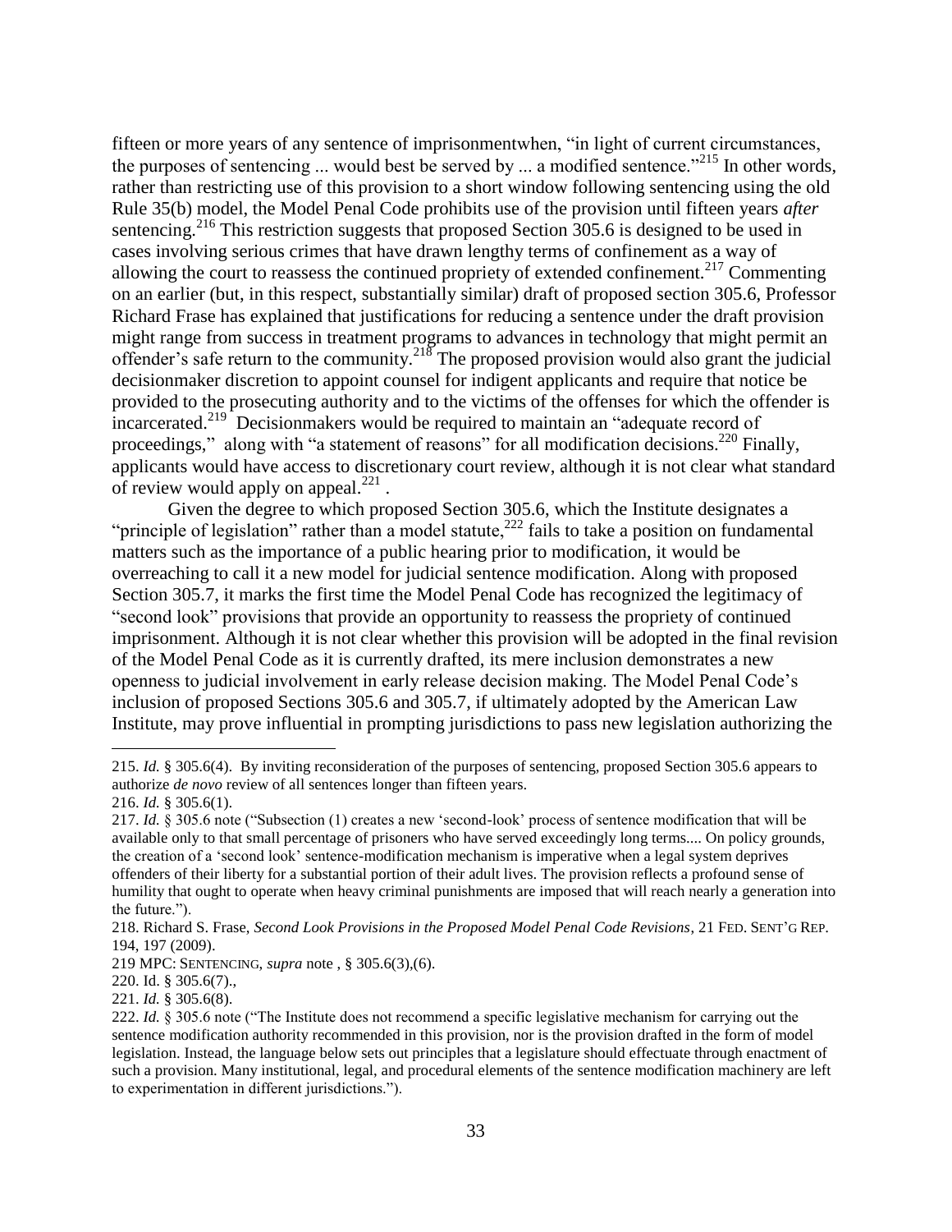fifteen or more years of any sentence of imprisonmentwhen, "in light of current circumstances, the purposes of sentencing ... would best be served by ... a modified sentence."[215] In other words, rather than restricting use of this provision to a short window following sentencing using the old Rule 35(b) model, the Model Penal Code prohibits use of the provision until fifteen years *after* sentencing.[216] This restriction suggests that proposed Section 305.6 is designed to be used in cases involving serious crimes that have drawn lengthy terms of confinement as a way of allowing the court to reassess the continued propriety of extended confinement.[217] Commenting on an earlier (but, in this respect, substantially similar) draft of proposed section 305.6, Professor Richard Frase has explained that justifications for reducing a sentence under the draft provision might range from success in treatment programs to advances in technology that might permit an offender's safe return to the community.[218] The proposed provision would also grant the judicial decisionmaker discretion to appoint counsel for indigent applicants and require that notice be provided to the prosecuting authority and to the victims of the offenses for which the offender is incarcerated.[219] Decisionmakers would be required to maintain an "adequate record of proceedings," along with "a statement of reasons" for all modification decisions.[220] Finally, applicants would have access to discretionary court review, although it is not clear what standard of review would apply on appeal.[221] .

Given the degree to which proposed Section 305.6, which the Institute designates a "principle of legislation" rather than a model statute,[222] fails to take a position on fundamental matters such as the importance of a public hearing prior to modification, it would be overreaching to call it a new model for judicial sentence modification. Along with proposed Section 305.7, it marks the first time the Model Penal Code has recognized the legitimacy of "second look" provisions that provide an opportunity to reassess the propriety of continued imprisonment. Although it is not clear whether this provision will be adopted in the final revision of the Model Penal Code as it is currently drafted, its mere inclusion demonstrates a new openness to judicial involvement in early release decision making. The Model Penal Code's inclusion of proposed Sections 305.6 and 305.7, if ultimately adopted by the American Law Institute, may prove influential in prompting jurisdictions to pass new legislation authorizing the

---

215. *Id.* § 305.6(4). By inviting reconsideration of the purposes of sentencing, proposed Section 305.6 appears to authorize *de novo* review of all sentences longer than fifteen years.

216. *Id.* § 305.6(1).

217. *Id.* § 305.6 note ("Subsection (1) creates a new 'second-look' process of sentence modification that will be available only to that small percentage of prisoners who have served exceedingly long terms.... On policy grounds, the creation of a 'second look' sentence-modification mechanism is imperative when a legal system deprives offenders of their liberty for a substantial portion of their adult lives. The provision reflects a profound sense of humility that ought to operate when heavy criminal punishments are imposed that will reach nearly a generation into the future.").

218. Richard S. Frase, *Second Look Provisions in the Proposed Model Penal Code Revisions*, 21 FED. SENT'G REP. 194, 197 (2009).

219 MPC: SENTENCING, *supra* note , § 305.6(3),(6).

220. Id. § 305.6(7).,

221. *Id.* § 305.6(8).

222. *Id.* § 305.6 note ("The Institute does not recommend a specific legislative mechanism for carrying out the sentence modification authority recommended in this provision, nor is the provision drafted in the form of model legislation. Instead, the language below sets out principles that a legislature should effectuate through enactment of such a provision. Many institutional, legal, and procedural elements of the sentence modification machinery are left to experimentation in different jurisdictions.").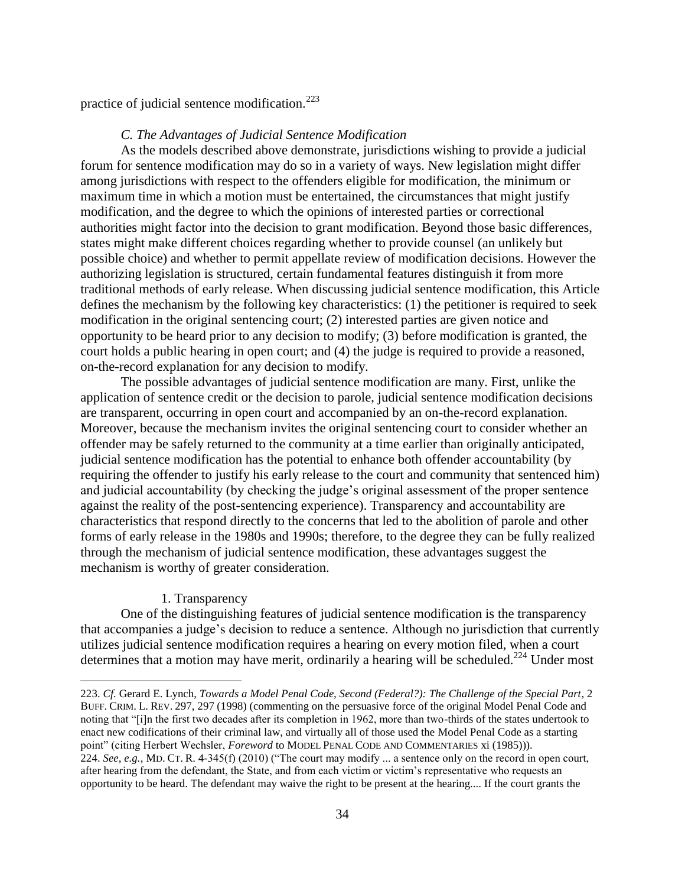practice of judicial sentence modification.[223]

### *C. The Advantages of Judicial Sentence Modification*

As the models described above demonstrate, jurisdictions wishing to provide a judicial forum for sentence modification may do so in a variety of ways. New legislation might differ among jurisdictions with respect to the offenders eligible for modification, the minimum or maximum time in which a motion must be entertained, the circumstances that might justify modification, and the degree to which the opinions of interested parties or correctional authorities might factor into the decision to grant modification. Beyond those basic differences, states might make different choices regarding whether to provide counsel (an unlikely but possible choice) and whether to permit appellate review of modification decisions. However the authorizing legislation is structured, certain fundamental features distinguish it from more traditional methods of early release. When discussing judicial sentence modification, this Article defines the mechanism by the following key characteristics: (1) the petitioner is required to seek modification in the original sentencing court; (2) interested parties are given notice and opportunity to be heard prior to any decision to modify; (3) before modification is granted, the court holds a public hearing in open court; and (4) the judge is required to provide a reasoned, on-the-record explanation for any decision to modify.

The possible advantages of judicial sentence modification are many. First, unlike the application of sentence credit or the decision to parole, judicial sentence modification decisions are transparent, occurring in open court and accompanied by an on-the-record explanation. Moreover, because the mechanism invites the original sentencing court to consider whether an offender may be safely returned to the community at a time earlier than originally anticipated, judicial sentence modification has the potential to enhance both offender accountability (by requiring the offender to justify his early release to the court and community that sentenced him) and judicial accountability (by checking the judge's original assessment of the proper sentence against the reality of the post-sentencing experience). Transparency and accountability are characteristics that respond directly to the concerns that led to the abolition of parole and other forms of early release in the 1980s and 1990s; therefore, to the degree they can be fully realized through the mechanism of judicial sentence modification, these advantages suggest the mechanism is worthy of greater consideration.

#### 1. Transparency

One of the distinguishing features of judicial sentence modification is the transparency that accompanies a judge's decision to reduce a sentence. Although no jurisdiction that currently utilizes judicial sentence modification requires a hearing on every motion filed, when a court determines that a motion may have merit, ordinarily a hearing will be scheduled.[224] Under most

---

223. *Cf.* Gerard E. Lynch, *Towards a Model Penal Code, Second (Federal?): The Challenge of the Special Part*, 2 BUFF. CRIM. L. REV. 297, 297 (1998) (commenting on the persuasive force of the original Model Penal Code and noting that "[i]n the first two decades after its completion in 1962, more than two-thirds of the states undertook to enact new codifications of their criminal law, and virtually all of those used the Model Penal Code as a starting point" (citing Herbert Wechsler, *Foreword* to MODEL PENAL CODE AND COMMENTARIES xi (1985))).

224. *See, e.g.*, MD. CT. R. 4-345(f) (2010) ("The court may modify ... a sentence only on the record in open court, after hearing from the defendant, the State, and from each victim or victim's representative who requests an opportunity to be heard. The defendant may waive the right to be present at the hearing.... If the court grants the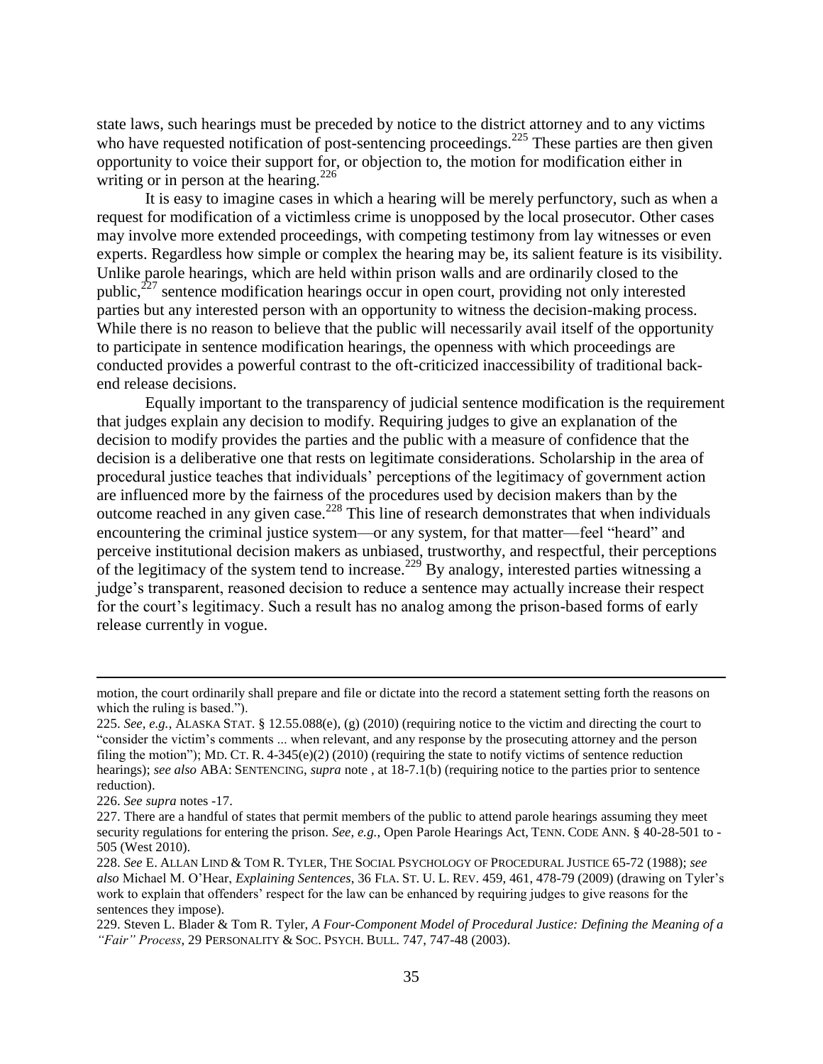state laws, such hearings must be preceded by notice to the district attorney and to any victims who have requested notification of post-sentencing proceedings.[225] These parties are then given opportunity to voice their support for, or objection to, the motion for modification either in writing or in person at the hearing.[226]

It is easy to imagine cases in which a hearing will be merely perfunctory, such as when a request for modification of a victimless crime is unopposed by the local prosecutor. Other cases may involve more extended proceedings, with competing testimony from lay witnesses or even experts. Regardless how simple or complex the hearing may be, its salient feature is its visibility. Unlike parole hearings, which are held within prison walls and are ordinarily closed to the public,[227] sentence modification hearings occur in open court, providing not only interested parties but any interested person with an opportunity to witness the decision-making process. While there is no reason to believe that the public will necessarily avail itself of the opportunity to participate in sentence modification hearings, the openness with which proceedings are conducted provides a powerful contrast to the oft-criticized inaccessibility of traditional back-end release decisions.

Equally important to the transparency of judicial sentence modification is the requirement that judges explain any decision to modify. Requiring judges to give an explanation of the decision to modify provides the parties and the public with a measure of confidence that the decision is a deliberative one that rests on legitimate considerations. Scholarship in the area of procedural justice teaches that individuals' perceptions of the legitimacy of government action are influenced more by the fairness of the procedures used by decision makers than by the outcome reached in any given case.[228] This line of research demonstrates that when individuals encountering the criminal justice system—or any system, for that matter—feel "heard" and perceive institutional decision makers as unbiased, trustworthy, and respectful, their perceptions of the legitimacy of the system tend to increase.[229] By analogy, interested parties witnessing a judge's transparent, reasoned decision to reduce a sentence may actually increase their respect for the court's legitimacy. Such a result has no analog among the prison-based forms of early release currently in vogue.

---

motion, the court ordinarily shall prepare and file or dictate into the record a statement setting forth the reasons on which the ruling is based.").

225. *See, e.g.*, ALASKA STAT. § 12.55.088(e), (g) (2010) (requiring notice to the victim and directing the court to "consider the victim's comments ... when relevant, and any response by the prosecuting attorney and the person filing the motion"); MD. CT. R. 4-345(e)(2) (2010) (requiring the state to notify victims of sentence reduction hearings); *see also* ABA: SENTENCING, *supra* note , at 18-7.1(b) (requiring notice to the parties prior to sentence reduction).

226. *See supra* notes -17.

227. There are a handful of states that permit members of the public to attend parole hearings assuming they meet security regulations for entering the prison. *See, e.g.*, Open Parole Hearings Act, TENN. CODE ANN. § 40-28-501 to -505 (West 2010).

228. *See* E. ALLAN LIND & TOM R. TYLER, THE SOCIAL PSYCHOLOGY OF PROCEDURAL JUSTICE 65-72 (1988); *see also* Michael M. O'Hear, *Explaining Sentences*, 36 FLA. ST. U. L. REV. 459, 461, 478-79 (2009) (drawing on Tyler's work to explain that offenders' respect for the law can be enhanced by requiring judges to give reasons for the sentences they impose).

229. Steven L. Blader & Tom R. Tyler, *A Four-Component Model of Procedural Justice: Defining the Meaning of a "Fair" Process*, 29 PERSONALITY & SOC. PSYCH. BULL. 747, 747-48 (2003).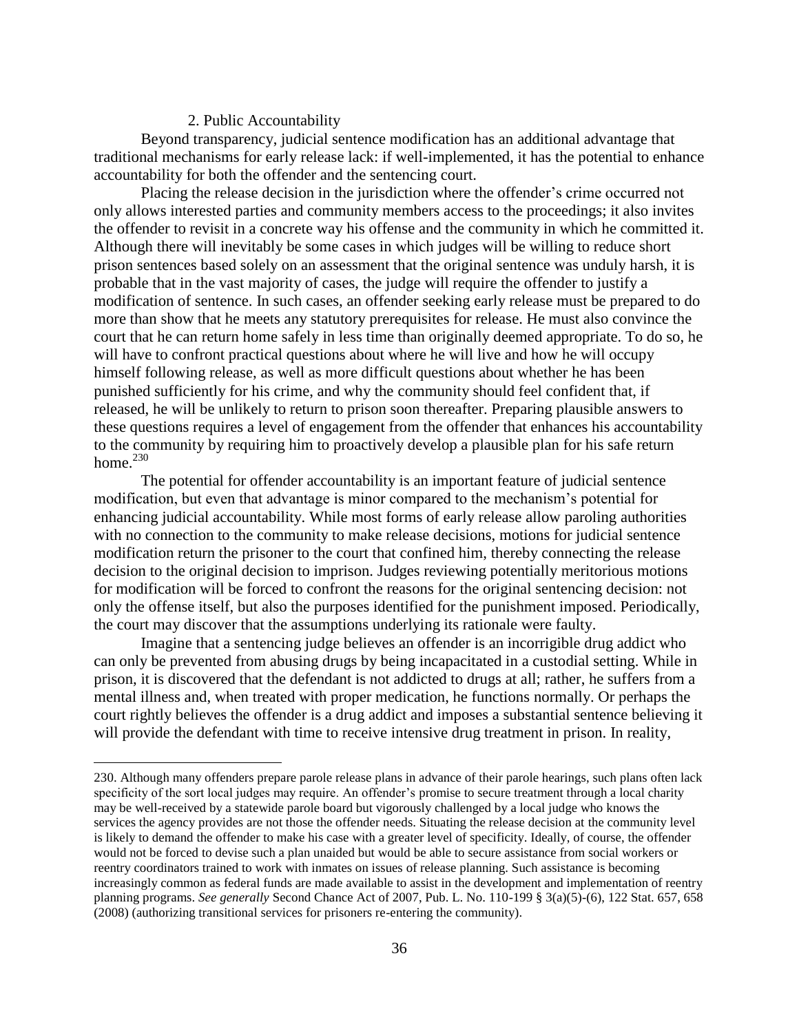### 2. Public Accountability

Beyond transparency, judicial sentence modification has an additional advantage that traditional mechanisms for early release lack: if well-implemented, it has the potential to enhance accountability for both the offender and the sentencing court.

Placing the release decision in the jurisdiction where the offender's crime occurred not only allows interested parties and community members access to the proceedings; it also invites the offender to revisit in a concrete way his offense and the community in which he committed it. Although there will inevitably be some cases in which judges will be willing to reduce short prison sentences based solely on an assessment that the original sentence was unduly harsh, it is probable that in the vast majority of cases, the judge will require the offender to justify a modification of sentence. In such cases, an offender seeking early release must be prepared to do more than show that he meets any statutory prerequisites for release. He must also convince the court that he can return home safely in less time than originally deemed appropriate. To do so, he will have to confront practical questions about where he will live and how he will occupy himself following release, as well as more difficult questions about whether he has been punished sufficiently for his crime, and why the community should feel confident that, if released, he will be unlikely to return to prison soon thereafter. Preparing plausible answers to these questions requires a level of engagement from the offender that enhances his accountability to the community by requiring him to proactively develop a plausible plan for his safe return home.[230]

The potential for offender accountability is an important feature of judicial sentence modification, but even that advantage is minor compared to the mechanism's potential for enhancing judicial accountability. While most forms of early release allow paroling authorities with no connection to the community to make release decisions, motions for judicial sentence modification return the prisoner to the court that confined him, thereby connecting the release decision to the original decision to imprison. Judges reviewing potentially meritorious motions for modification will be forced to confront the reasons for the original sentencing decision: not only the offense itself, but also the purposes identified for the punishment imposed. Periodically, the court may discover that the assumptions underlying its rationale were faulty.

Imagine that a sentencing judge believes an offender is an incorrigible drug addict who can only be prevented from abusing drugs by being incapacitated in a custodial setting. While in prison, it is discovered that the defendant is not addicted to drugs at all; rather, he suffers from a mental illness and, when treated with proper medication, he functions normally. Or perhaps the court rightly believes the offender is a drug addict and imposes a substantial sentence believing it will provide the defendant with time to receive intensive drug treatment in prison. In reality,

---

230. Although many offenders prepare parole release plans in advance of their parole hearings, such plans often lack specificity of the sort local judges may require. An offender's promise to secure treatment through a local charity may be well-received by a statewide parole board but vigorously challenged by a local judge who knows the services the agency provides are not those the offender needs. Situating the release decision at the community level is likely to demand the offender to make his case with a greater level of specificity. Ideally, of course, the offender would not be forced to devise such a plan unaided but would be able to secure assistance from social workers or reentry coordinators trained to work with inmates on issues of release planning. Such assistance is becoming increasingly common as federal funds are made available to assist in the development and implementation of reentry planning programs. *See generally* Second Chance Act of 2007, Pub. L. No. 110-199 § 3(a)(5)-(6), 122 Stat. 657, 658 (2008) (authorizing transitional services for prisoners re-entering the community).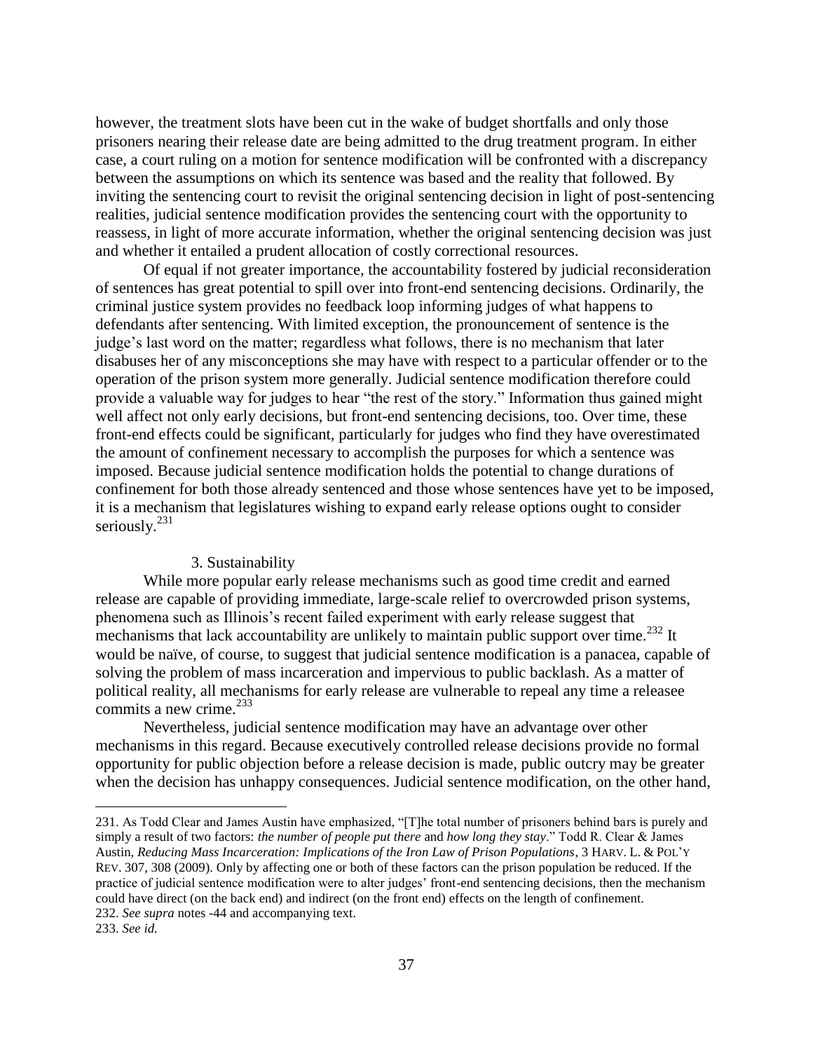however, the treatment slots have been cut in the wake of budget shortfalls and only those prisoners nearing their release date are being admitted to the drug treatment program. In either case, a court ruling on a motion for sentence modification will be confronted with a discrepancy between the assumptions on which its sentence was based and the reality that followed. By inviting the sentencing court to revisit the original sentencing decision in light of post-sentencing realities, judicial sentence modification provides the sentencing court with the opportunity to reassess, in light of more accurate information, whether the original sentencing decision was just and whether it entailed a prudent allocation of costly correctional resources.

Of equal if not greater importance, the accountability fostered by judicial reconsideration of sentences has great potential to spill over into front-end sentencing decisions. Ordinarily, the criminal justice system provides no feedback loop informing judges of what happens to defendants after sentencing. With limited exception, the pronouncement of sentence is the judge's last word on the matter; regardless what follows, there is no mechanism that later disabuses her of any misconceptions she may have with respect to a particular offender or to the operation of the prison system more generally. Judicial sentence modification therefore could provide a valuable way for judges to hear "the rest of the story." Information thus gained might well affect not only early decisions, but front-end sentencing decisions, too. Over time, these front-end effects could be significant, particularly for judges who find they have overestimated the amount of confinement necessary to accomplish the purposes for which a sentence was imposed. Because judicial sentence modification holds the potential to change durations of confinement for both those already sentenced and those whose sentences have yet to be imposed, it is a mechanism that legislatures wishing to expand early release options ought to consider seriously.[231]

3. Sustainability

While more popular early release mechanisms such as good time credit and earned release are capable of providing immediate, large-scale relief to overcrowded prison systems, phenomena such as Illinois's recent failed experiment with early release suggest that mechanisms that lack accountability are unlikely to maintain public support over time.[232] It would be naïve, of course, to suggest that judicial sentence modification is a panacea, capable of solving the problem of mass incarceration and impervious to public backlash. As a matter of political reality, all mechanisms for early release are vulnerable to repeal any time a releasee commits a new crime.[233]

Nevertheless, judicial sentence modification may have an advantage over other mechanisms in this regard. Because executively controlled release decisions provide no formal opportunity for public objection before a release decision is made, public outcry may be greater when the decision has unhappy consequences. Judicial sentence modification, on the other hand,

231. As Todd Clear and James Austin have emphasized, "[T]he total number of prisoners behind bars is purely and simply a result of two factors: *the number of people put there* and *how long they stay*." Todd R. Clear & James Austin, *Reducing Mass Incarceration: Implications of the Iron Law of Prison Populations*, 3 HARV. L. & POL'Y REV. 307, 308 (2009). Only by affecting one or both of these factors can the prison population be reduced. If the practice of judicial sentence modification were to alter judges' front-end sentencing decisions, then the mechanism could have direct (on the back end) and indirect (on the front end) effects on the length of confinement.

232. *See supra* notes -44 and accompanying text.

233. *See id.*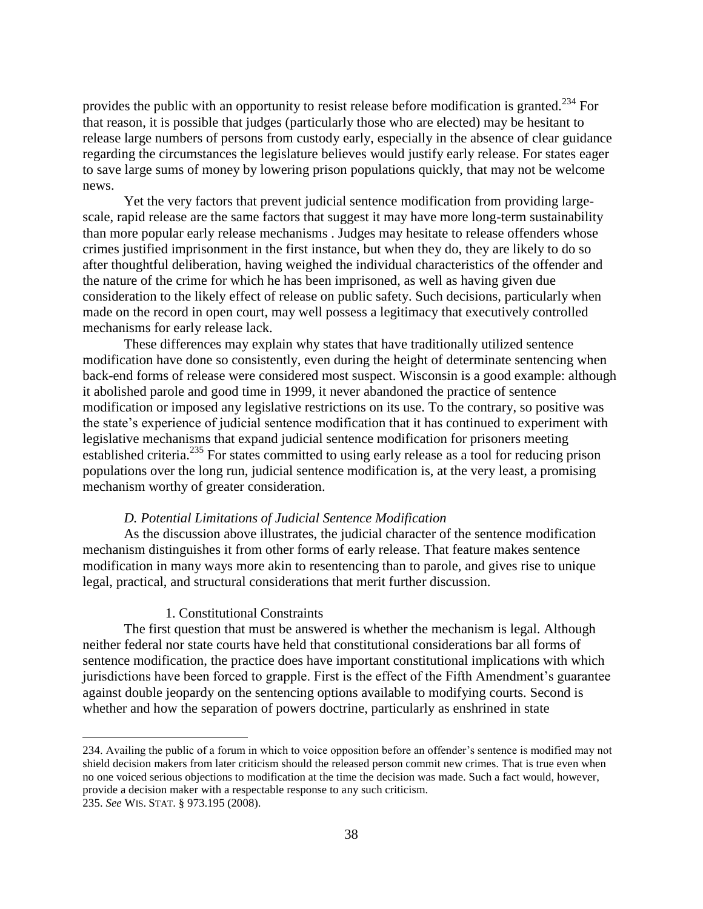provides the public with an opportunity to resist release before modification is granted.[234] For that reason, it is possible that judges (particularly those who are elected) may be hesitant to release large numbers of persons from custody early, especially in the absence of clear guidance regarding the circumstances the legislature believes would justify early release. For states eager to save large sums of money by lowering prison populations quickly, that may not be welcome news.

Yet the very factors that prevent judicial sentence modification from providing large-scale, rapid release are the same factors that suggest it may have more long-term sustainability than more popular early release mechanisms . Judges may hesitate to release offenders whose crimes justified imprisonment in the first instance, but when they do, they are likely to do so after thoughtful deliberation, having weighed the individual characteristics of the offender and the nature of the crime for which he has been imprisoned, as well as having given due consideration to the likely effect of release on public safety. Such decisions, particularly when made on the record in open court, may well possess a legitimacy that executively controlled mechanisms for early release lack.

These differences may explain why states that have traditionally utilized sentence modification have done so consistently, even during the height of determinate sentencing when back-end forms of release were considered most suspect. Wisconsin is a good example: although it abolished parole and good time in 1999, it never abandoned the practice of sentence modification or imposed any legislative restrictions on its use. To the contrary, so positive was the state's experience of judicial sentence modification that it has continued to experiment with legislative mechanisms that expand judicial sentence modification for prisoners meeting established criteria.[235] For states committed to using early release as a tool for reducing prison populations over the long run, judicial sentence modification is, at the very least, a promising mechanism worthy of greater consideration.

### *D. Potential Limitations of Judicial Sentence Modification*

As the discussion above illustrates, the judicial character of the sentence modification mechanism distinguishes it from other forms of early release. That feature makes sentence modification in many ways more akin to resentencing than to parole, and gives rise to unique legal, practical, and structural considerations that merit further discussion.

#### 1. Constitutional Constraints

The first question that must be answered is whether the mechanism is legal. Although neither federal nor state courts have held that constitutional considerations bar all forms of sentence modification, the practice does have important constitutional implications with which jurisdictions have been forced to grapple. First is the effect of the Fifth Amendment's guarantee against double jeopardy on the sentencing options available to modifying courts. Second is whether and how the separation of powers doctrine, particularly as enshrined in state

---

234. Availing the public of a forum in which to voice opposition before an offender's sentence is modified may not shield decision makers from later criticism should the released person commit new crimes. That is true even when no one voiced serious objections to modification at the time the decision was made. Such a fact would, however, provide a decision maker with a respectable response to any such criticism.

235. *See* WIS. STAT. § 973.195 (2008).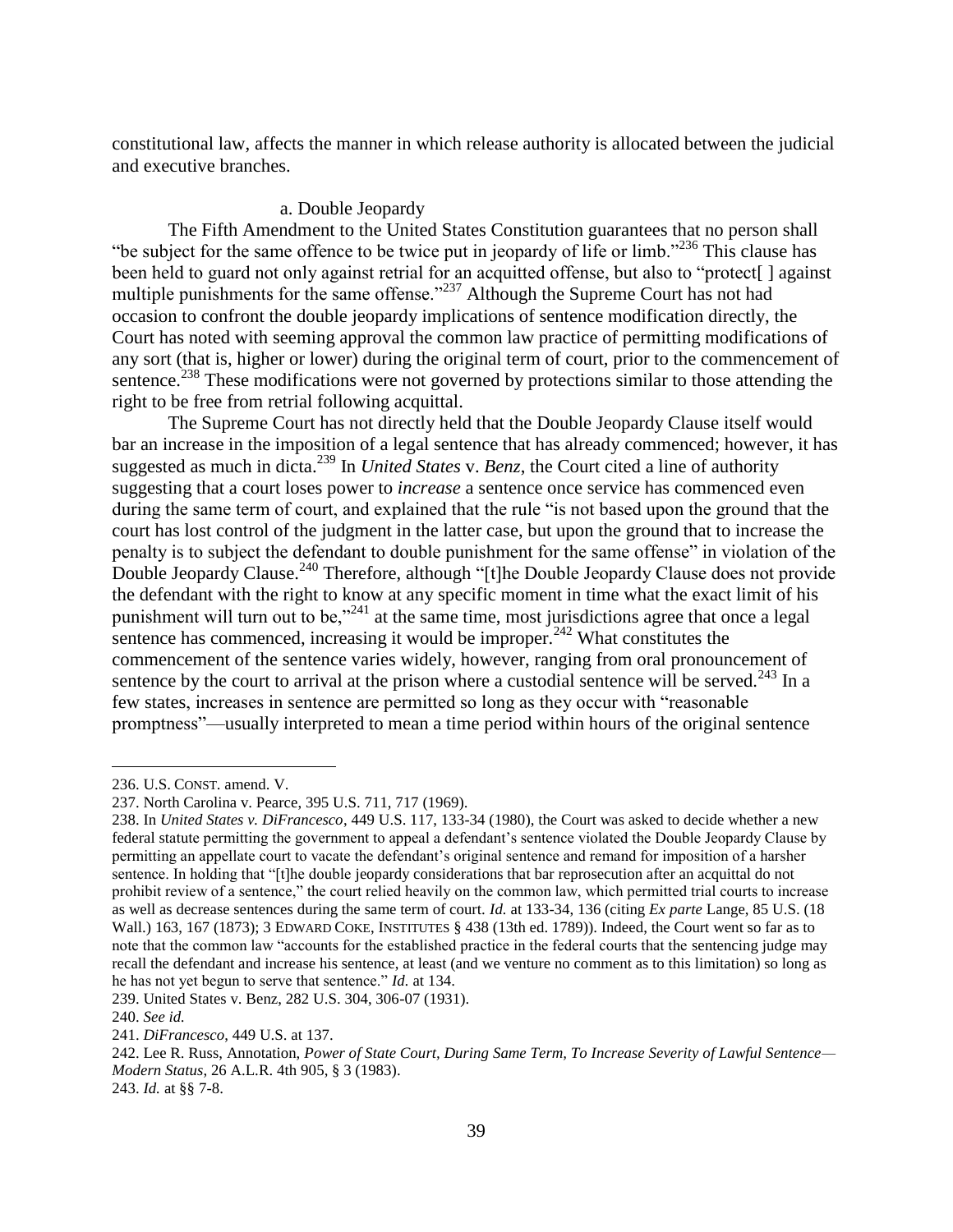constitutional law, affects the manner in which release authority is allocated between the judicial and executive branches.

#### a. Double Jeopardy

The Fifth Amendment to the United States Constitution guarantees that no person shall "be subject for the same offence to be twice put in jeopardy of life or limb."[236] This clause has been held to guard not only against retrial for an acquitted offense, but also to "protect[ ] against multiple punishments for the same offense."[237] Although the Supreme Court has not had occasion to confront the double jeopardy implications of sentence modification directly, the Court has noted with seeming approval the common law practice of permitting modifications of any sort (that is, higher or lower) during the original term of court, prior to the commencement of sentence.[238] These modifications were not governed by protections similar to those attending the right to be free from retrial following acquittal.

The Supreme Court has not directly held that the Double Jeopardy Clause itself would bar an increase in the imposition of a legal sentence that has already commenced; however, it has suggested as much in dicta.[239] In *United States* v. *Benz*, the Court cited a line of authority suggesting that a court loses power to *increase* a sentence once service has commenced even during the same term of court, and explained that the rule "is not based upon the ground that the court has lost control of the judgment in the latter case, but upon the ground that to increase the penalty is to subject the defendant to double punishment for the same offense" in violation of the Double Jeopardy Clause.[240] Therefore, although "[t]he Double Jeopardy Clause does not provide the defendant with the right to know at any specific moment in time what the exact limit of his punishment will turn out to be,"[241] at the same time, most jurisdictions agree that once a legal sentence has commenced, increasing it would be improper.[242] What constitutes the commencement of the sentence varies widely, however, ranging from oral pronouncement of sentence by the court to arrival at the prison where a custodial sentence will be served.[243] In a few states, increases in sentence are permitted so long as they occur with "reasonable promptness"—usually interpreted to mean a time period within hours of the original sentence

---

236. U.S. CONST. amend. V.

237. North Carolina v. Pearce, 395 U.S. 711, 717 (1969).

238. In *United States v. DiFrancesco*, 449 U.S. 117, 133-34 (1980), the Court was asked to decide whether a new federal statute permitting the government to appeal a defendant's sentence violated the Double Jeopardy Clause by permitting an appellate court to vacate the defendant's original sentence and remand for imposition of a harsher sentence. In holding that "[t]he double jeopardy considerations that bar reprosecution after an acquittal do not prohibit review of a sentence," the court relied heavily on the common law, which permitted trial courts to increase as well as decrease sentences during the same term of court. *Id.* at 133-34, 136 (citing *Ex parte* Lange, 85 U.S. (18 Wall.) 163, 167 (1873); 3 EDWARD COKE, INSTITUTES § 438 (13th ed. 1789)). Indeed, the Court went so far as to note that the common law "accounts for the established practice in the federal courts that the sentencing judge may recall the defendant and increase his sentence, at least (and we venture no comment as to this limitation) so long as he has not yet begun to serve that sentence." *Id.* at 134.

239. United States v. Benz, 282 U.S. 304, 306-07 (1931).

240. *See id.*

241. *DiFrancesco*, 449 U.S. at 137.

242. Lee R. Russ, Annotation, *Power of State Court, During Same Term, To Increase Severity of Lawful Sentence—Modern Status*, 26 A.L.R. 4th 905, § 3 (1983).

243. *Id.* at §§ 7-8.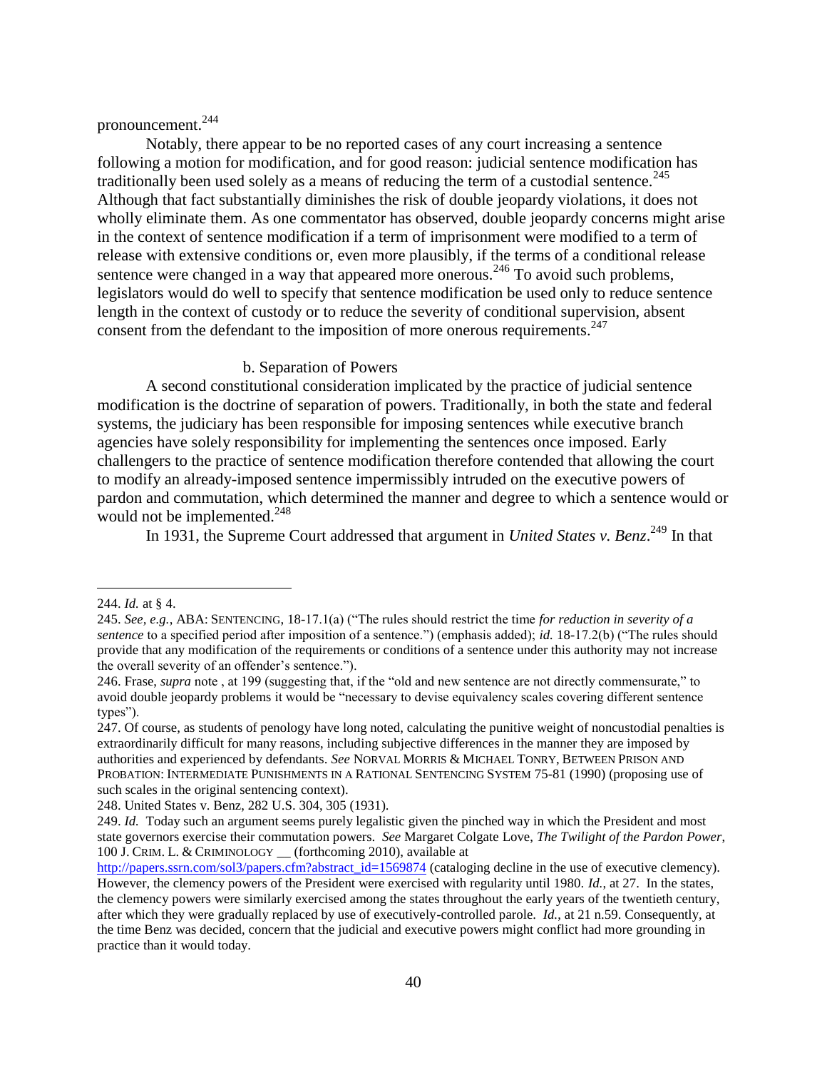pronouncement.[244]

Notably, there appear to be no reported cases of any court increasing a sentence following a motion for modification, and for good reason: judicial sentence modification has traditionally been used solely as a means of reducing the term of a custodial sentence.[245] Although that fact substantially diminishes the risk of double jeopardy violations, it does not wholly eliminate them. As one commentator has observed, double jeopardy concerns might arise in the context of sentence modification if a term of imprisonment were modified to a term of release with extensive conditions or, even more plausibly, if the terms of a conditional release sentence were changed in a way that appeared more onerous.[246] To avoid such problems, legislators would do well to specify that sentence modification be used only to reduce sentence length in the context of custody or to reduce the severity of conditional supervision, absent consent from the defendant to the imposition of more onerous requirements.[247]

b. Separation of Powers

A second constitutional consideration implicated by the practice of judicial sentence modification is the doctrine of separation of powers. Traditionally, in both the state and federal systems, the judiciary has been responsible for imposing sentences while executive branch agencies have solely responsibility for implementing the sentences once imposed. Early challengers to the practice of sentence modification therefore contended that allowing the court to modify an already-imposed sentence impermissibly intruded on the executive powers of pardon and commutation, which determined the manner and degree to which a sentence would or would not be implemented.[248]

In 1931, the Supreme Court addressed that argument in *United States v. Benz*.[249] In that

---

244. *Id.* at § 4.

245. *See, e.g.*, ABA: SENTENCING, 18-17.1(a) ("The rules should restrict the time *for reduction in severity of a sentence* to a specified period after imposition of a sentence.") (emphasis added); *id.* 18-17.2(b) ("The rules should provide that any modification of the requirements or conditions of a sentence under this authority may not increase the overall severity of an offender's sentence.").

246. Frase, *supra* note , at 199 (suggesting that, if the "old and new sentence are not directly commensurate," to avoid double jeopardy problems it would be "necessary to devise equivalency scales covering different sentence types").

247. Of course, as students of penology have long noted, calculating the punitive weight of noncustodial penalties is extraordinarily difficult for many reasons, including subjective differences in the manner they are imposed by authorities and experienced by defendants. *See* NORVAL MORRIS & MICHAEL TONRY, BETWEEN PRISON AND PROBATION: INTERMEDIATE PUNISHMENTS IN A RATIONAL SENTENCING SYSTEM 75-81 (1990) (proposing use of such scales in the original sentencing context).

248. United States v. Benz, 282 U.S. 304, 305 (1931).

249. *Id.* Today such an argument seems purely legalistic given the pinched way in which the President and most state governors exercise their commutation powers. *See* Margaret Colgate Love, *The Twilight of the Pardon Power*, 100 J. CRIM. L. & CRIMINOLOGY __ (forthcoming 2010), available at http://papers.ssrn.com/sol3/papers.cfm?abstract_id=1569874 (cataloging decline in the use of executive clemency). However, the clemency powers of the President were exercised with regularity until 1980. *Id.*, at 27. In the states, the clemency powers were similarly exercised among the states throughout the early years of the twentieth century, after which they were gradually replaced by use of executively-controlled parole. *Id.*, at 21 n.59. Consequently, at the time Benz was decided, concern that the judicial and executive powers might conflict had more grounding in practice than it would today.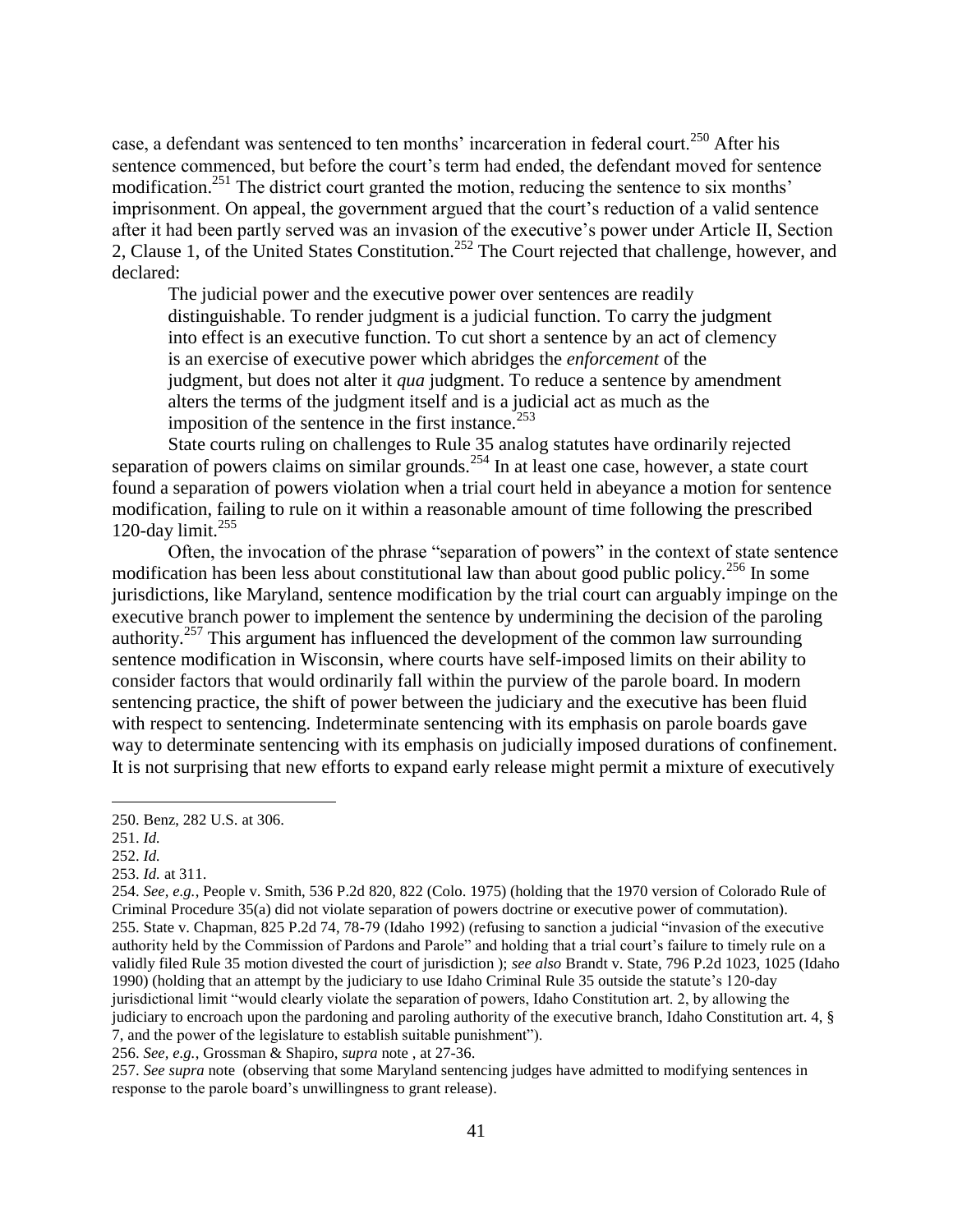case, a defendant was sentenced to ten months' incarceration in federal court.[250] After his sentence commenced, but before the court's term had ended, the defendant moved for sentence modification.[251] The district court granted the motion, reducing the sentence to six months' imprisonment. On appeal, the government argued that the court's reduction of a valid sentence after it had been partly served was an invasion of the executive's power under Article II, Section 2, Clause 1, of the United States Constitution.[252] The Court rejected that challenge, however, and declared:

> The judicial power and the executive power over sentences are readily distinguishable. To render judgment is a judicial function. To carry the judgment into effect is an executive function. To cut short a sentence by an act of clemency is an exercise of executive power which abridges the *enforcement* of the judgment, but does not alter it *qua* judgment. To reduce a sentence by amendment alters the terms of the judgment itself and is a judicial act as much as the imposition of the sentence in the first instance.[253]

State courts ruling on challenges to Rule 35 analog statutes have ordinarily rejected separation of powers claims on similar grounds.[254] In at least one case, however, a state court found a separation of powers violation when a trial court held in abeyance a motion for sentence modification, failing to rule on it within a reasonable amount of time following the prescribed 120-day limit.[255]

Often, the invocation of the phrase "separation of powers" in the context of state sentence modification has been less about constitutional law than about good public policy.[256] In some jurisdictions, like Maryland, sentence modification by the trial court can arguably impinge on the executive branch power to implement the sentence by undermining the decision of the paroling authority.[257] This argument has influenced the development of the common law surrounding sentence modification in Wisconsin, where courts have self-imposed limits on their ability to consider factors that would ordinarily fall within the purview of the parole board. In modern sentencing practice, the shift of power between the judiciary and the executive has been fluid with respect to sentencing. Indeterminate sentencing with its emphasis on parole boards gave way to determinate sentencing with its emphasis on judicially imposed durations of confinement. It is not surprising that new efforts to expand early release might permit a mixture of executively

---

250. Benz, 282 U.S. at 306.

251. *Id.*

252. *Id.*

253. *Id.* at 311.

254. *See, e.g.*, People v. Smith, 536 P.2d 820, 822 (Colo. 1975) (holding that the 1970 version of Colorado Rule of Criminal Procedure 35(a) did not violate separation of powers doctrine or executive power of commutation).

255. State v. Chapman, 825 P.2d 74, 78-79 (Idaho 1992) (refusing to sanction a judicial "invasion of the executive authority held by the Commission of Pardons and Parole" and holding that a trial court's failure to timely rule on a validly filed Rule 35 motion divested the court of jurisdiction ); *see also* Brandt v. State, 796 P.2d 1023, 1025 (Idaho 1990) (holding that an attempt by the judiciary to use Idaho Criminal Rule 35 outside the statute's 120-day jurisdictional limit "would clearly violate the separation of powers, Idaho Constitution art. 2, by allowing the judiciary to encroach upon the pardoning and paroling authority of the executive branch, Idaho Constitution art. 4, § 7, and the power of the legislature to establish suitable punishment").

256. *See, e.g.*, Grossman & Shapiro, *supra* note , at 27-36.

257. *See supra* note (observing that some Maryland sentencing judges have admitted to modifying sentences in response to the parole board's unwillingness to grant release).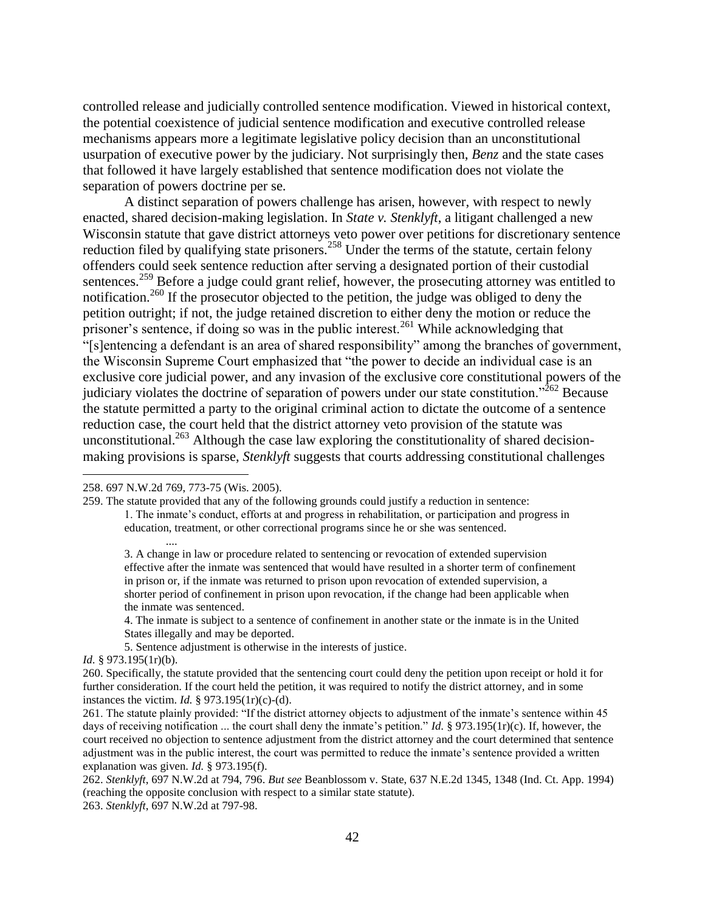controlled release and judicially controlled sentence modification. Viewed in historical context, the potential coexistence of judicial sentence modification and executive controlled release mechanisms appears more a legitimate legislative policy decision than an unconstitutional usurpation of executive power by the judiciary. Not surprisingly then, *Benz* and the state cases that followed it have largely established that sentence modification does not violate the separation of powers doctrine per se.

A distinct separation of powers challenge has arisen, however, with respect to newly enacted, shared decision-making legislation. In *State v. Stenklyft*, a litigant challenged a new Wisconsin statute that gave district attorneys veto power over petitions for discretionary sentence reduction filed by qualifying state prisoners.[258] Under the terms of the statute, certain felony offenders could seek sentence reduction after serving a designated portion of their custodial sentences.[259] Before a judge could grant relief, however, the prosecuting attorney was entitled to notification.[260] If the prosecutor objected to the petition, the judge was obliged to deny the petition outright; if not, the judge retained discretion to either deny the motion or reduce the prisoner's sentence, if doing so was in the public interest.[261] While acknowledging that "[s]entencing a defendant is an area of shared responsibility" among the branches of government, the Wisconsin Supreme Court emphasized that "the power to decide an individual case is an exclusive core judicial power, and any invasion of the exclusive core constitutional powers of the judiciary violates the doctrine of separation of powers under our state constitution."[262] Because the statute permitted a party to the original criminal action to dictate the outcome of a sentence reduction case, the court held that the district attorney veto provision of the statute was unconstitutional.[263] Although the case law exploring the constitutionality of shared decision-making provisions is sparse, *Stenklyft* suggests that courts addressing constitutional challenges

---

258. 697 N.W.2d 769, 773-75 (Wis. 2005).

259. The statute provided that any of the following grounds could justify a reduction in sentence:

> 1. The inmate's conduct, efforts at and progress in rehabilitation, or participation and progress in education, treatment, or other correctional programs since he or she was sentenced.
>
> ....
>
> 3. A change in law or procedure related to sentencing or revocation of extended supervision effective after the inmate was sentenced that would have resulted in a shorter term of confinement in prison or, if the inmate was returned to prison upon revocation of extended supervision, a shorter period of confinement in prison upon revocation, if the change had been applicable when the inmate was sentenced.
>
> 4. The inmate is subject to a sentence of confinement in another state or the inmate is in the United States illegally and may be deported.
>
> 5. Sentence adjustment is otherwise in the interests of justice.

*Id.* § 973.195(1r)(b).

260. Specifically, the statute provided that the sentencing court could deny the petition upon receipt or hold it for further consideration. If the court held the petition, it was required to notify the district attorney, and in some instances the victim. *Id.* § 973.195(1r)(c)-(d).

261. The statute plainly provided: "If the district attorney objects to adjustment of the inmate's sentence within 45 days of receiving notification ... the court shall deny the inmate's petition." *Id.* § 973.195(1r)(c). If, however, the court received no objection to sentence adjustment from the district attorney and the court determined that sentence adjustment was in the public interest, the court was permitted to reduce the inmate's sentence provided a written explanation was given. *Id.* § 973.195(f).

262. *Stenklyft*, 697 N.W.2d at 794, 796. *But see* Beanblossom v. State, 637 N.E.2d 1345, 1348 (Ind. Ct. App. 1994) (reaching the opposite conclusion with respect to a similar state statute).

263. *Stenklyft*, 697 N.W.2d at 797-98.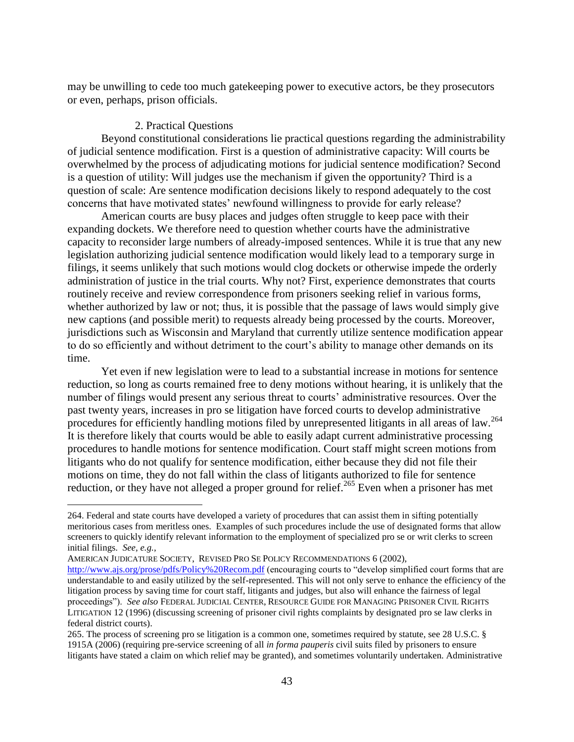may be unwilling to cede too much gatekeeping power to executive actors, be they prosecutors or even, perhaps, prison officials.

### 2. Practical Questions

Beyond constitutional considerations lie practical questions regarding the administrability of judicial sentence modification. First is a question of administrative capacity: Will courts be overwhelmed by the process of adjudicating motions for judicial sentence modification? Second is a question of utility: Will judges use the mechanism if given the opportunity? Third is a question of scale: Are sentence modification decisions likely to respond adequately to the cost concerns that have motivated states' newfound willingness to provide for early release?

American courts are busy places and judges often struggle to keep pace with their expanding dockets. We therefore need to question whether courts have the administrative capacity to reconsider large numbers of already-imposed sentences. While it is true that any new legislation authorizing judicial sentence modification would likely lead to a temporary surge in filings, it seems unlikely that such motions would clog dockets or otherwise impede the orderly administration of justice in the trial courts. Why not? First, experience demonstrates that courts routinely receive and review correspondence from prisoners seeking relief in various forms, whether authorized by law or not; thus, it is possible that the passage of laws would simply give new captions (and possible merit) to requests already being processed by the courts. Moreover, jurisdictions such as Wisconsin and Maryland that currently utilize sentence modification appear to do so efficiently and without detriment to the court's ability to manage other demands on its time.

Yet even if new legislation were to lead to a substantial increase in motions for sentence reduction, so long as courts remained free to deny motions without hearing, it is unlikely that the number of filings would present any serious threat to courts' administrative resources. Over the past twenty years, increases in pro se litigation have forced courts to develop administrative procedures for efficiently handling motions filed by unrepresented litigants in all areas of law.[264] It is therefore likely that courts would be able to easily adapt current administrative processing procedures to handle motions for sentence modification. Court staff might screen motions from litigants who do not qualify for sentence modification, either because they did not file their motions on time, they do not fall within the class of litigants authorized to file for sentence reduction, or they have not alleged a proper ground for relief.[265] Even when a prisoner has met

---

264. Federal and state courts have developed a variety of procedures that can assist them in sifting potentially meritorious cases from meritless ones. Examples of such procedures include the use of designated forms that allow screeners to quickly identify relevant information to the employment of specialized pro se or writ clerks to screen initial filings. *See, e.g.*, AMERICAN JUDICATURE SOCIETY, REVISED PRO SE POLICY RECOMMENDATIONS 6 (2002), http://www.ajs.org/prose/pdfs/Policy%20Recom.pdf (encouraging courts to "develop simplified court forms that are understandable to and easily utilized by the self-represented. This will not only serve to enhance the efficiency of the litigation process by saving time for court staff, litigants and judges, but also will enhance the fairness of legal proceedings"). *See also* FEDERAL JUDICIAL CENTER, RESOURCE GUIDE FOR MANAGING PRISONER CIVIL RIGHTS LITIGATION 12 (1996) (discussing screening of prisoner civil rights complaints by designated pro se law clerks in federal district courts).

265. The process of screening pro se litigation is a common one, sometimes required by statute, see 28 U.S.C. § 1915A (2006) (requiring pre-service screening of all *in forma pauperis* civil suits filed by prisoners to ensure litigants have stated a claim on which relief may be granted), and sometimes voluntarily undertaken. Administrative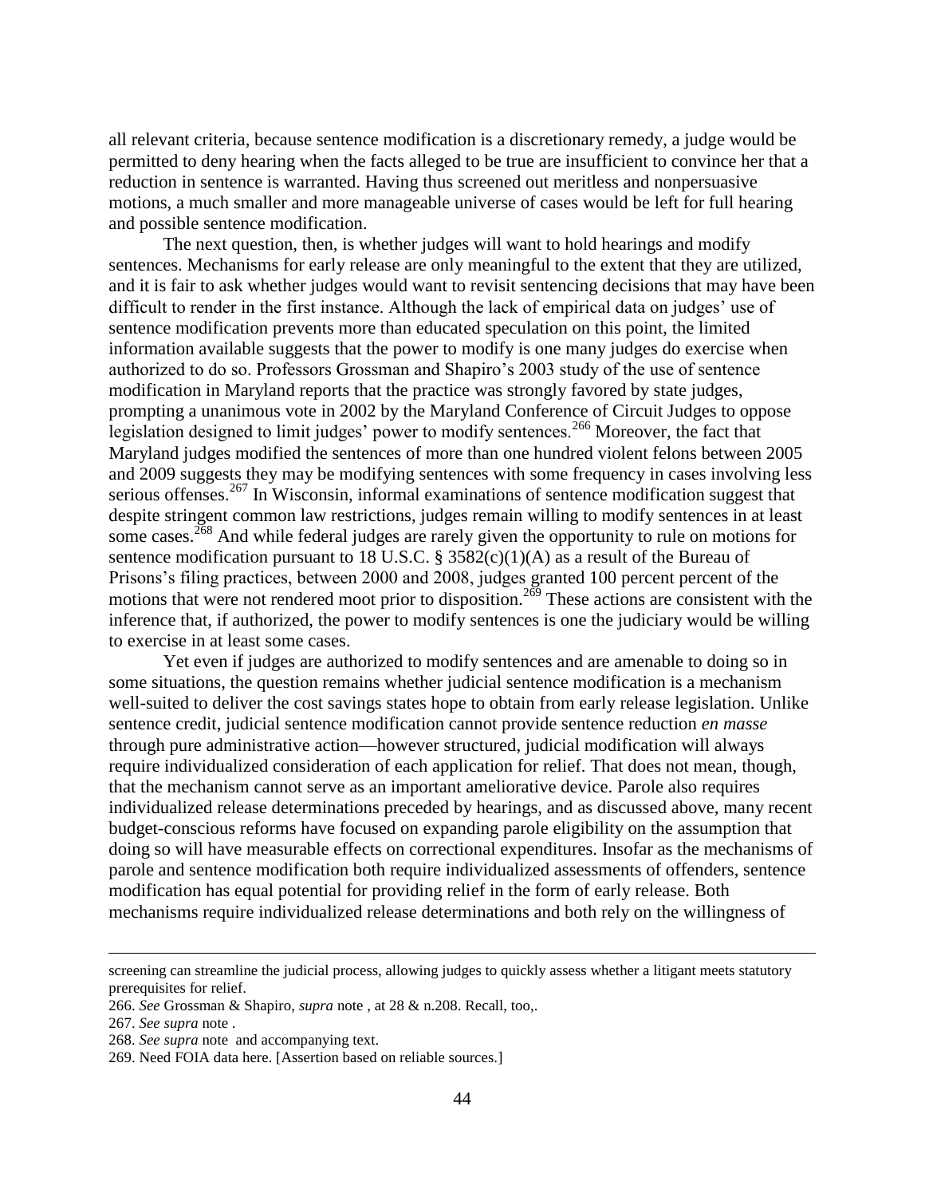all relevant criteria, because sentence modification is a discretionary remedy, a judge would be permitted to deny hearing when the facts alleged to be true are insufficient to convince her that a reduction in sentence is warranted. Having thus screened out meritless and nonpersuasive motions, a much smaller and more manageable universe of cases would be left for full hearing and possible sentence modification.

The next question, then, is whether judges will want to hold hearings and modify sentences. Mechanisms for early release are only meaningful to the extent that they are utilized, and it is fair to ask whether judges would want to revisit sentencing decisions that may have been difficult to render in the first instance. Although the lack of empirical data on judges' use of sentence modification prevents more than educated speculation on this point, the limited information available suggests that the power to modify is one many judges do exercise when authorized to do so. Professors Grossman and Shapiro's 2003 study of the use of sentence modification in Maryland reports that the practice was strongly favored by state judges, prompting a unanimous vote in 2002 by the Maryland Conference of Circuit Judges to oppose legislation designed to limit judges' power to modify sentences.[266] Moreover, the fact that Maryland judges modified the sentences of more than one hundred violent felons between 2005 and 2009 suggests they may be modifying sentences with some frequency in cases involving less serious offenses.[267] In Wisconsin, informal examinations of sentence modification suggest that despite stringent common law restrictions, judges remain willing to modify sentences in at least some cases.[268] And while federal judges are rarely given the opportunity to rule on motions for sentence modification pursuant to 18 U.S.C. § 3582(c)(1)(A) as a result of the Bureau of Prisons's filing practices, between 2000 and 2008, judges granted 100 percent percent of the motions that were not rendered moot prior to disposition.[269] These actions are consistent with the inference that, if authorized, the power to modify sentences is one the judiciary would be willing to exercise in at least some cases.

Yet even if judges are authorized to modify sentences and are amenable to doing so in some situations, the question remains whether judicial sentence modification is a mechanism well-suited to deliver the cost savings states hope to obtain from early release legislation. Unlike sentence credit, judicial sentence modification cannot provide sentence reduction *en masse* through pure administrative action—however structured, judicial modification will always require individualized consideration of each application for relief. That does not mean, though, that the mechanism cannot serve as an important ameliorative device. Parole also requires individualized release determinations preceded by hearings, and as discussed above, many recent budget-conscious reforms have focused on expanding parole eligibility on the assumption that doing so will have measurable effects on correctional expenditures. Insofar as the mechanisms of parole and sentence modification both require individualized assessments of offenders, sentence modification has equal potential for providing relief in the form of early release. Both mechanisms require individualized release determinations and both rely on the willingness of

---

screening can streamline the judicial process, allowing judges to quickly assess whether a litigant meets statutory prerequisites for relief.

266. *See* Grossman & Shapiro, *supra* note , at 28 & n.208. Recall, too,.

267. *See supra* note .

268. *See supra* note  and accompanying text.

269. Need FOIA data here. [Assertion based on reliable sources.]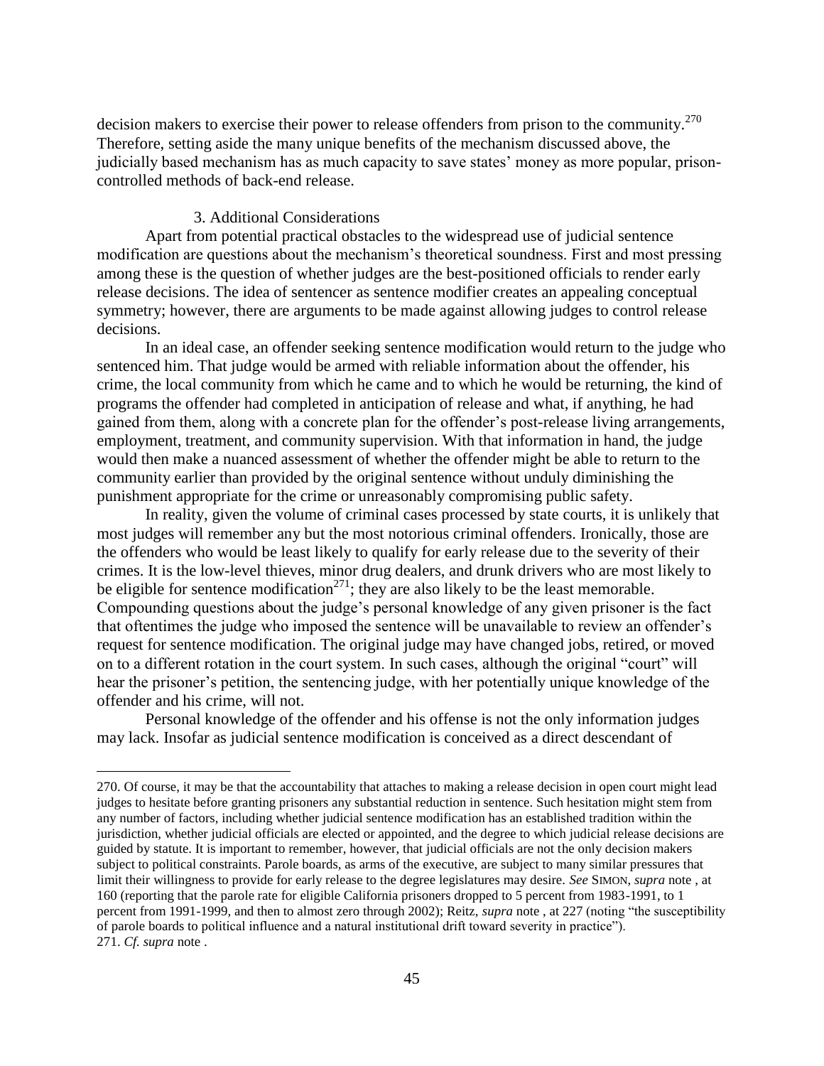decision makers to exercise their power to release offenders from prison to the community.[270] Therefore, setting aside the many unique benefits of the mechanism discussed above, the judicially based mechanism has as much capacity to save states' money as more popular, prison-controlled methods of back-end release.

### 3. Additional Considerations

Apart from potential practical obstacles to the widespread use of judicial sentence modification are questions about the mechanism's theoretical soundness. First and most pressing among these is the question of whether judges are the best-positioned officials to render early release decisions. The idea of sentencer as sentence modifier creates an appealing conceptual symmetry; however, there are arguments to be made against allowing judges to control release decisions.

In an ideal case, an offender seeking sentence modification would return to the judge who sentenced him. That judge would be armed with reliable information about the offender, his crime, the local community from which he came and to which he would be returning, the kind of programs the offender had completed in anticipation of release and what, if anything, he had gained from them, along with a concrete plan for the offender's post-release living arrangements, employment, treatment, and community supervision. With that information in hand, the judge would then make a nuanced assessment of whether the offender might be able to return to the community earlier than provided by the original sentence without unduly diminishing the punishment appropriate for the crime or unreasonably compromising public safety.

In reality, given the volume of criminal cases processed by state courts, it is unlikely that most judges will remember any but the most notorious criminal offenders. Ironically, those are the offenders who would be least likely to qualify for early release due to the severity of their crimes. It is the low-level thieves, minor drug dealers, and drunk drivers who are most likely to be eligible for sentence modification[271]; they are also likely to be the least memorable. Compounding questions about the judge's personal knowledge of any given prisoner is the fact that oftentimes the judge who imposed the sentence will be unavailable to review an offender's request for sentence modification. The original judge may have changed jobs, retired, or moved on to a different rotation in the court system. In such cases, although the original "court" will hear the prisoner's petition, the sentencing judge, with her potentially unique knowledge of the offender and his crime, will not.

Personal knowledge of the offender and his offense is not the only information judges may lack. Insofar as judicial sentence modification is conceived as a direct descendant of

---

270. Of course, it may be that the accountability that attaches to making a release decision in open court might lead judges to hesitate before granting prisoners any substantial reduction in sentence. Such hesitation might stem from any number of factors, including whether judicial sentence modification has an established tradition within the jurisdiction, whether judicial officials are elected or appointed, and the degree to which judicial release decisions are guided by statute. It is important to remember, however, that judicial officials are not the only decision makers subject to political constraints. Parole boards, as arms of the executive, are subject to many similar pressures that limit their willingness to provide for early release to the degree legislatures may desire. *See* SIMON, *supra* note , at 160 (reporting that the parole rate for eligible California prisoners dropped to 5 percent from 1983-1991, to 1 percent from 1991-1999, and then to almost zero through 2002); Reitz, *supra* note , at 227 (noting "the susceptibility of parole boards to political influence and a natural institutional drift toward severity in practice").

271. *Cf. supra* note .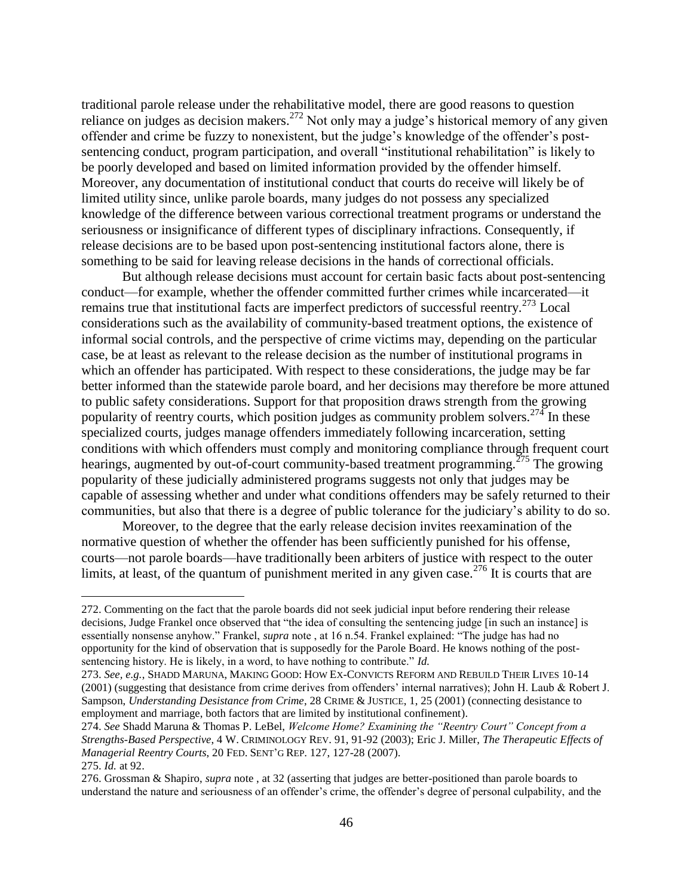traditional parole release under the rehabilitative model, there are good reasons to question reliance on judges as decision makers.[272] Not only may a judge's historical memory of any given offender and crime be fuzzy to nonexistent, but the judge's knowledge of the offender's post-sentencing conduct, program participation, and overall "institutional rehabilitation" is likely to be poorly developed and based on limited information provided by the offender himself. Moreover, any documentation of institutional conduct that courts do receive will likely be of limited utility since, unlike parole boards, many judges do not possess any specialized knowledge of the difference between various correctional treatment programs or understand the seriousness or insignificance of different types of disciplinary infractions. Consequently, if release decisions are to be based upon post-sentencing institutional factors alone, there is something to be said for leaving release decisions in the hands of correctional officials.

But although release decisions must account for certain basic facts about post-sentencing conduct—for example, whether the offender committed further crimes while incarcerated—it remains true that institutional facts are imperfect predictors of successful reentry.[273] Local considerations such as the availability of community-based treatment options, the existence of informal social controls, and the perspective of crime victims may, depending on the particular case, be at least as relevant to the release decision as the number of institutional programs in which an offender has participated. With respect to these considerations, the judge may be far better informed than the statewide parole board, and her decisions may therefore be more attuned to public safety considerations. Support for that proposition draws strength from the growing popularity of reentry courts, which position judges as community problem solvers.[274] In these specialized courts, judges manage offenders immediately following incarceration, setting conditions with which offenders must comply and monitoring compliance through frequent court hearings, augmented by out-of-court community-based treatment programming.[275] The growing popularity of these judicially administered programs suggests not only that judges may be capable of assessing whether and under what conditions offenders may be safely returned to their communities, but also that there is a degree of public tolerance for the judiciary's ability to do so.

Moreover, to the degree that the early release decision invites reexamination of the normative question of whether the offender has been sufficiently punished for his offense, courts—not parole boards—have traditionally been arbiters of justice with respect to the outer limits, at least, of the quantum of punishment merited in any given case.[276] It is courts that are

---

272. Commenting on the fact that the parole boards did not seek judicial input before rendering their release decisions, Judge Frankel once observed that "the idea of consulting the sentencing judge [in such an instance] is essentially nonsense anyhow." Frankel, *supra* note , at 16 n.54. Frankel explained: "The judge has had no opportunity for the kind of observation that is supposedly for the Parole Board. He knows nothing of the post-sentencing history. He is likely, in a word, to have nothing to contribute." *Id.*

273. *See, e.g.*, SHADD MARUNA, MAKING GOOD: HOW EX-CONVICTS REFORM AND REBUILD THEIR LIVES 10-14 (2001) (suggesting that desistance from crime derives from offenders' internal narratives); John H. Laub & Robert J. Sampson, *Understanding Desistance from Crime*, 28 CRIME & JUSTICE, 1, 25 (2001) (connecting desistance to employment and marriage, both factors that are limited by institutional confinement).

274. *See* Shadd Maruna & Thomas P. LeBel, *Welcome Home? Examining the "Reentry Court" Concept from a Strengths-Based Perspective*, 4 W. CRIMINOLOGY REV. 91, 91-92 (2003); Eric J. Miller, *The Therapeutic Effects of Managerial Reentry Courts*, 20 FED. SENT'G REP. 127, 127-28 (2007).

275. *Id.* at 92.

276. Grossman & Shapiro, *supra* note , at 32 (asserting that judges are better-positioned than parole boards to understand the nature and seriousness of an offender's crime, the offender's degree of personal culpability, and the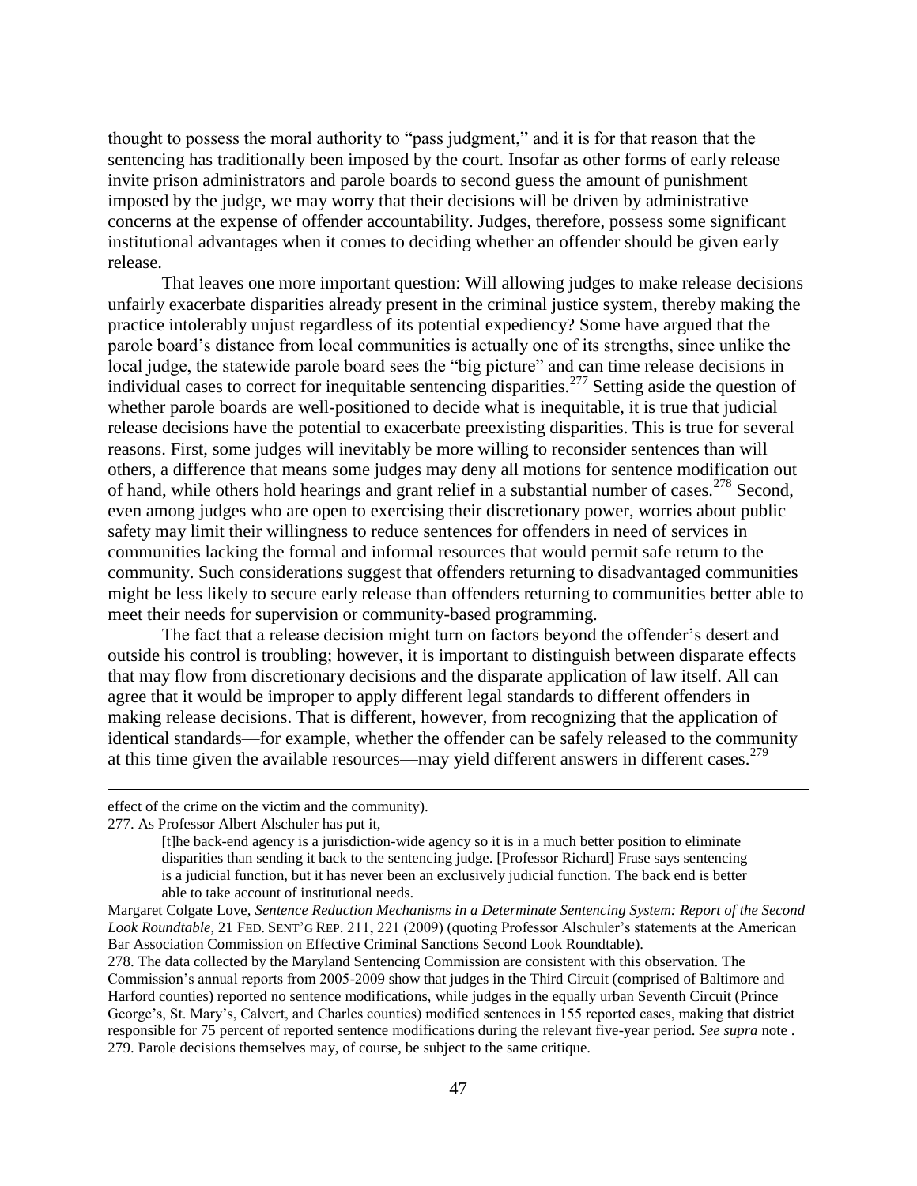thought to possess the moral authority to "pass judgment," and it is for that reason that the sentencing has traditionally been imposed by the court. Insofar as other forms of early release invite prison administrators and parole boards to second guess the amount of punishment imposed by the judge, we may worry that their decisions will be driven by administrative concerns at the expense of offender accountability. Judges, therefore, possess some significant institutional advantages when it comes to deciding whether an offender should be given early release.

That leaves one more important question: Will allowing judges to make release decisions unfairly exacerbate disparities already present in the criminal justice system, thereby making the practice intolerably unjust regardless of its potential expediency? Some have argued that the parole board's distance from local communities is actually one of its strengths, since unlike the local judge, the statewide parole board sees the "big picture" and can time release decisions in individual cases to correct for inequitable sentencing disparities.[277] Setting aside the question of whether parole boards are well-positioned to decide what is inequitable, it is true that judicial release decisions have the potential to exacerbate preexisting disparities. This is true for several reasons. First, some judges will inevitably be more willing to reconsider sentences than will others, a difference that means some judges may deny all motions for sentence modification out of hand, while others hold hearings and grant relief in a substantial number of cases.[278] Second, even among judges who are open to exercising their discretionary power, worries about public safety may limit their willingness to reduce sentences for offenders in need of services in communities lacking the formal and informal resources that would permit safe return to the community. Such considerations suggest that offenders returning to disadvantaged communities might be less likely to secure early release than offenders returning to communities better able to meet their needs for supervision or community-based programming.

The fact that a release decision might turn on factors beyond the offender's desert and outside his control is troubling; however, it is important to distinguish between disparate effects that may flow from discretionary decisions and the disparate application of law itself. All can agree that it would be improper to apply different legal standards to different offenders in making release decisions. That is different, however, from recognizing that the application of identical standards—for example, whether the offender can be safely released to the community at this time given the available resources—may yield different answers in different cases.[279]

---

effect of the crime on the victim and the community).

277. As Professor Albert Alschuler has put it,

> [t]he back-end agency is a jurisdiction-wide agency so it is in a much better position to eliminate disparities than sending it back to the sentencing judge. [Professor Richard] Frase says sentencing is a judicial function, but it has never been an exclusively judicial function. The back end is better able to take account of institutional needs.

Margaret Colgate Love, *Sentence Reduction Mechanisms in a Determinate Sentencing System: Report of the Second Look Roundtable*, 21 FED. SENT'G REP. 211, 221 (2009) (quoting Professor Alschuler's statements at the American Bar Association Commission on Effective Criminal Sanctions Second Look Roundtable).

278. The data collected by the Maryland Sentencing Commission are consistent with this observation. The Commission's annual reports from 2005-2009 show that judges in the Third Circuit (comprised of Baltimore and Harford counties) reported no sentence modifications, while judges in the equally urban Seventh Circuit (Prince George's, St. Mary's, Calvert, and Charles counties) modified sentences in 155 reported cases, making that district responsible for 75 percent of reported sentence modifications during the relevant five-year period. *See supra* note .

279. Parole decisions themselves may, of course, be subject to the same critique.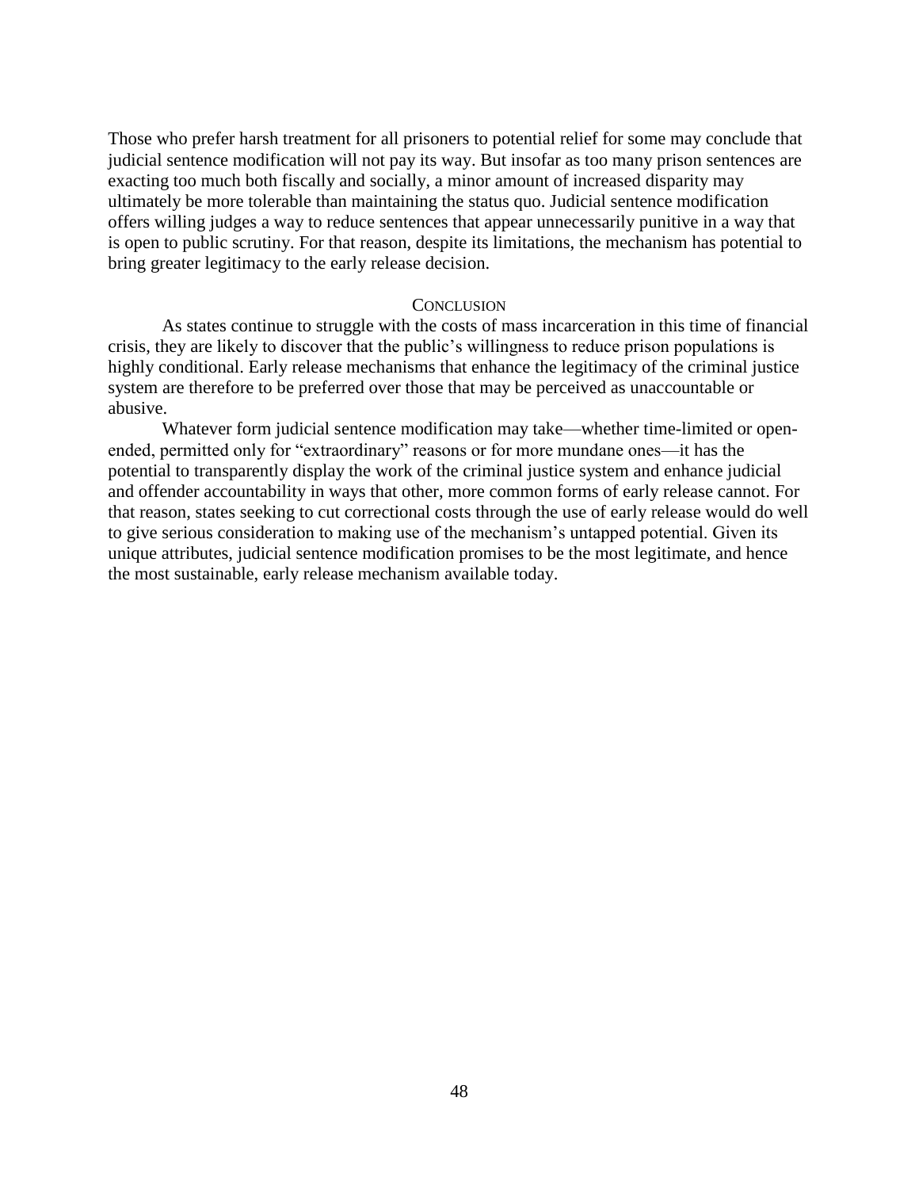Those who prefer harsh treatment for all prisoners to potential relief for some may conclude that judicial sentence modification will not pay its way. But insofar as too many prison sentences are exacting too much both fiscally and socially, a minor amount of increased disparity may ultimately be more tolerable than maintaining the status quo. Judicial sentence modification offers willing judges a way to reduce sentences that appear unnecessarily punitive in a way that is open to public scrutiny. For that reason, despite its limitations, the mechanism has potential to bring greater legitimacy to the early release decision.

## CONCLUSION

As states continue to struggle with the costs of mass incarceration in this time of financial crisis, they are likely to discover that the public's willingness to reduce prison populations is highly conditional. Early release mechanisms that enhance the legitimacy of the criminal justice system are therefore to be preferred over those that may be perceived as unaccountable or abusive.

Whatever form judicial sentence modification may take—whether time-limited or open-ended, permitted only for "extraordinary" reasons or for more mundane ones—it has the potential to transparently display the work of the criminal justice system and enhance judicial and offender accountability in ways that other, more common forms of early release cannot. For that reason, states seeking to cut correctional costs through the use of early release would do well to give serious consideration to making use of the mechanism's untapped potential. Given its unique attributes, judicial sentence modification promises to be the most legitimate, and hence the most sustainable, early release mechanism available today.